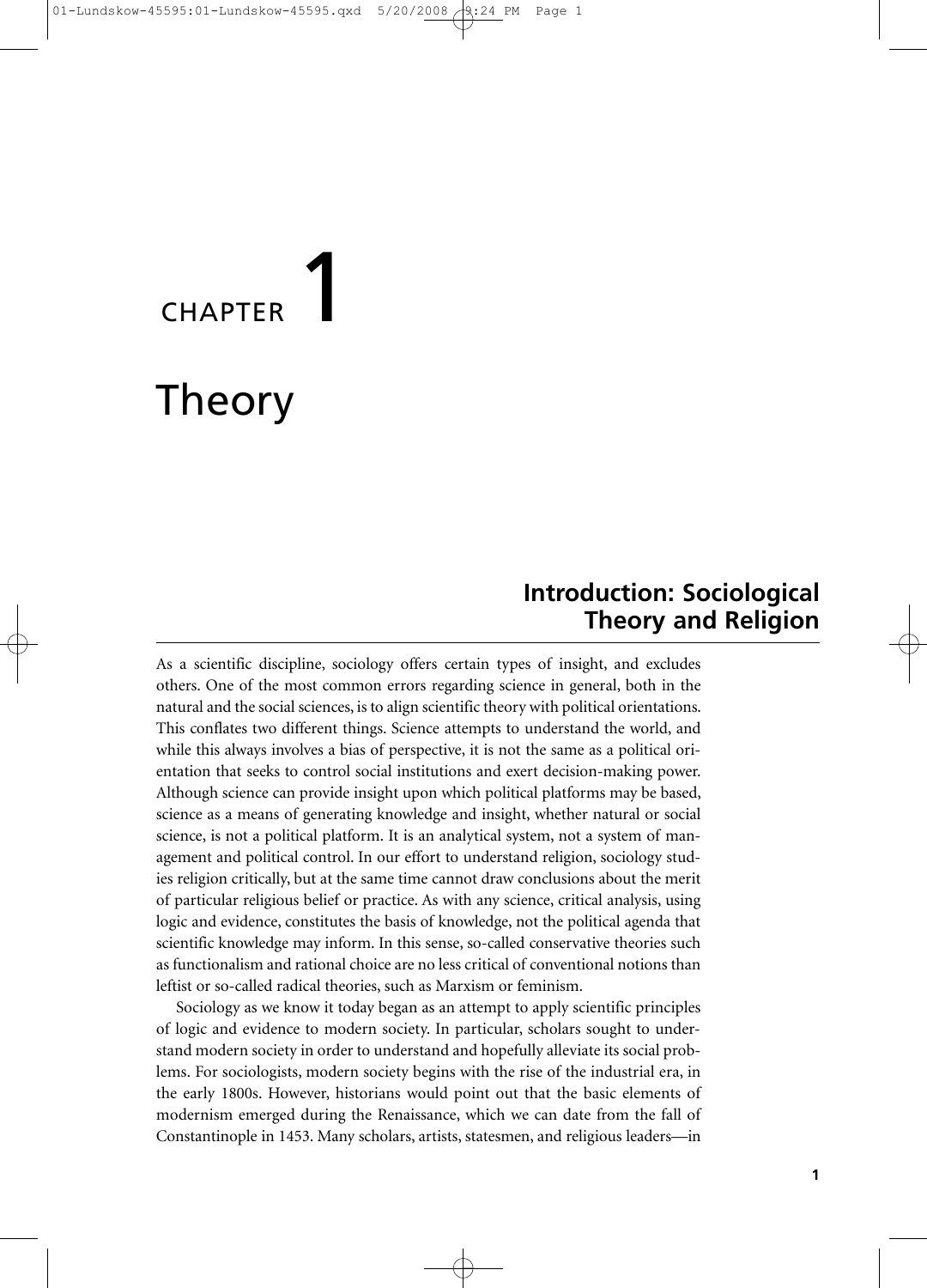# CHAPTER 1

# Theory

## Introduction: Sociological Theory and Religion

As a scientific discipline, sociology offers certain types of insight, and excludes others. One of the most common errors regarding science in general, both in the natural and the social sciences, is to align scientific theory with political orientations. This conflates two different things. Science attempts to understand the world, and while this always involves a bias of perspective, it is not the same as a political orientation that seeks to control social institutions and exert decision-making power. Although science can provide insight upon which political platforms may be based, science as a means of generating knowledge and insight, whether natural or social science, is not a political platform. It is an analytical system, not a system of management and political control. In our effort to understand religion, sociology studies religion critically, but at the same time cannot draw conclusions about the merit of particular religious belief or practice. As with any science, critical analysis, using logic and evidence, constitutes the basis of knowledge, not the political agenda that scientific knowledge may inform. In this sense, so-called conservative theories such as functionalism and rational choice are no less critical of conventional notions than leftist or so-called radical theories, such as Marxism or feminism.

Sociology as we know it today began as an attempt to apply scientific principles of logic and evidence to modern society. In particular, scholars sought to understand modern society in order to understand and hopefully alleviate its social problems. For sociologists, modern society begins with the rise of the industrial era, in the early 1800s. However, historians would point out that the basic elements of modernism emerged during the Renaissance, which we can date from the fall of Constantinople in 1453. Many scholars, artists, statesmen, and religious leaders—in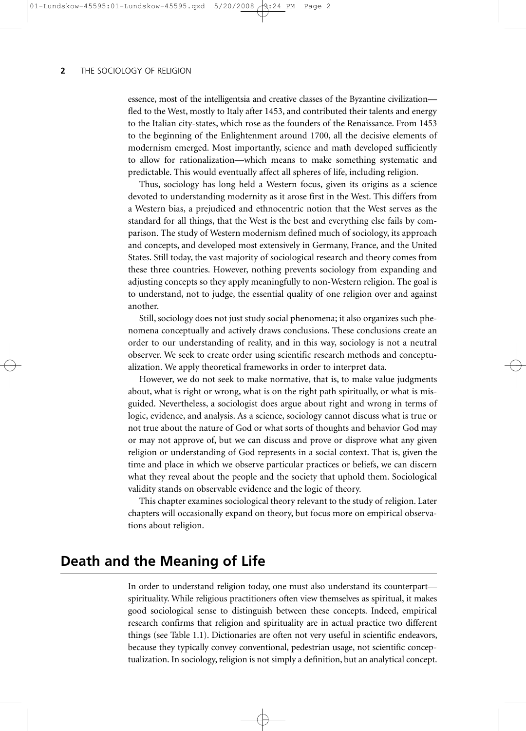essence, most of the intelligentsia and creative classes of the Byzantine civilization—fled to the West, mostly to Italy after 1453, and contributed their talents and energy to the Italian city-states, which rose as the founders of the Renaissance. From 1453 to the beginning of the Enlightenment around 1700, all the decisive elements of modernism emerged. Most importantly, science and math developed sufficiently to allow for rationalization—which means to make something systematic and predictable. This would eventually affect all spheres of life, including religion.

Thus, sociology has long held a Western focus, given its origins as a science devoted to understanding modernity as it arose first in the West. This differs from a Western bias, a prejudiced and ethnocentric notion that the West serves as the standard for all things, that the West is the best and everything else fails by comparison. The study of Western modernism defined much of sociology, its approach and concepts, and developed most extensively in Germany, France, and the United States. Still today, the vast majority of sociological research and theory comes from these three countries. However, nothing prevents sociology from expanding and adjusting concepts so they apply meaningfully to non-Western religion. The goal is to understand, not to judge, the essential quality of one religion over and against another.

Still, sociology does not just study social phenomena; it also organizes such phenomena conceptually and actively draws conclusions. These conclusions create an order to our understanding of reality, and in this way, sociology is not a neutral observer. We seek to create order using scientific research methods and conceptualization. We apply theoretical frameworks in order to interpret data.

However, we do not seek to make normative, that is, to make value judgments about, what is right or wrong, what is on the right path spiritually, or what is misguided. Nevertheless, a sociologist does argue about right and wrong in terms of logic, evidence, and analysis. As a science, sociology cannot discuss what is true or not true about the nature of God or what sorts of thoughts and behavior God may or may not approve of, but we can discuss and prove or disprove what any given religion or understanding of God represents in a social context. That is, given the time and place in which we observe particular practices or beliefs, we can discern what they reveal about the people and the society that uphold them. Sociological validity stands on observable evidence and the logic of theory.

This chapter examines sociological theory relevant to the study of religion. Later chapters will occasionally expand on theory, but focus more on empirical observations about religion.

## Death and the Meaning of Life

In order to understand religion today, one must also understand its counterpart—spirituality. While religious practitioners often view themselves as spiritual, it makes good sociological sense to distinguish between these concepts. Indeed, empirical research confirms that religion and spirituality are in actual practice two different things (see Table 1.1). Dictionaries are often not very useful in scientific endeavors, because they typically convey conventional, pedestrian usage, not scientific conceptualization. In sociology, religion is not simply a definition, but an analytical concept.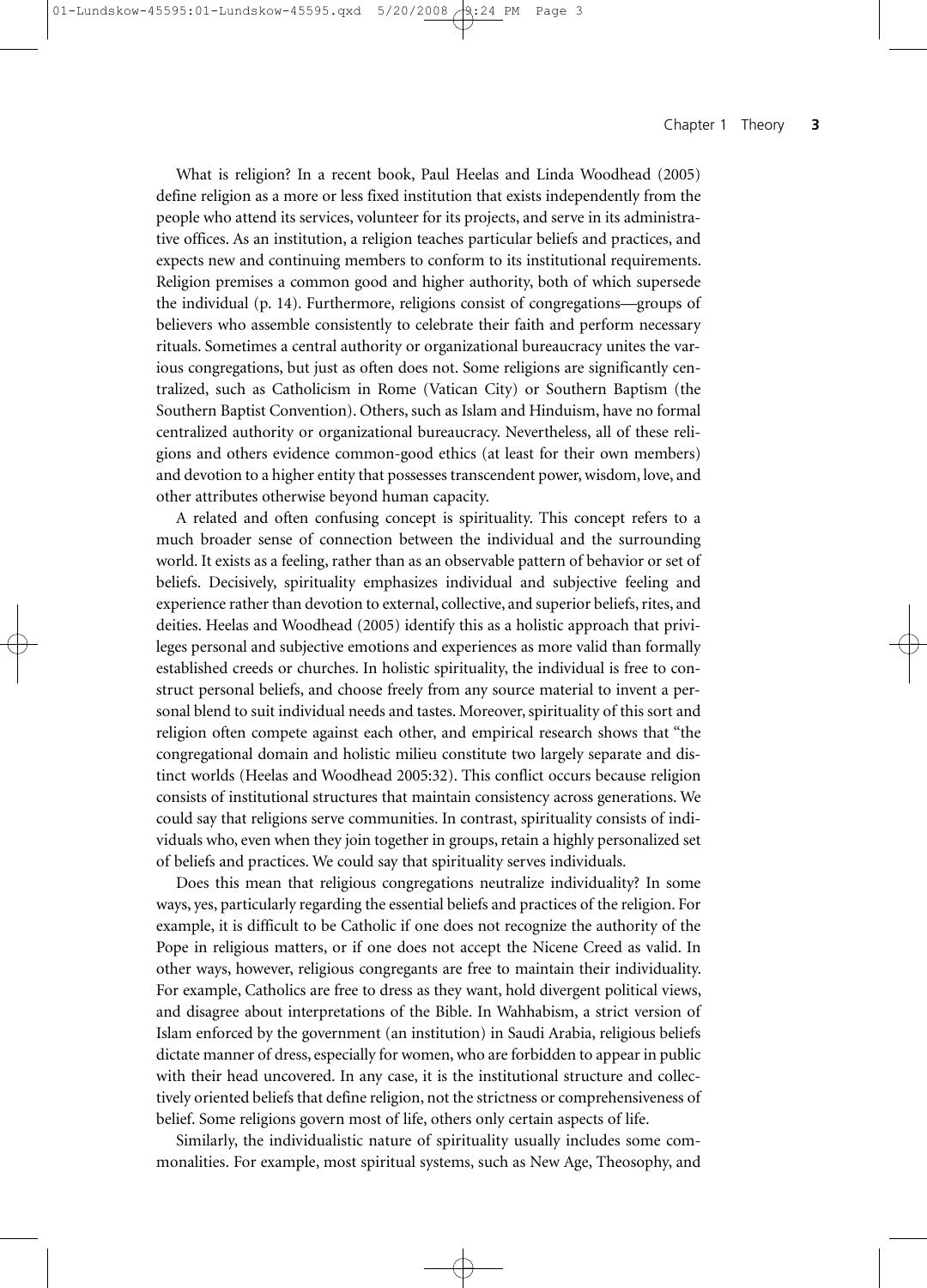What is religion? In a recent book, Paul Heelas and Linda Woodhead (2005) define religion as a more or less fixed institution that exists independently from the people who attend its services, volunteer for its projects, and serve in its administrative offices. As an institution, a religion teaches particular beliefs and practices, and expects new and continuing members to conform to its institutional requirements. Religion premises a common good and higher authority, both of which supersede the individual (p. 14). Furthermore, religions consist of congregations—groups of believers who assemble consistently to celebrate their faith and perform necessary rituals. Sometimes a central authority or organizational bureaucracy unites the various congregations, but just as often does not. Some religions are significantly centralized, such as Catholicism in Rome (Vatican City) or Southern Baptism (the Southern Baptist Convention). Others, such as Islam and Hinduism, have no formal centralized authority or organizational bureaucracy. Nevertheless, all of these religions and others evidence common-good ethics (at least for their own members) and devotion to a higher entity that possesses transcendent power, wisdom, love, and other attributes otherwise beyond human capacity.

A related and often confusing concept is spirituality. This concept refers to a much broader sense of connection between the individual and the surrounding world. It exists as a feeling, rather than as an observable pattern of behavior or set of beliefs. Decisively, spirituality emphasizes individual and subjective feeling and experience rather than devotion to external, collective, and superior beliefs, rites, and deities. Heelas and Woodhead (2005) identify this as a holistic approach that privileges personal and subjective emotions and experiences as more valid than formally established creeds or churches. In holistic spirituality, the individual is free to construct personal beliefs, and choose freely from any source material to invent a personal blend to suit individual needs and tastes. Moreover, spirituality of this sort and religion often compete against each other, and empirical research shows that "the congregational domain and holistic milieu constitute two largely separate and distinct worlds (Heelas and Woodhead 2005:32). This conflict occurs because religion consists of institutional structures that maintain consistency across generations. We could say that religions serve communities. In contrast, spirituality consists of individuals who, even when they join together in groups, retain a highly personalized set of beliefs and practices. We could say that spirituality serves individuals.

Does this mean that religious congregations neutralize individuality? In some ways, yes, particularly regarding the essential beliefs and practices of the religion. For example, it is difficult to be Catholic if one does not recognize the authority of the Pope in religious matters, or if one does not accept the Nicene Creed as valid. In other ways, however, religious congregants are free to maintain their individuality. For example, Catholics are free to dress as they want, hold divergent political views, and disagree about interpretations of the Bible. In Wahhabism, a strict version of Islam enforced by the government (an institution) in Saudi Arabia, religious beliefs dictate manner of dress, especially for women, who are forbidden to appear in public with their head uncovered. In any case, it is the institutional structure and collectively oriented beliefs that define religion, not the strictness or comprehensiveness of belief. Some religions govern most of life, others only certain aspects of life.

Similarly, the individualistic nature of spirituality usually includes some commonalities. For example, most spiritual systems, such as New Age, Theosophy, and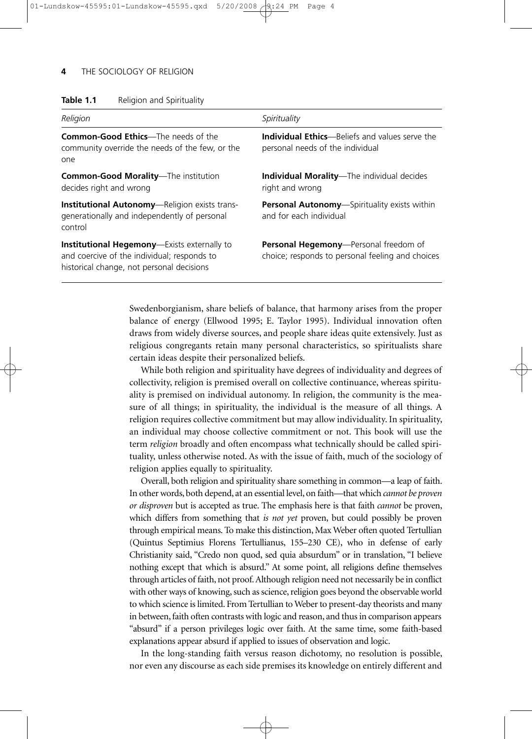**Table 1.1** Religion and Spirituality

| *Religion* | *Spirituality* |
|---|---|
| **Common-Good Ethics**—The needs of the community override the needs of the few, or the one | **Individual Ethics**—Beliefs and values serve the personal needs of the individual |
| **Common-Good Morality**—The institution decides right and wrong | **Individual Morality**—The individual decides right and wrong |
| **Institutional Autonomy**—Religion exists trans-generationally and independently of personal control | **Personal Autonomy**—Spirituality exists within and for each individual |
| **Institutional Hegemony**—Exists externally to and coercive of the individual; responds to historical change, not personal decisions | **Personal Hegemony**—Personal freedom of choice; responds to personal feeling and choices |

Swedenborgianism, share beliefs of balance, that harmony arises from the proper balance of energy (Ellwood 1995; E. Taylor 1995). Individual innovation often draws from widely diverse sources, and people share ideas quite extensively. Just as religious congregants retain many personal characteristics, so spiritualists share certain ideas despite their personalized beliefs.

While both religion and spirituality have degrees of individuality and degrees of collectivity, religion is premised overall on collective continuance, whereas spirituality is premised on individual autonomy. In religion, the community is the measure of all things; in spirituality, the individual is the measure of all things. A religion requires collective commitment but may allow individuality. In spirituality, an individual may choose collective commitment or not. This book will use the term *religion* broadly and often encompass what technically should be called spirituality, unless otherwise noted. As with the issue of faith, much of the sociology of religion applies equally to spirituality.

Overall, both religion and spirituality share something in common—a leap of faith. In other words, both depend, at an essential level, on faith—that which *cannot be proven or disproven* but is accepted as true. The emphasis here is that faith *cannot* be proven, which differs from something that *is not yet* proven, but could possibly be proven through empirical means. To make this distinction, Max Weber often quoted Tertullian (Quintus Septimius Florens Tertullianus, 155–230 CE), who in defense of early Christianity said, "Credo non quod, sed quia absurdum" or in translation, "I believe nothing except that which is absurd." At some point, all religions define themselves through articles of faith, not proof. Although religion need not necessarily be in conflict with other ways of knowing, such as science, religion goes beyond the observable world to which science is limited. From Tertullian to Weber to present-day theorists and many in between, faith often contrasts with logic and reason, and thus in comparison appears "absurd" if a person privileges logic over faith. At the same time, some faith-based explanations appear absurd if applied to issues of observation and logic.

In the long-standing faith versus reason dichotomy, no resolution is possible, nor even any discourse as each side premises its knowledge on entirely different and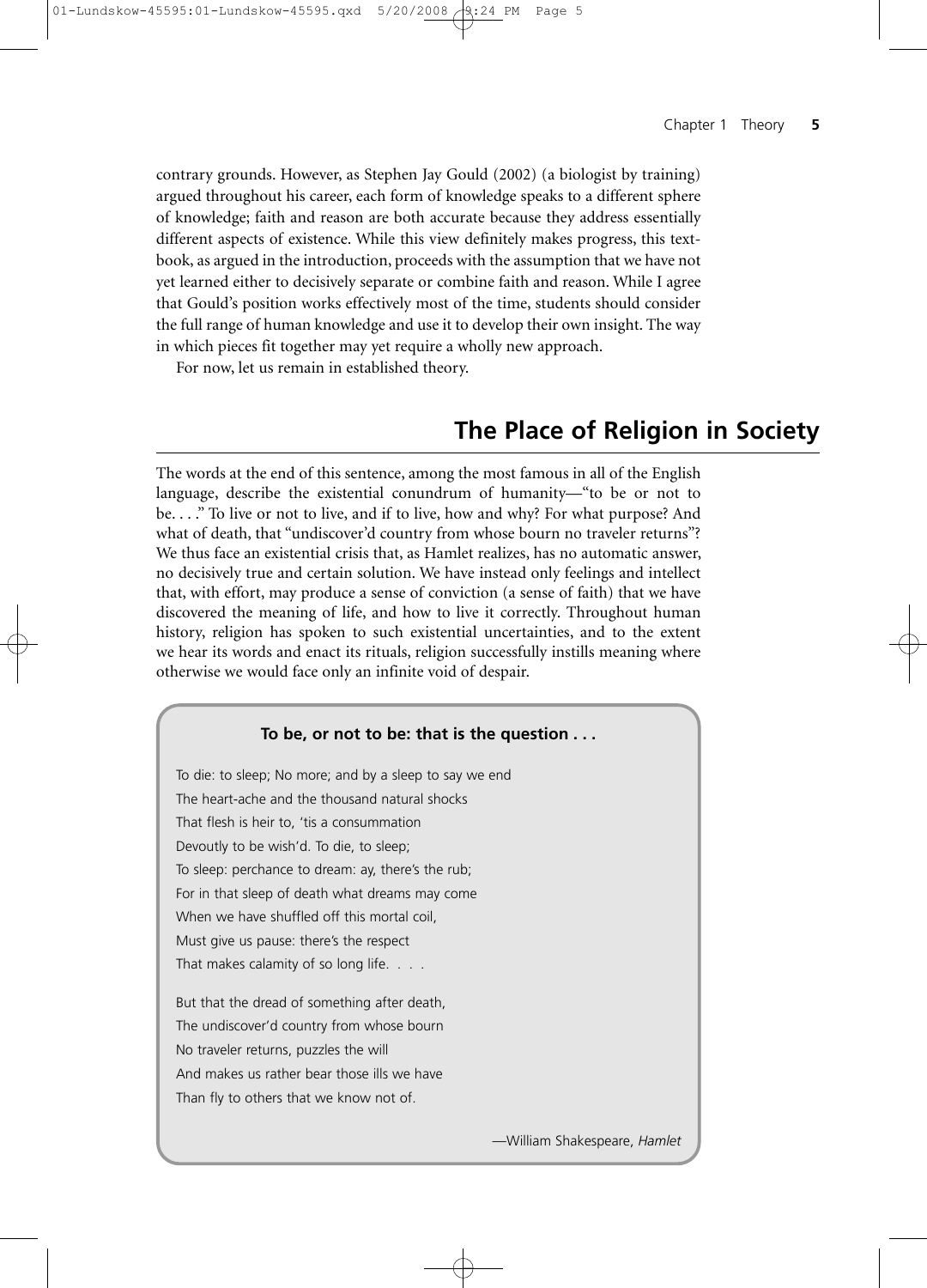contrary grounds. However, as Stephen Jay Gould (2002) (a biologist by training) argued throughout his career, each form of knowledge speaks to a different sphere of knowledge; faith and reason are both accurate because they address essentially different aspects of existence. While this view definitely makes progress, this textbook, as argued in the introduction, proceeds with the assumption that we have not yet learned either to decisively separate or combine faith and reason. While I agree that Gould's position works effectively most of the time, students should consider the full range of human knowledge and use it to develop their own insight. The way in which pieces fit together may yet require a wholly new approach.

For now, let us remain in established theory.

## The Place of Religion in Society

The words at the end of this sentence, among the most famous in all of the English language, describe the existential conundrum of humanity—"to be or not to be. . . ." To live or not to live, and if to live, how and why? For what purpose? And what of death, that "undiscover'd country from whose bourn no traveler returns"? We thus face an existential crisis that, as Hamlet realizes, has no automatic answer, no decisively true and certain solution. We have instead only feelings and intellect that, with effort, may produce a sense of conviction (a sense of faith) that we have discovered the meaning of life, and how to live it correctly. Throughout human history, religion has spoken to such existential uncertainties, and to the extent we hear its words and enact its rituals, religion successfully instills meaning where otherwise we would face only an infinite void of despair.

**To be, or not to be: that is the question . . .**

To die: to sleep; No more; and by a sleep to say we end
The heart-ache and the thousand natural shocks
That flesh is heir to, 'tis a consummation
Devoutly to be wish'd. To die, to sleep;
To sleep: perchance to dream: ay, there's the rub;
For in that sleep of death what dreams may come
When we have shuffled off this mortal coil,
Must give us pause: there's the respect
That makes calamity of so long life. . . .

But that the dread of something after death,
The undiscover'd country from whose bourn
No traveler returns, puzzles the will
And makes us rather bear those ills we have
Than fly to others that we know not of.

—William Shakespeare, *Hamlet*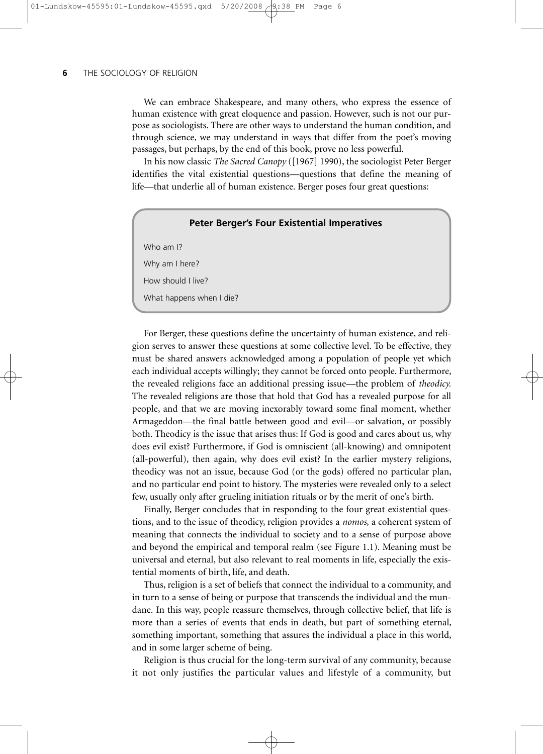We can embrace Shakespeare, and many others, who express the essence of human existence with great eloquence and passion. However, such is not our purpose as sociologists. There are other ways to understand the human condition, and through science, we may understand in ways that differ from the poet's moving passages, but perhaps, by the end of this book, prove no less powerful.

In his now classic *The Sacred Canopy* ([1967] 1990), the sociologist Peter Berger identifies the vital existential questions—questions that define the meaning of life—that underlie all of human existence. Berger poses four great questions:

**Peter Berger's Four Existential Imperatives**

Who am I?

Why am I here?

How should I live?

What happens when I die?

For Berger, these questions define the uncertainty of human existence, and religion serves to answer these questions at some collective level. To be effective, they must be shared answers acknowledged among a population of people yet which each individual accepts willingly; they cannot be forced onto people. Furthermore, the revealed religions face an additional pressing issue—the problem of *theodicy.* The revealed religions are those that hold that God has a revealed purpose for all people, and that we are moving inexorably toward some final moment, whether Armageddon—the final battle between good and evil—or salvation, or possibly both. Theodicy is the issue that arises thus: If God is good and cares about us, why does evil exist? Furthermore, if God is omniscient (all-knowing) and omnipotent (all-powerful), then again, why does evil exist? In the earlier mystery religions, theodicy was not an issue, because God (or the gods) offered no particular plan, and no particular end point to history. The mysteries were revealed only to a select few, usually only after grueling initiation rituals or by the merit of one's birth.

Finally, Berger concludes that in responding to the four great existential questions, and to the issue of theodicy, religion provides a *nomos,* a coherent system of meaning that connects the individual to society and to a sense of purpose above and beyond the empirical and temporal realm (see Figure 1.1). Meaning must be universal and eternal, but also relevant to real moments in life, especially the existential moments of birth, life, and death.

Thus, religion is a set of beliefs that connect the individual to a community, and in turn to a sense of being or purpose that transcends the individual and the mundane. In this way, people reassure themselves, through collective belief, that life is more than a series of events that ends in death, but part of something eternal, something important, something that assures the individual a place in this world, and in some larger scheme of being.

Religion is thus crucial for the long-term survival of any community, because it not only justifies the particular values and lifestyle of a community, but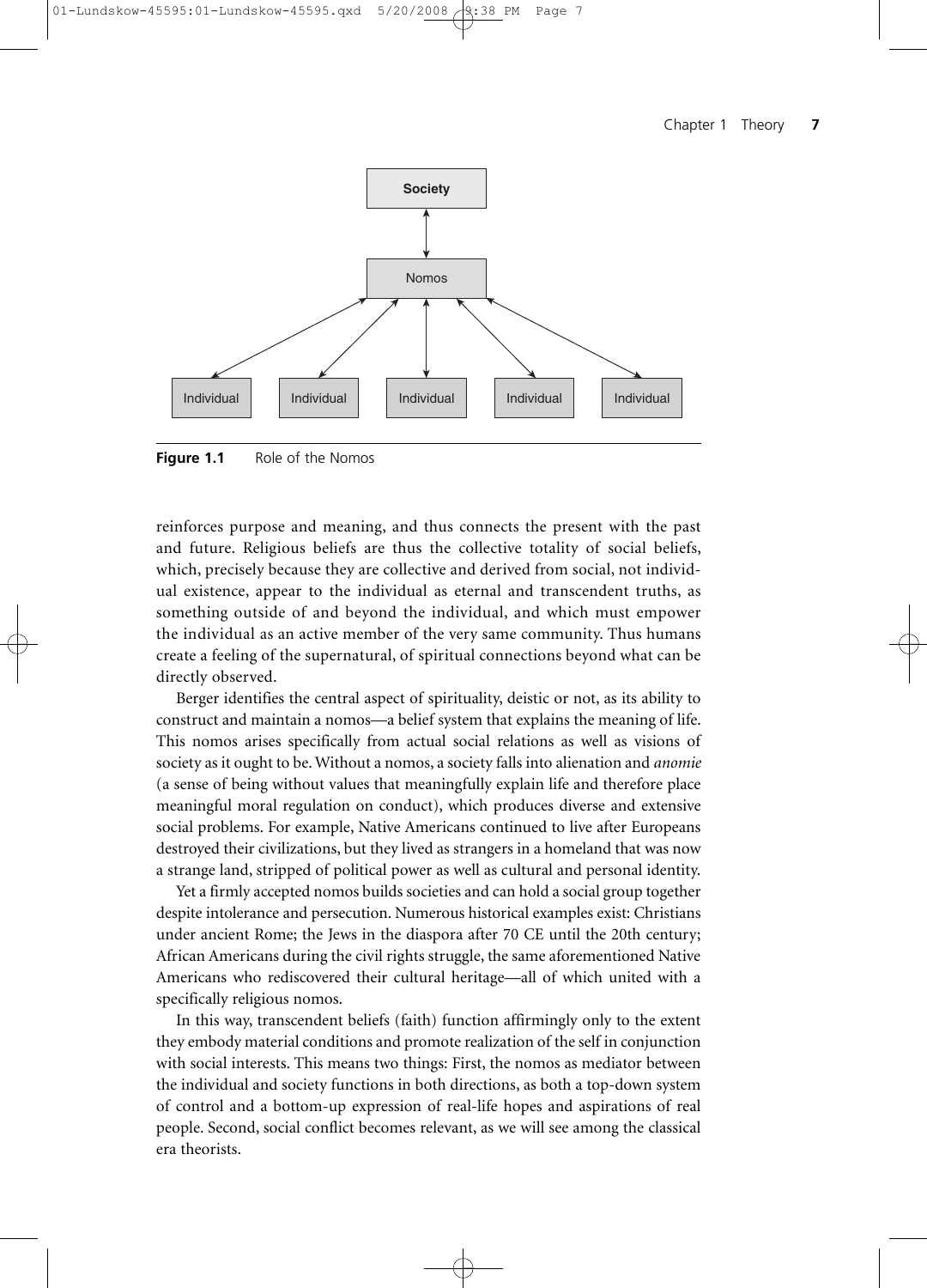Society

Nomos

Individual

Individual

Individual

Individual

Individual

**Figure 1.1** Role of the Nomos

reinforces purpose and meaning, and thus connects the present with the past and future. Religious beliefs are thus the collective totality of social beliefs, which, precisely because they are collective and derived from social, not individual existence, appear to the individual as eternal and transcendent truths, as something outside of and beyond the individual, and which must empower the individual as an active member of the very same community. Thus humans create a feeling of the supernatural, of spiritual connections beyond what can be directly observed.

Berger identifies the central aspect of spirituality, deistic or not, as its ability to construct and maintain a nomos—a belief system that explains the meaning of life. This nomos arises specifically from actual social relations as well as visions of society as it ought to be. Without a nomos, a society falls into alienation and *anomie* (a sense of being without values that meaningfully explain life and therefore place meaningful moral regulation on conduct), which produces diverse and extensive social problems. For example, Native Americans continued to live after Europeans destroyed their civilizations, but they lived as strangers in a homeland that was now a strange land, stripped of political power as well as cultural and personal identity.

Yet a firmly accepted nomos builds societies and can hold a social group together despite intolerance and persecution. Numerous historical examples exist: Christians under ancient Rome; the Jews in the diaspora after 70 CE until the 20th century; African Americans during the civil rights struggle, the same aforementioned Native Americans who rediscovered their cultural heritage—all of which united with a specifically religious nomos.

In this way, transcendent beliefs (faith) function affirmingly only to the extent they embody material conditions and promote realization of the self in conjunction with social interests. This means two things: First, the nomos as mediator between the individual and society functions in both directions, as both a top-down system of control and a bottom-up expression of real-life hopes and aspirations of real people. Second, social conflict becomes relevant, as we will see among the classical era theorists.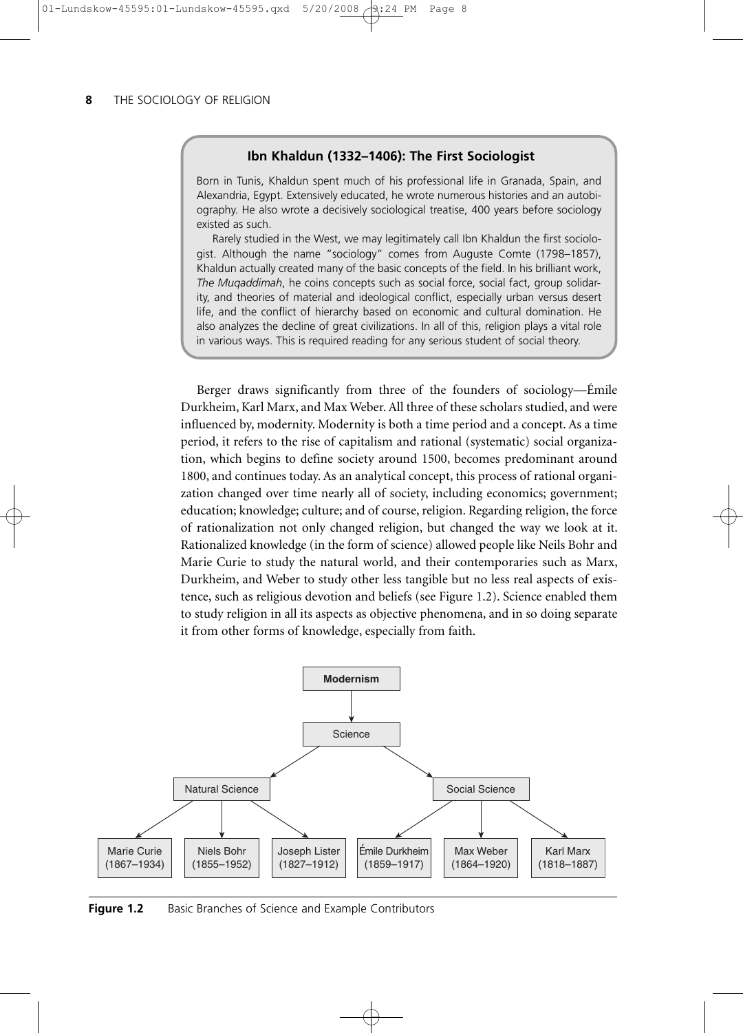### Ibn Khaldun (1332–1406): The First Sociologist

Born in Tunis, Khaldun spent much of his professional life in Granada, Spain, and Alexandria, Egypt. Extensively educated, he wrote numerous histories and an autobiography. He also wrote a decisively sociological treatise, 400 years before sociology existed as such.

Rarely studied in the West, we may legitimately call Ibn Khaldun the first sociologist. Although the name "sociology" comes from Auguste Comte (1798–1857), Khaldun actually created many of the basic concepts of the field. In his brilliant work, *The Muqaddimah*, he coins concepts such as social force, social fact, group solidarity, and theories of material and ideological conflict, especially urban versus desert life, and the conflict of hierarchy based on economic and cultural domination. He also analyzes the decline of great civilizations. In all of this, religion plays a vital role in various ways. This is required reading for any serious student of social theory.

Berger draws significantly from three of the founders of sociology—Émile Durkheim, Karl Marx, and Max Weber. All three of these scholars studied, and were influenced by, modernity. Modernity is both a time period and a concept. As a time period, it refers to the rise of capitalism and rational (systematic) social organization, which begins to define society around 1500, becomes predominant around 1800, and continues today. As an analytical concept, this process of rational organization changed over time nearly all of society, including economics; government; education; knowledge; culture; and of course, religion. Regarding religion, the force of rationalization not only changed religion, but changed the way we look at it. Rationalized knowledge (in the form of science) allowed people like Neils Bohr and Marie Curie to study the natural world, and their contemporaries such as Marx, Durkheim, and Weber to study other less tangible but no less real aspects of existence, such as religious devotion and beliefs (see Figure 1.2). Science enabled them to study religion in all its aspects as objective phenomena, and in so doing separate it from other forms of knowledge, especially from faith.

**Modernism**
→ Science
- Natural Science
  - Marie Curie (1867–1934)
  - Niels Bohr (1855–1952)
  - Joseph Lister (1827–1912)
- Social Science
  - Émile Durkheim (1859–1917)
  - Max Weber (1864–1920)
  - Karl Marx (1818–1887)

**Figure 1.2** Basic Branches of Science and Example Contributors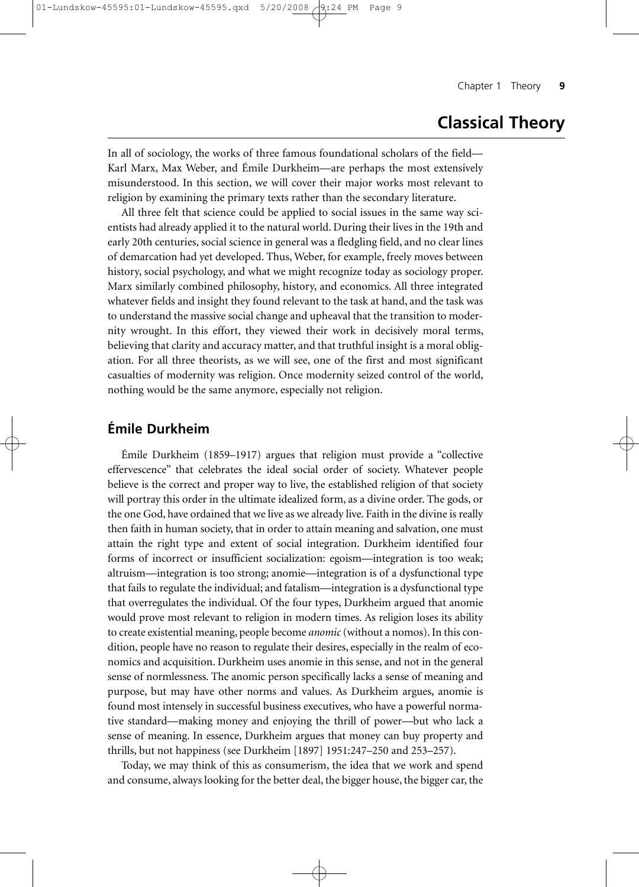## Classical Theory

In all of sociology, the works of three famous foundational scholars of the field—Karl Marx, Max Weber, and Émile Durkheim—are perhaps the most extensively misunderstood. In this section, we will cover their major works most relevant to religion by examining the primary texts rather than the secondary literature.

All three felt that science could be applied to social issues in the same way scientists had already applied it to the natural world. During their lives in the 19th and early 20th centuries, social science in general was a fledgling field, and no clear lines of demarcation had yet developed. Thus, Weber, for example, freely moves between history, social psychology, and what we might recognize today as sociology proper. Marx similarly combined philosophy, history, and economics. All three integrated whatever fields and insight they found relevant to the task at hand, and the task was to understand the massive social change and upheaval that the transition to modernity wrought. In this effort, they viewed their work in decisively moral terms, believing that clarity and accuracy matter, and that truthful insight is a moral obligation. For all three theorists, as we will see, one of the first and most significant casualties of modernity was religion. Once modernity seized control of the world, nothing would be the same anymore, especially not religion.

### Émile Durkheim

Émile Durkheim (1859–1917) argues that religion must provide a "collective effervescence" that celebrates the ideal social order of society. Whatever people believe is the correct and proper way to live, the established religion of that society will portray this order in the ultimate idealized form, as a divine order. The gods, or the one God, have ordained that we live as we already live. Faith in the divine is really then faith in human society, that in order to attain meaning and salvation, one must attain the right type and extent of social integration. Durkheim identified four forms of incorrect or insufficient socialization: egoism—integration is too weak; altruism—integration is too strong; anomie—integration is of a dysfunctional type that fails to regulate the individual; and fatalism—integration is a dysfunctional type that overregulates the individual. Of the four types, Durkheim argued that anomie would prove most relevant to religion in modern times. As religion loses its ability to create existential meaning, people become *anomic* (without a nomos). In this condition, people have no reason to regulate their desires, especially in the realm of economics and acquisition. Durkheim uses anomie in this sense, and not in the general sense of normlessness. The anomic person specifically lacks a sense of meaning and purpose, but may have other norms and values. As Durkheim argues, anomie is found most intensely in successful business executives, who have a powerful normative standard—making money and enjoying the thrill of power—but who lack a sense of meaning. In essence, Durkheim argues that money can buy property and thrills, but not happiness (see Durkheim [1897] 1951:247–250 and 253–257).

Today, we may think of this as consumerism, the idea that we work and spend and consume, always looking for the better deal, the bigger house, the bigger car, the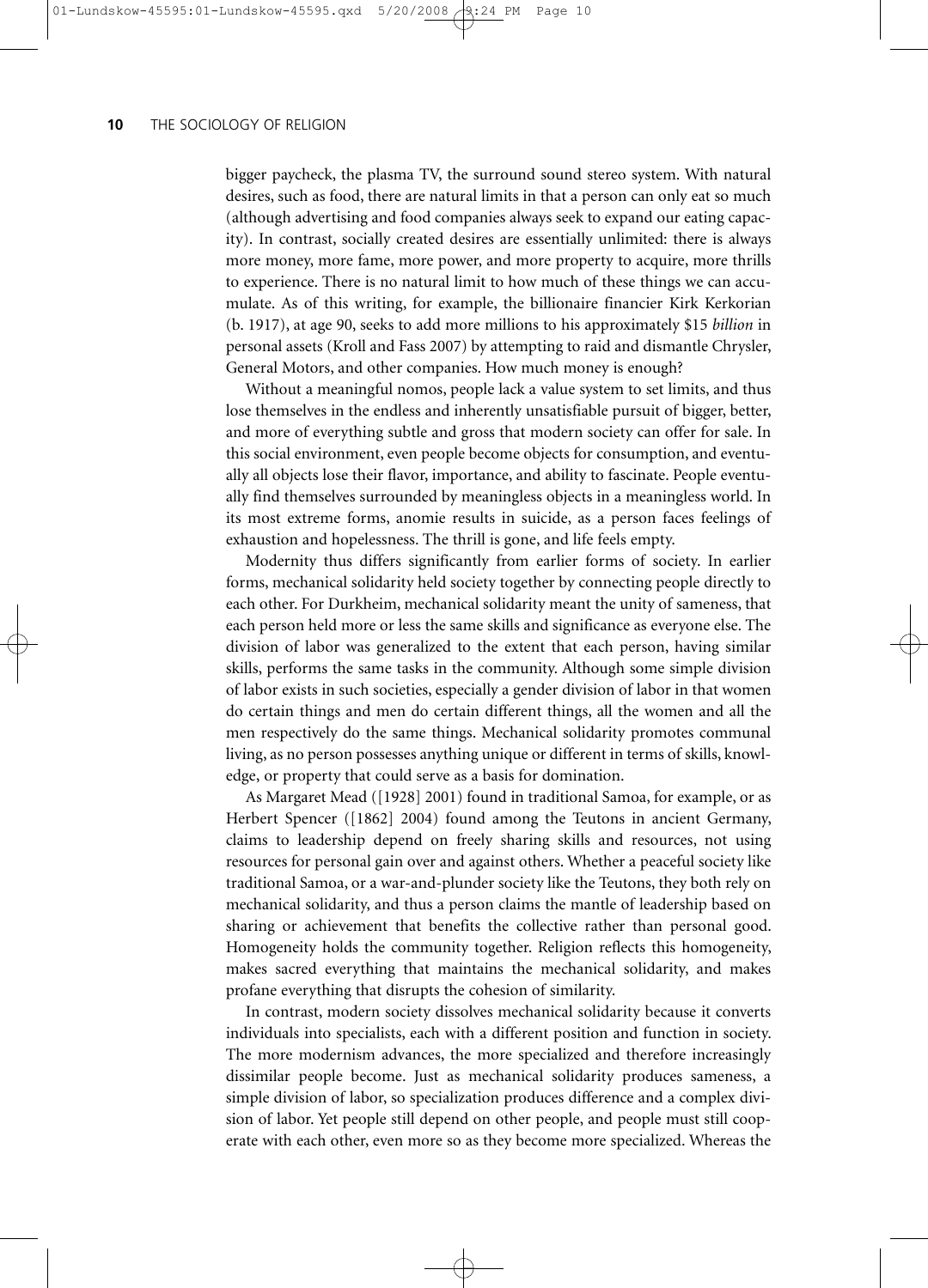bigger paycheck, the plasma TV, the surround sound stereo system. With natural desires, such as food, there are natural limits in that a person can only eat so much (although advertising and food companies always seek to expand our eating capacity). In contrast, socially created desires are essentially unlimited: there is always more money, more fame, more power, and more property to acquire, more thrills to experience. There is no natural limit to how much of these things we can accumulate. As of this writing, for example, the billionaire financier Kirk Kerkorian (b. 1917), at age 90, seeks to add more millions to his approximately $15 *billion* in personal assets (Kroll and Fass 2007) by attempting to raid and dismantle Chrysler, General Motors, and other companies. How much money is enough?

Without a meaningful nomos, people lack a value system to set limits, and thus lose themselves in the endless and inherently unsatisfiable pursuit of bigger, better, and more of everything subtle and gross that modern society can offer for sale. In this social environment, even people become objects for consumption, and eventually all objects lose their flavor, importance, and ability to fascinate. People eventually find themselves surrounded by meaningless objects in a meaningless world. In its most extreme forms, anomie results in suicide, as a person faces feelings of exhaustion and hopelessness. The thrill is gone, and life feels empty.

Modernity thus differs significantly from earlier forms of society. In earlier forms, mechanical solidarity held society together by connecting people directly to each other. For Durkheim, mechanical solidarity meant the unity of sameness, that each person held more or less the same skills and significance as everyone else. The division of labor was generalized to the extent that each person, having similar skills, performs the same tasks in the community. Although some simple division of labor exists in such societies, especially a gender division of labor in that women do certain things and men do certain different things, all the women and all the men respectively do the same things. Mechanical solidarity promotes communal living, as no person possesses anything unique or different in terms of skills, knowledge, or property that could serve as a basis for domination.

As Margaret Mead ([1928] 2001) found in traditional Samoa, for example, or as Herbert Spencer ([1862] 2004) found among the Teutons in ancient Germany, claims to leadership depend on freely sharing skills and resources, not using resources for personal gain over and against others. Whether a peaceful society like traditional Samoa, or a war-and-plunder society like the Teutons, they both rely on mechanical solidarity, and thus a person claims the mantle of leadership based on sharing or achievement that benefits the collective rather than personal good. Homogeneity holds the community together. Religion reflects this homogeneity, makes sacred everything that maintains the mechanical solidarity, and makes profane everything that disrupts the cohesion of similarity.

In contrast, modern society dissolves mechanical solidarity because it converts individuals into specialists, each with a different position and function in society. The more modernism advances, the more specialized and therefore increasingly dissimilar people become. Just as mechanical solidarity produces sameness, a simple division of labor, so specialization produces difference and a complex division of labor. Yet people still depend on other people, and people must still cooperate with each other, even more so as they become more specialized. Whereas the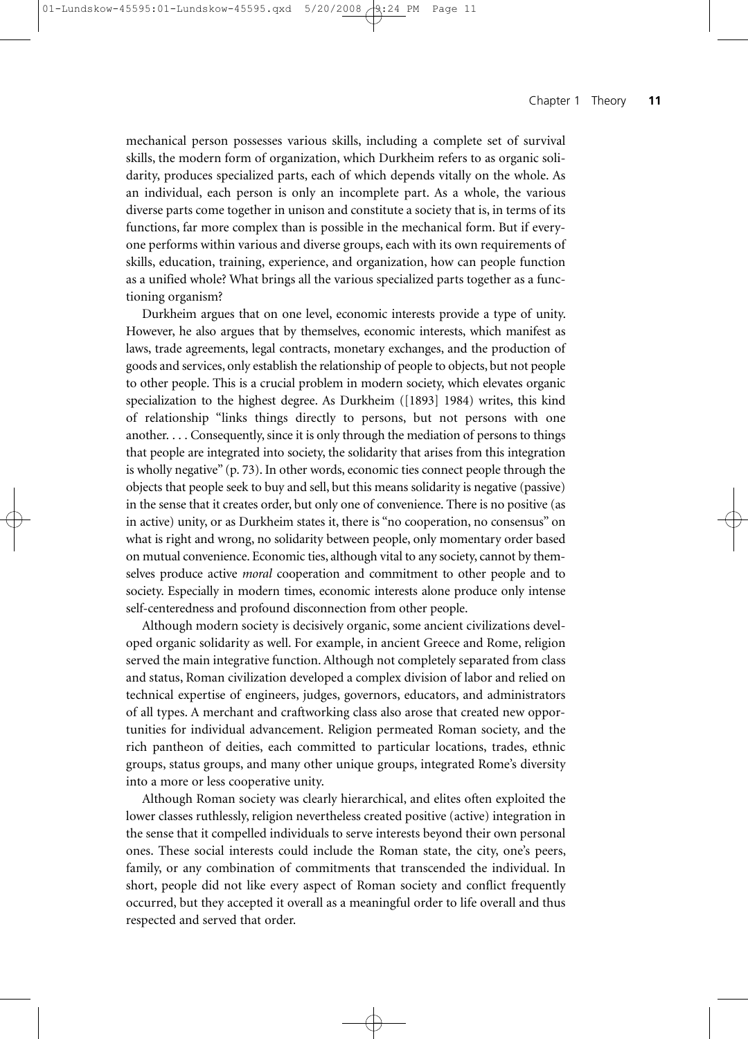mechanical person possesses various skills, including a complete set of survival skills, the modern form of organization, which Durkheim refers to as organic solidarity, produces specialized parts, each of which depends vitally on the whole. As an individual, each person is only an incomplete part. As a whole, the various diverse parts come together in unison and constitute a society that is, in terms of its functions, far more complex than is possible in the mechanical form. But if everyone performs within various and diverse groups, each with its own requirements of skills, education, training, experience, and organization, how can people function as a unified whole? What brings all the various specialized parts together as a functioning organism?

Durkheim argues that on one level, economic interests provide a type of unity. However, he also argues that by themselves, economic interests, which manifest as laws, trade agreements, legal contracts, monetary exchanges, and the production of goods and services, only establish the relationship of people to objects, but not people to other people. This is a crucial problem in modern society, which elevates organic specialization to the highest degree. As Durkheim ([1893] 1984) writes, this kind of relationship "links things directly to persons, but not persons with one another. . . . Consequently, since it is only through the mediation of persons to things that people are integrated into society, the solidarity that arises from this integration is wholly negative" (p. 73). In other words, economic ties connect people through the objects that people seek to buy and sell, but this means solidarity is negative (passive) in the sense that it creates order, but only one of convenience. There is no positive (as in active) unity, or as Durkheim states it, there is "no cooperation, no consensus" on what is right and wrong, no solidarity between people, only momentary order based on mutual convenience. Economic ties, although vital to any society, cannot by themselves produce active *moral* cooperation and commitment to other people and to society. Especially in modern times, economic interests alone produce only intense self-centeredness and profound disconnection from other people.

Although modern society is decisively organic, some ancient civilizations developed organic solidarity as well. For example, in ancient Greece and Rome, religion served the main integrative function. Although not completely separated from class and status, Roman civilization developed a complex division of labor and relied on technical expertise of engineers, judges, governors, educators, and administrators of all types. A merchant and craftworking class also arose that created new opportunities for individual advancement. Religion permeated Roman society, and the rich pantheon of deities, each committed to particular locations, trades, ethnic groups, status groups, and many other unique groups, integrated Rome's diversity into a more or less cooperative unity.

Although Roman society was clearly hierarchical, and elites often exploited the lower classes ruthlessly, religion nevertheless created positive (active) integration in the sense that it compelled individuals to serve interests beyond their own personal ones. These social interests could include the Roman state, the city, one's peers, family, or any combination of commitments that transcended the individual. In short, people did not like every aspect of Roman society and conflict frequently occurred, but they accepted it overall as a meaningful order to life overall and thus respected and served that order.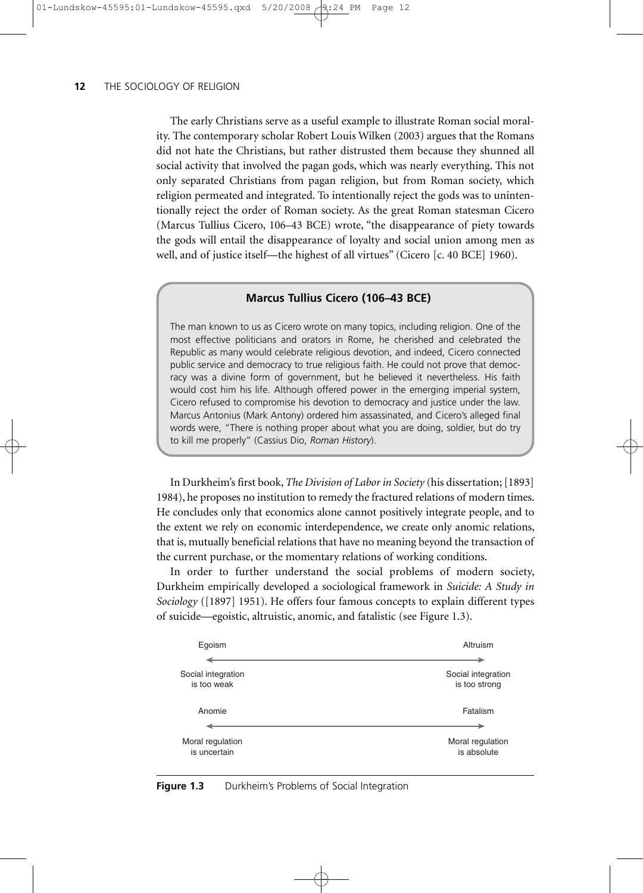The early Christians serve as a useful example to illustrate Roman social morality. The contemporary scholar Robert Louis Wilken (2003) argues that the Romans did not hate the Christians, but rather distrusted them because they shunned all social activity that involved the pagan gods, which was nearly everything. This not only separated Christians from pagan religion, but from Roman society, which religion permeated and integrated. To intentionally reject the gods was to unintentionally reject the order of Roman society. As the great Roman statesman Cicero (Marcus Tullius Cicero, 106–43 BCE) wrote, "the disappearance of piety towards the gods will entail the disappearance of loyalty and social union among men as well, and of justice itself—the highest of all virtues" (Cicero [c. 40 BCE] 1960).

> **Marcus Tullius Cicero (106–43 BCE)**
>
> The man known to us as Cicero wrote on many topics, including religion. One of the most effective politicians and orators in Rome, he cherished and celebrated the Republic as many would celebrate religious devotion, and indeed, Cicero connected public service and democracy to true religious faith. He could not prove that democracy was a divine form of government, but he believed it nevertheless. His faith would cost him his life. Although offered power in the emerging imperial system, Cicero refused to compromise his devotion to democracy and justice under the law. Marcus Antonius (Mark Antony) ordered him assassinated, and Cicero's alleged final words were, "There is nothing proper about what you are doing, soldier, but do try to kill me properly" (Cassius Dio, *Roman History*).

In Durkheim's first book, *The Division of Labor in Society* (his dissertation; [1893] 1984), he proposes no institution to remedy the fractured relations of modern times. He concludes only that economics alone cannot positively integrate people, and to the extent we rely on economic interdependence, we create only anomic relations, that is, mutually beneficial relations that have no meaning beyond the transaction of the current purchase, or the momentary relations of working conditions.

In order to further understand the social problems of modern society, Durkheim empirically developed a sociological framework in *Suicide: A Study in Sociology* ([1897] 1951). He offers four famous concepts to explain different types of suicide—egoistic, altruistic, anomic, and fatalistic (see Figure 1.3).

| Egoism | ⟵⟶ | Altruism |
|---|---|---|
| Social integration is too weak | | Social integration is too strong |
| **Anomie** | ⟵⟶ | **Fatalism** |
| Moral regulation is uncertain | | Moral regulation is absolute |

**Figure 1.3** Durkheim's Problems of Social Integration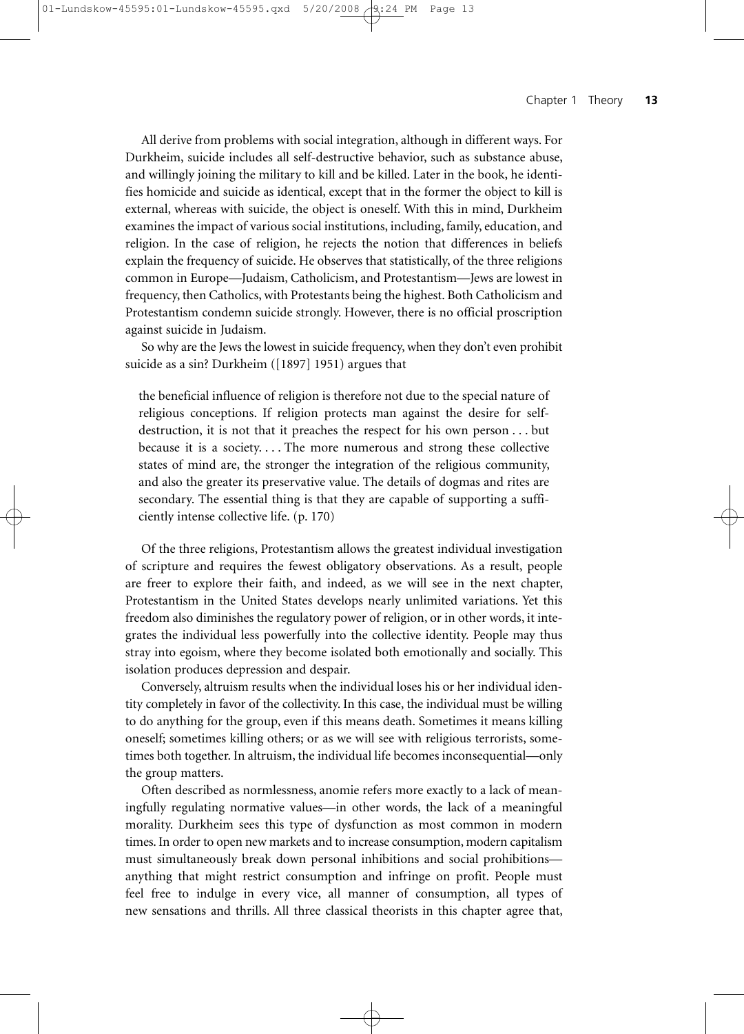All derive from problems with social integration, although in different ways. For Durkheim, suicide includes all self-destructive behavior, such as substance abuse, and willingly joining the military to kill and be killed. Later in the book, he identifies homicide and suicide as identical, except that in the former the object to kill is external, whereas with suicide, the object is oneself. With this in mind, Durkheim examines the impact of various social institutions, including, family, education, and religion. In the case of religion, he rejects the notion that differences in beliefs explain the frequency of suicide. He observes that statistically, of the three religions common in Europe—Judaism, Catholicism, and Protestantism—Jews are lowest in frequency, then Catholics, with Protestants being the highest. Both Catholicism and Protestantism condemn suicide strongly. However, there is no official proscription against suicide in Judaism.

So why are the Jews the lowest in suicide frequency, when they don't even prohibit suicide as a sin? Durkheim ([1897] 1951) argues that

> the beneficial influence of religion is therefore not due to the special nature of religious conceptions. If religion protects man against the desire for self-destruction, it is not that it preaches the respect for his own person . . . but because it is a society. . . . The more numerous and strong these collective states of mind are, the stronger the integration of the religious community, and also the greater its preservative value. The details of dogmas and rites are secondary. The essential thing is that they are capable of supporting a sufficiently intense collective life. (p. 170)

Of the three religions, Protestantism allows the greatest individual investigation of scripture and requires the fewest obligatory observations. As a result, people are freer to explore their faith, and indeed, as we will see in the next chapter, Protestantism in the United States develops nearly unlimited variations. Yet this freedom also diminishes the regulatory power of religion, or in other words, it integrates the individual less powerfully into the collective identity. People may thus stray into egoism, where they become isolated both emotionally and socially. This isolation produces depression and despair.

Conversely, altruism results when the individual loses his or her individual identity completely in favor of the collectivity. In this case, the individual must be willing to do anything for the group, even if this means death. Sometimes it means killing oneself; sometimes killing others; or as we will see with religious terrorists, sometimes both together. In altruism, the individual life becomes inconsequential—only the group matters.

Often described as normlessness, anomie refers more exactly to a lack of meaningfully regulating normative values—in other words, the lack of a meaningful morality. Durkheim sees this type of dysfunction as most common in modern times. In order to open new markets and to increase consumption, modern capitalism must simultaneously break down personal inhibitions and social prohibitions—anything that might restrict consumption and infringe on profit. People must feel free to indulge in every vice, all manner of consumption, all types of new sensations and thrills. All three classical theorists in this chapter agree that,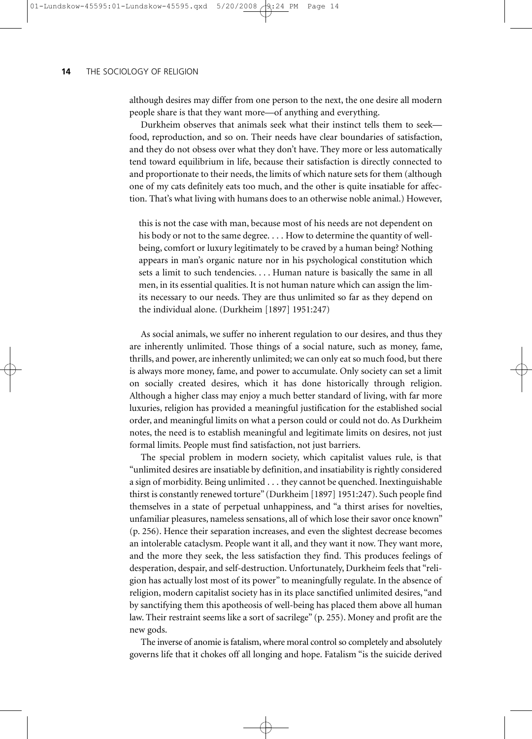although desires may differ from one person to the next, the one desire all modern people share is that they want more—of anything and everything.

Durkheim observes that animals seek what their instinct tells them to seek—food, reproduction, and so on. Their needs have clear boundaries of satisfaction, and they do not obsess over what they don't have. They more or less automatically tend toward equilibrium in life, because their satisfaction is directly connected to and proportionate to their needs, the limits of which nature sets for them (although one of my cats definitely eats too much, and the other is quite insatiable for affection. That's what living with humans does to an otherwise noble animal.) However,

> this is not the case with man, because most of his needs are not dependent on his body or not to the same degree. . . . How to determine the quantity of well-being, comfort or luxury legitimately to be craved by a human being? Nothing appears in man's organic nature nor in his psychological constitution which sets a limit to such tendencies. . . . Human nature is basically the same in all men, in its essential qualities. It is not human nature which can assign the limits necessary to our needs. They are thus unlimited so far as they depend on the individual alone. (Durkheim [1897] 1951:247)

As social animals, we suffer no inherent regulation to our desires, and thus they are inherently unlimited. Those things of a social nature, such as money, fame, thrills, and power, are inherently unlimited; we can only eat so much food, but there is always more money, fame, and power to accumulate. Only society can set a limit on socially created desires, which it has done historically through religion. Although a higher class may enjoy a much better standard of living, with far more luxuries, religion has provided a meaningful justification for the established social order, and meaningful limits on what a person could or could not do. As Durkheim notes, the need is to establish meaningful and legitimate limits on desires, not just formal limits. People must find satisfaction, not just barriers.

The special problem in modern society, which capitalist values rule, is that "unlimited desires are insatiable by definition, and insatiability is rightly considered a sign of morbidity. Being unlimited . . . they cannot be quenched. Inextinguishable thirst is constantly renewed torture" (Durkheim [1897] 1951:247). Such people find themselves in a state of perpetual unhappiness, and "a thirst arises for novelties, unfamiliar pleasures, nameless sensations, all of which lose their savor once known" (p. 256). Hence their separation increases, and even the slightest decrease becomes an intolerable cataclysm. People want it all, and they want it now. They want more, and the more they seek, the less satisfaction they find. This produces feelings of desperation, despair, and self-destruction. Unfortunately, Durkheim feels that "religion has actually lost most of its power" to meaningfully regulate. In the absence of religion, modern capitalist society has in its place sanctified unlimited desires, "and by sanctifying them this apotheosis of well-being has placed them above all human law. Their restraint seems like a sort of sacrilege" (p. 255). Money and profit are the new gods.

The inverse of anomie is fatalism, where moral control so completely and absolutely governs life that it chokes off all longing and hope. Fatalism "is the suicide derived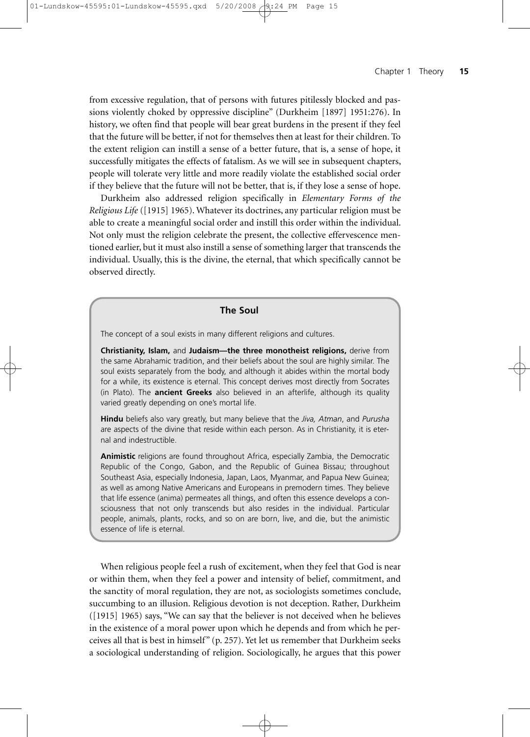from excessive regulation, that of persons with futures pitilessly blocked and passions violently choked by oppressive discipline" (Durkheim [1897] 1951:276). In history, we often find that people will bear great burdens in the present if they feel that the future will be better, if not for themselves then at least for their children. To the extent religion can instill a sense of a better future, that is, a sense of hope, it successfully mitigates the effects of fatalism. As we will see in subsequent chapters, people will tolerate very little and more readily violate the established social order if they believe that the future will not be better, that is, if they lose a sense of hope.

Durkheim also addressed religion specifically in *Elementary Forms of the Religious Life* ([1915] 1965). Whatever its doctrines, any particular religion must be able to create a meaningful social order and instill this order within the individual. Not only must the religion celebrate the present, the collective effervescence mentioned earlier, but it must also instill a sense of something larger that transcends the individual. Usually, this is the divine, the eternal, that which specifically cannot be observed directly.

### The Soul

The concept of a soul exists in many different religions and cultures.

**Christianity, Islam,** and **Judaism—the three monotheist religions,** derive from the same Abrahamic tradition, and their beliefs about the soul are highly similar. The soul exists separately from the body, and although it abides within the mortal body for a while, its existence is eternal. This concept derives most directly from Socrates (in Plato). The **ancient Greeks** also believed in an afterlife, although its quality varied greatly depending on one's mortal life.

**Hindu** beliefs also vary greatly, but many believe that the *Jiva, Atman*, and *Purusha* are aspects of the divine that reside within each person. As in Christianity, it is eternal and indestructible.

**Animistic** religions are found throughout Africa, especially Zambia, the Democratic Republic of the Congo, Gabon, and the Republic of Guinea Bissau; throughout Southeast Asia, especially Indonesia, Japan, Laos, Myanmar, and Papua New Guinea; as well as among Native Americans and Europeans in premodern times. They believe that life essence (anima) permeates all things, and often this essence develops a consciousness that not only transcends but also resides in the individual. Particular people, animals, plants, rocks, and so on are born, live, and die, but the animistic essence of life is eternal.

When religious people feel a rush of excitement, when they feel that God is near or within them, when they feel a power and intensity of belief, commitment, and the sanctity of moral regulation, they are not, as sociologists sometimes conclude, succumbing to an illusion. Religious devotion is not deception. Rather, Durkheim ([1915] 1965) says, "We can say that the believer is not deceived when he believes in the existence of a moral power upon which he depends and from which he perceives all that is best in himself" (p. 257). Yet let us remember that Durkheim seeks a sociological understanding of religion. Sociologically, he argues that this power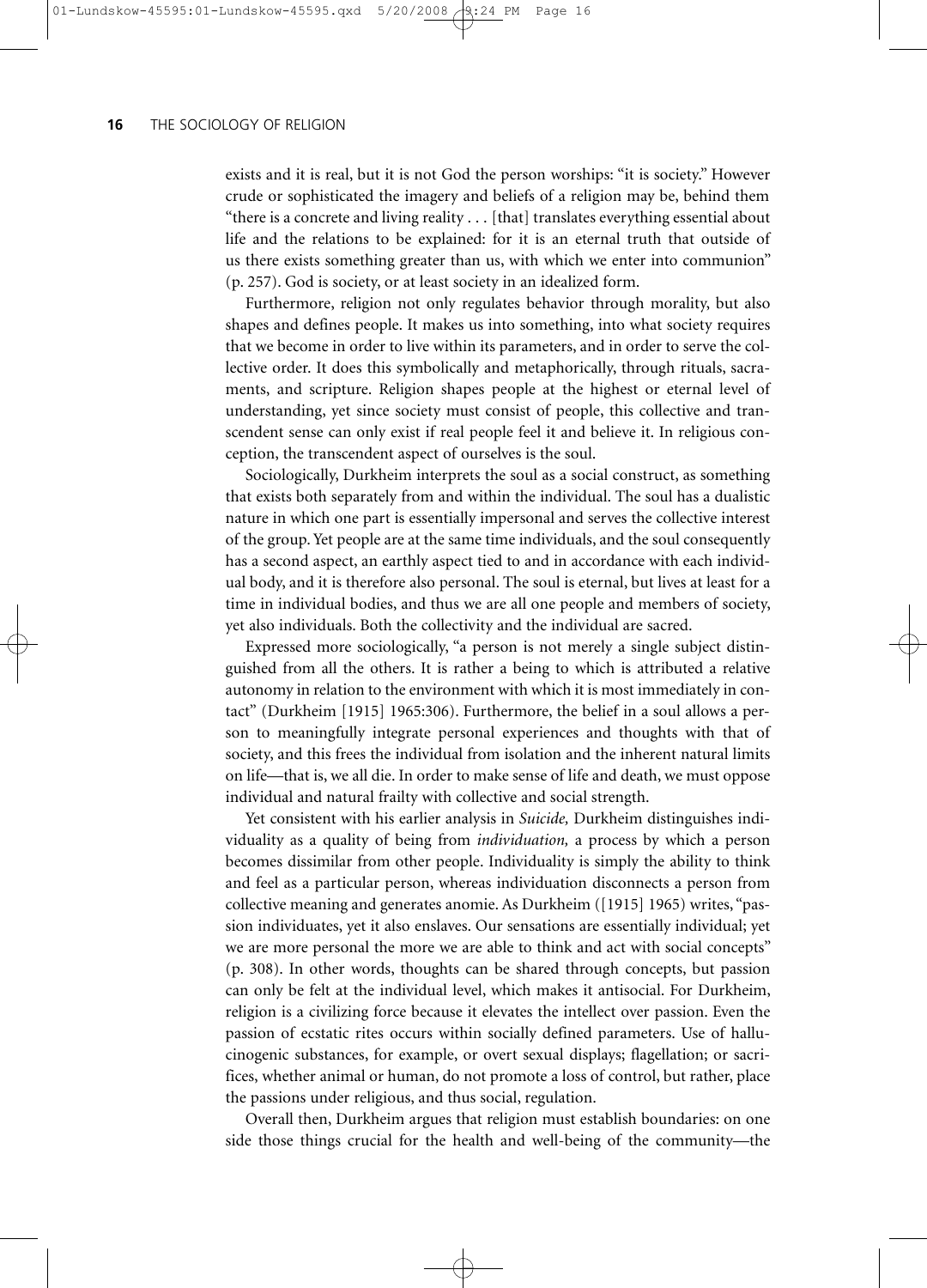exists and it is real, but it is not God the person worships: "it is society." However crude or sophisticated the imagery and beliefs of a religion may be, behind them "there is a concrete and living reality . . . [that] translates everything essential about life and the relations to be explained: for it is an eternal truth that outside of us there exists something greater than us, with which we enter into communion" (p. 257). God is society, or at least society in an idealized form.

Furthermore, religion not only regulates behavior through morality, but also shapes and defines people. It makes us into something, into what society requires that we become in order to live within its parameters, and in order to serve the collective order. It does this symbolically and metaphorically, through rituals, sacraments, and scripture. Religion shapes people at the highest or eternal level of understanding, yet since society must consist of people, this collective and transcendent sense can only exist if real people feel it and believe it. In religious conception, the transcendent aspect of ourselves is the soul.

Sociologically, Durkheim interprets the soul as a social construct, as something that exists both separately from and within the individual. The soul has a dualistic nature in which one part is essentially impersonal and serves the collective interest of the group. Yet people are at the same time individuals, and the soul consequently has a second aspect, an earthly aspect tied to and in accordance with each individual body, and it is therefore also personal. The soul is eternal, but lives at least for a time in individual bodies, and thus we are all one people and members of society, yet also individuals. Both the collectivity and the individual are sacred.

Expressed more sociologically, "a person is not merely a single subject distinguished from all the others. It is rather a being to which is attributed a relative autonomy in relation to the environment with which it is most immediately in contact" (Durkheim [1915] 1965:306). Furthermore, the belief in a soul allows a person to meaningfully integrate personal experiences and thoughts with that of society, and this frees the individual from isolation and the inherent natural limits on life—that is, we all die. In order to make sense of life and death, we must oppose individual and natural frailty with collective and social strength.

Yet consistent with his earlier analysis in *Suicide,* Durkheim distinguishes individuality as a quality of being from *individuation,* a process by which a person becomes dissimilar from other people. Individuality is simply the ability to think and feel as a particular person, whereas individuation disconnects a person from collective meaning and generates anomie. As Durkheim ([1915] 1965) writes, "passion individuates, yet it also enslaves. Our sensations are essentially individual; yet we are more personal the more we are able to think and act with social concepts" (p. 308). In other words, thoughts can be shared through concepts, but passion can only be felt at the individual level, which makes it antisocial. For Durkheim, religion is a civilizing force because it elevates the intellect over passion. Even the passion of ecstatic rites occurs within socially defined parameters. Use of hallucinogenic substances, for example, or overt sexual displays; flagellation; or sacrifices, whether animal or human, do not promote a loss of control, but rather, place the passions under religious, and thus social, regulation.

Overall then, Durkheim argues that religion must establish boundaries: on one side those things crucial for the health and well-being of the community—the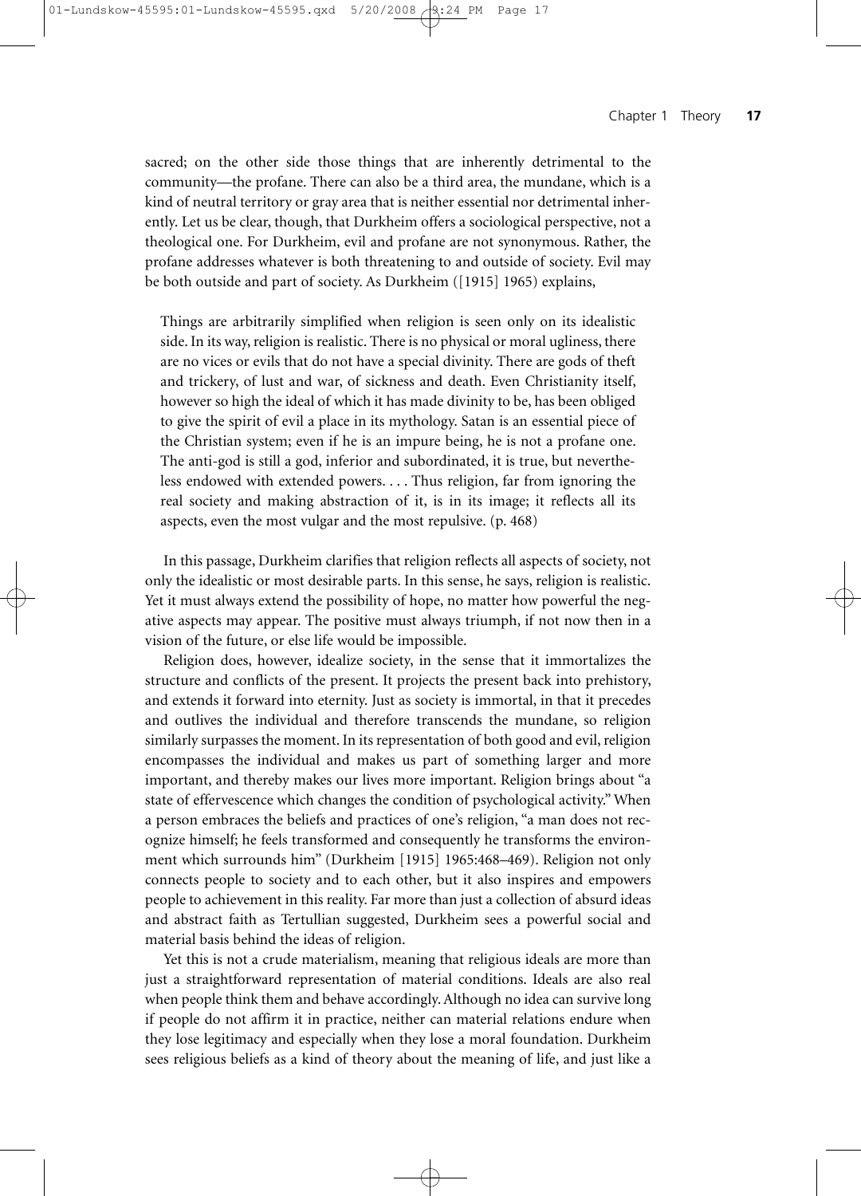sacred; on the other side those things that are inherently detrimental to the community—the profane. There can also be a third area, the mundane, which is a kind of neutral territory or gray area that is neither essential nor detrimental inherently. Let us be clear, though, that Durkheim offers a sociological perspective, not a theological one. For Durkheim, evil and profane are not synonymous. Rather, the profane addresses whatever is both threatening to and outside of society. Evil may be both outside and part of society. As Durkheim ([1915] 1965) explains,

> Things are arbitrarily simplified when religion is seen only on its idealistic side. In its way, religion is realistic. There is no physical or moral ugliness, there are no vices or evils that do not have a special divinity. There are gods of theft and trickery, of lust and war, of sickness and death. Even Christianity itself, however so high the ideal of which it has made divinity to be, has been obliged to give the spirit of evil a place in its mythology. Satan is an essential piece of the Christian system; even if he is an impure being, he is not a profane one. The anti-god is still a god, inferior and subordinated, it is true, but nevertheless endowed with extended powers. . . . Thus religion, far from ignoring the real society and making abstraction of it, is in its image; it reflects all its aspects, even the most vulgar and the most repulsive. (p. 468)

In this passage, Durkheim clarifies that religion reflects all aspects of society, not only the idealistic or most desirable parts. In this sense, he says, religion is realistic. Yet it must always extend the possibility of hope, no matter how powerful the negative aspects may appear. The positive must always triumph, if not now then in a vision of the future, or else life would be impossible.

Religion does, however, idealize society, in the sense that it immortalizes the structure and conflicts of the present. It projects the present back into prehistory, and extends it forward into eternity. Just as society is immortal, in that it precedes and outlives the individual and therefore transcends the mundane, so religion similarly surpasses the moment. In its representation of both good and evil, religion encompasses the individual and makes us part of something larger and more important, and thereby makes our lives more important. Religion brings about "a state of effervescence which changes the condition of psychological activity." When a person embraces the beliefs and practices of one's religion, "a man does not recognize himself; he feels transformed and consequently he transforms the environment which surrounds him" (Durkheim [1915] 1965:468–469). Religion not only connects people to society and to each other, but it also inspires and empowers people to achievement in this reality. Far more than just a collection of absurd ideas and abstract faith as Tertullian suggested, Durkheim sees a powerful social and material basis behind the ideas of religion.

Yet this is not a crude materialism, meaning that religious ideals are more than just a straightforward representation of material conditions. Ideals are also real when people think them and behave accordingly. Although no idea can survive long if people do not affirm it in practice, neither can material relations endure when they lose legitimacy and especially when they lose a moral foundation. Durkheim sees religious beliefs as a kind of theory about the meaning of life, and just like a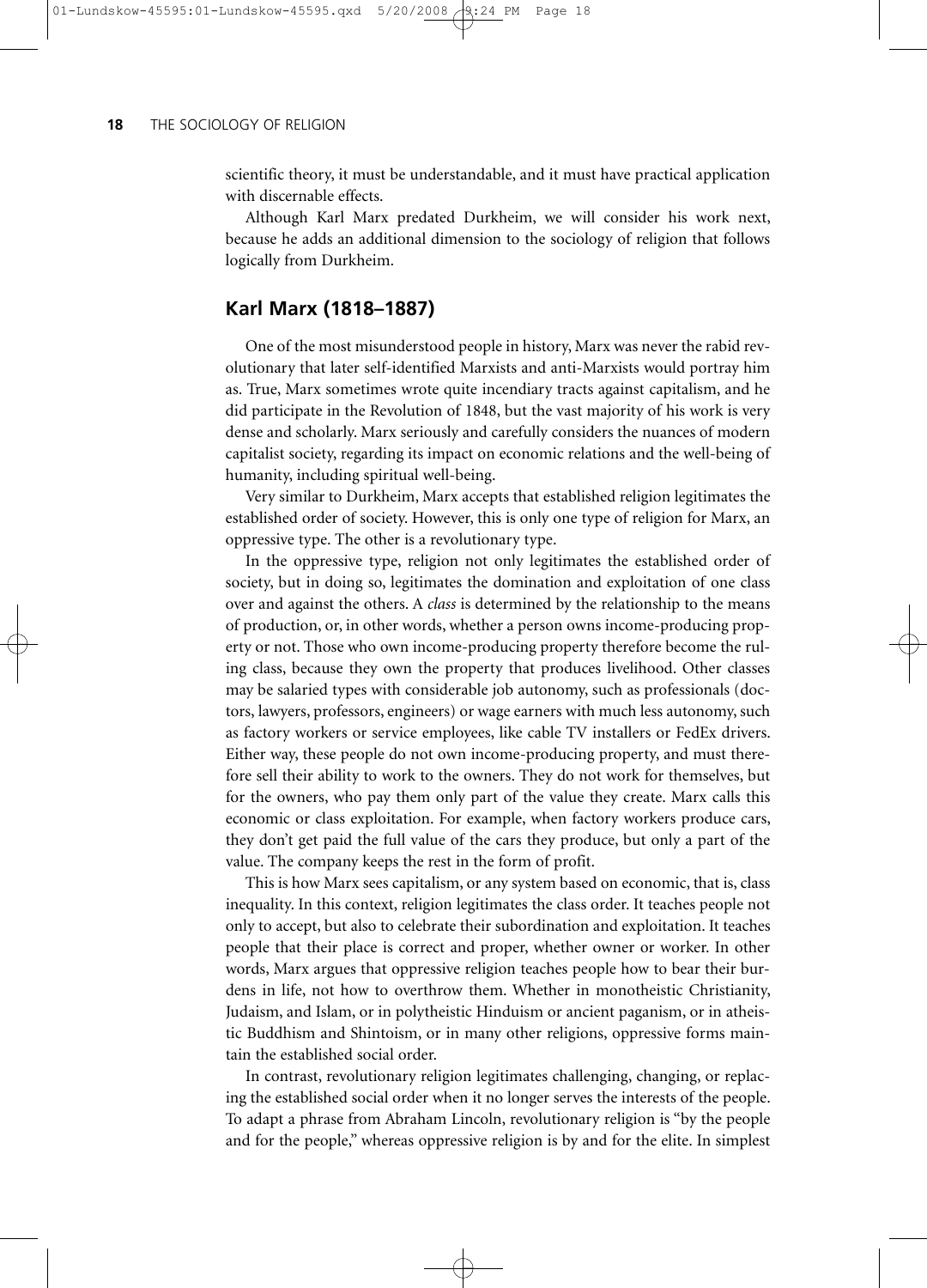scientific theory, it must be understandable, and it must have practical application with discernable effects.

Although Karl Marx predated Durkheim, we will consider his work next, because he adds an additional dimension to the sociology of religion that follows logically from Durkheim.

## Karl Marx (1818–1887)

One of the most misunderstood people in history, Marx was never the rabid revolutionary that later self-identified Marxists and anti-Marxists would portray him as. True, Marx sometimes wrote quite incendiary tracts against capitalism, and he did participate in the Revolution of 1848, but the vast majority of his work is very dense and scholarly. Marx seriously and carefully considers the nuances of modern capitalist society, regarding its impact on economic relations and the well-being of humanity, including spiritual well-being.

Very similar to Durkheim, Marx accepts that established religion legitimates the established order of society. However, this is only one type of religion for Marx, an oppressive type. The other is a revolutionary type.

In the oppressive type, religion not only legitimates the established order of society, but in doing so, legitimates the domination and exploitation of one class over and against the others. A *class* is determined by the relationship to the means of production, or, in other words, whether a person owns income-producing property or not. Those who own income-producing property therefore become the ruling class, because they own the property that produces livelihood. Other classes may be salaried types with considerable job autonomy, such as professionals (doctors, lawyers, professors, engineers) or wage earners with much less autonomy, such as factory workers or service employees, like cable TV installers or FedEx drivers. Either way, these people do not own income-producing property, and must therefore sell their ability to work to the owners. They do not work for themselves, but for the owners, who pay them only part of the value they create. Marx calls this economic or class exploitation. For example, when factory workers produce cars, they don't get paid the full value of the cars they produce, but only a part of the value. The company keeps the rest in the form of profit.

This is how Marx sees capitalism, or any system based on economic, that is, class inequality. In this context, religion legitimates the class order. It teaches people not only to accept, but also to celebrate their subordination and exploitation. It teaches people that their place is correct and proper, whether owner or worker. In other words, Marx argues that oppressive religion teaches people how to bear their burdens in life, not how to overthrow them. Whether in monotheistic Christianity, Judaism, and Islam, or in polytheistic Hinduism or ancient paganism, or in atheistic Buddhism and Shintoism, or in many other religions, oppressive forms maintain the established social order.

In contrast, revolutionary religion legitimates challenging, changing, or replacing the established social order when it no longer serves the interests of the people. To adapt a phrase from Abraham Lincoln, revolutionary religion is "by the people and for the people," whereas oppressive religion is by and for the elite. In simplest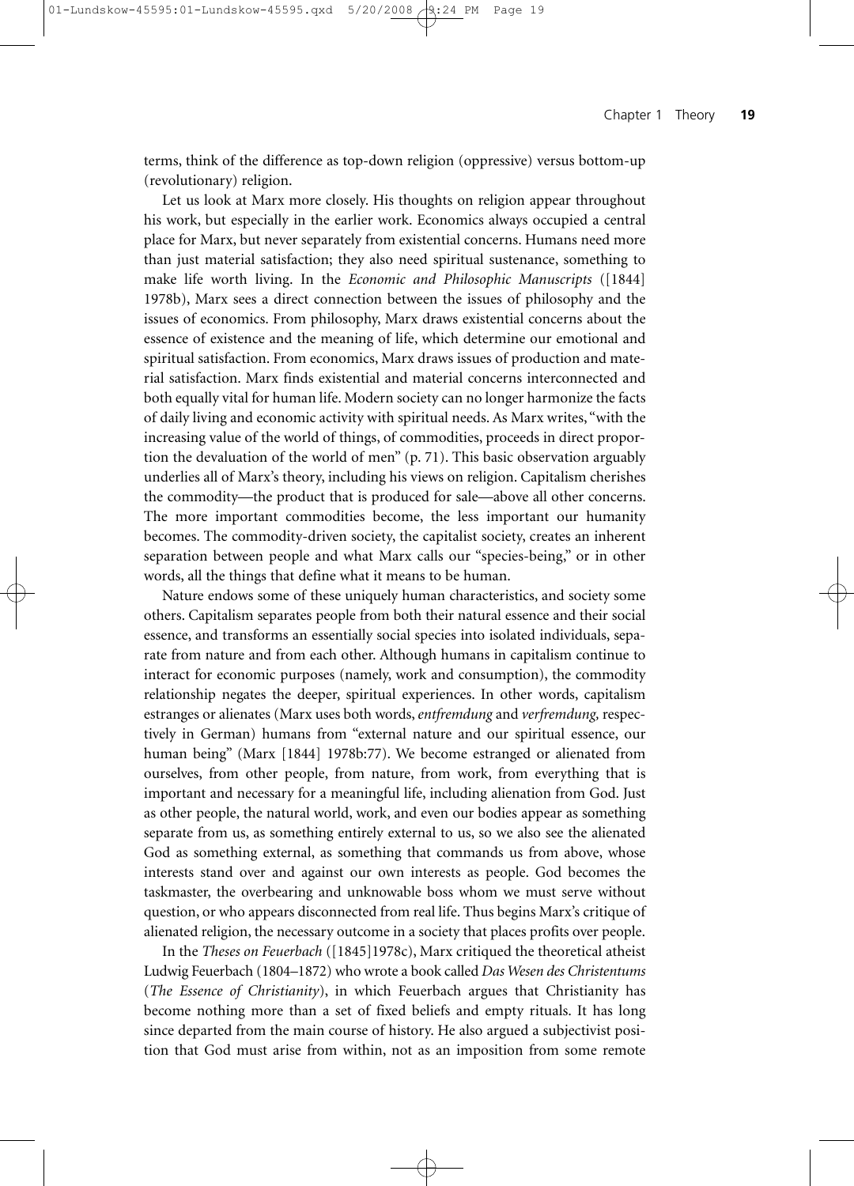terms, think of the difference as top-down religion (oppressive) versus bottom-up (revolutionary) religion.

Let us look at Marx more closely. His thoughts on religion appear throughout his work, but especially in the earlier work. Economics always occupied a central place for Marx, but never separately from existential concerns. Humans need more than just material satisfaction; they also need spiritual sustenance, something to make life worth living. In the *Economic and Philosophic Manuscripts* ([1844] 1978b), Marx sees a direct connection between the issues of philosophy and the issues of economics. From philosophy, Marx draws existential concerns about the essence of existence and the meaning of life, which determine our emotional and spiritual satisfaction. From economics, Marx draws issues of production and material satisfaction. Marx finds existential and material concerns interconnected and both equally vital for human life. Modern society can no longer harmonize the facts of daily living and economic activity with spiritual needs. As Marx writes, "with the increasing value of the world of things, of commodities, proceeds in direct proportion the devaluation of the world of men" (p. 71). This basic observation arguably underlies all of Marx's theory, including his views on religion. Capitalism cherishes the commodity—the product that is produced for sale—above all other concerns. The more important commodities become, the less important our humanity becomes. The commodity-driven society, the capitalist society, creates an inherent separation between people and what Marx calls our "species-being," or in other words, all the things that define what it means to be human.

Nature endows some of these uniquely human characteristics, and society some others. Capitalism separates people from both their natural essence and their social essence, and transforms an essentially social species into isolated individuals, separate from nature and from each other. Although humans in capitalism continue to interact for economic purposes (namely, work and consumption), the commodity relationship negates the deeper, spiritual experiences. In other words, capitalism estranges or alienates (Marx uses both words, *entfremdung* and *verfremdung,* respectively in German) humans from "external nature and our spiritual essence, our human being" (Marx [1844] 1978b:77). We become estranged or alienated from ourselves, from other people, from nature, from work, from everything that is important and necessary for a meaningful life, including alienation from God. Just as other people, the natural world, work, and even our bodies appear as something separate from us, as something entirely external to us, so we also see the alienated God as something external, as something that commands us from above, whose interests stand over and against our own interests as people. God becomes the taskmaster, the overbearing and unknowable boss whom we must serve without question, or who appears disconnected from real life. Thus begins Marx's critique of alienated religion, the necessary outcome in a society that places profits over people.

In the *Theses on Feuerbach* ([1845]1978c), Marx critiqued the theoretical atheist Ludwig Feuerbach (1804–1872) who wrote a book called *Das Wesen des Christentums* (*The Essence of Christianity*), in which Feuerbach argues that Christianity has become nothing more than a set of fixed beliefs and empty rituals. It has long since departed from the main course of history. He also argued a subjectivist position that God must arise from within, not as an imposition from some remote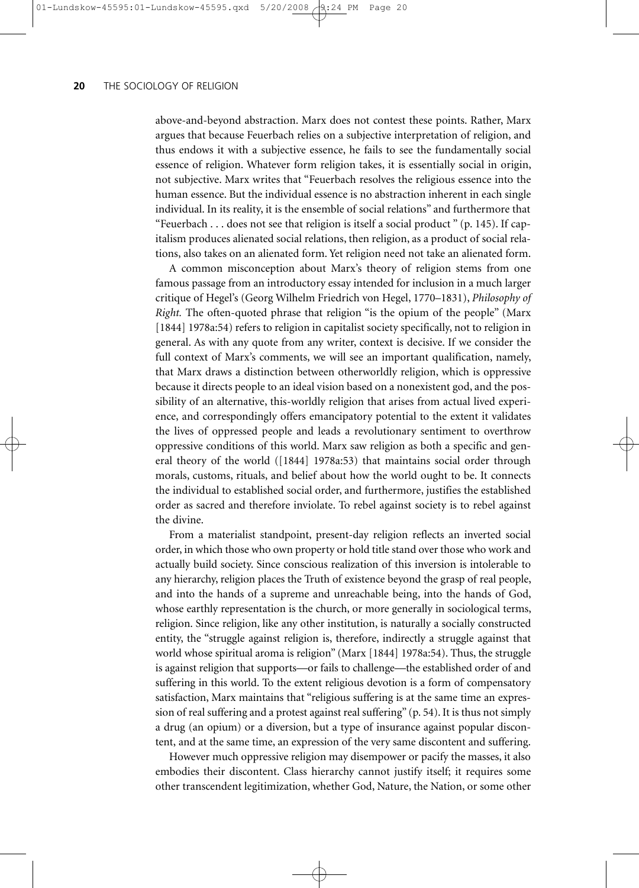above-and-beyond abstraction. Marx does not contest these points. Rather, Marx argues that because Feuerbach relies on a subjective interpretation of religion, and thus endows it with a subjective essence, he fails to see the fundamentally social essence of religion. Whatever form religion takes, it is essentially social in origin, not subjective. Marx writes that "Feuerbach resolves the religious essence into the human essence. But the individual essence is no abstraction inherent in each single individual. In its reality, it is the ensemble of social relations" and furthermore that "Feuerbach . . . does not see that religion is itself a social product " (p. 145). If capitalism produces alienated social relations, then religion, as a product of social relations, also takes on an alienated form. Yet religion need not take an alienated form.

A common misconception about Marx's theory of religion stems from one famous passage from an introductory essay intended for inclusion in a much larger critique of Hegel's (Georg Wilhelm Friedrich von Hegel, 1770–1831), *Philosophy of Right.* The often-quoted phrase that religion "is the opium of the people" (Marx [1844] 1978a:54) refers to religion in capitalist society specifically, not to religion in general. As with any quote from any writer, context is decisive. If we consider the full context of Marx's comments, we will see an important qualification, namely, that Marx draws a distinction between otherworldly religion, which is oppressive because it directs people to an ideal vision based on a nonexistent god, and the possibility of an alternative, this-worldly religion that arises from actual lived experience, and correspondingly offers emancipatory potential to the extent it validates the lives of oppressed people and leads a revolutionary sentiment to overthrow oppressive conditions of this world. Marx saw religion as both a specific and general theory of the world ([1844] 1978a:53) that maintains social order through morals, customs, rituals, and belief about how the world ought to be. It connects the individual to established social order, and furthermore, justifies the established order as sacred and therefore inviolate. To rebel against society is to rebel against the divine.

From a materialist standpoint, present-day religion reflects an inverted social order, in which those who own property or hold title stand over those who work and actually build society. Since conscious realization of this inversion is intolerable to any hierarchy, religion places the Truth of existence beyond the grasp of real people, and into the hands of a supreme and unreachable being, into the hands of God, whose earthly representation is the church, or more generally in sociological terms, religion. Since religion, like any other institution, is naturally a socially constructed entity, the "struggle against religion is, therefore, indirectly a struggle against that world whose spiritual aroma is religion" (Marx [1844] 1978a:54). Thus, the struggle is against religion that supports—or fails to challenge—the established order of and suffering in this world. To the extent religious devotion is a form of compensatory satisfaction, Marx maintains that "religious suffering is at the same time an expression of real suffering and a protest against real suffering" (p. 54). It is thus not simply a drug (an opium) or a diversion, but a type of insurance against popular discontent, and at the same time, an expression of the very same discontent and suffering.

However much oppressive religion may disempower or pacify the masses, it also embodies their discontent. Class hierarchy cannot justify itself; it requires some other transcendent legitimization, whether God, Nature, the Nation, or some other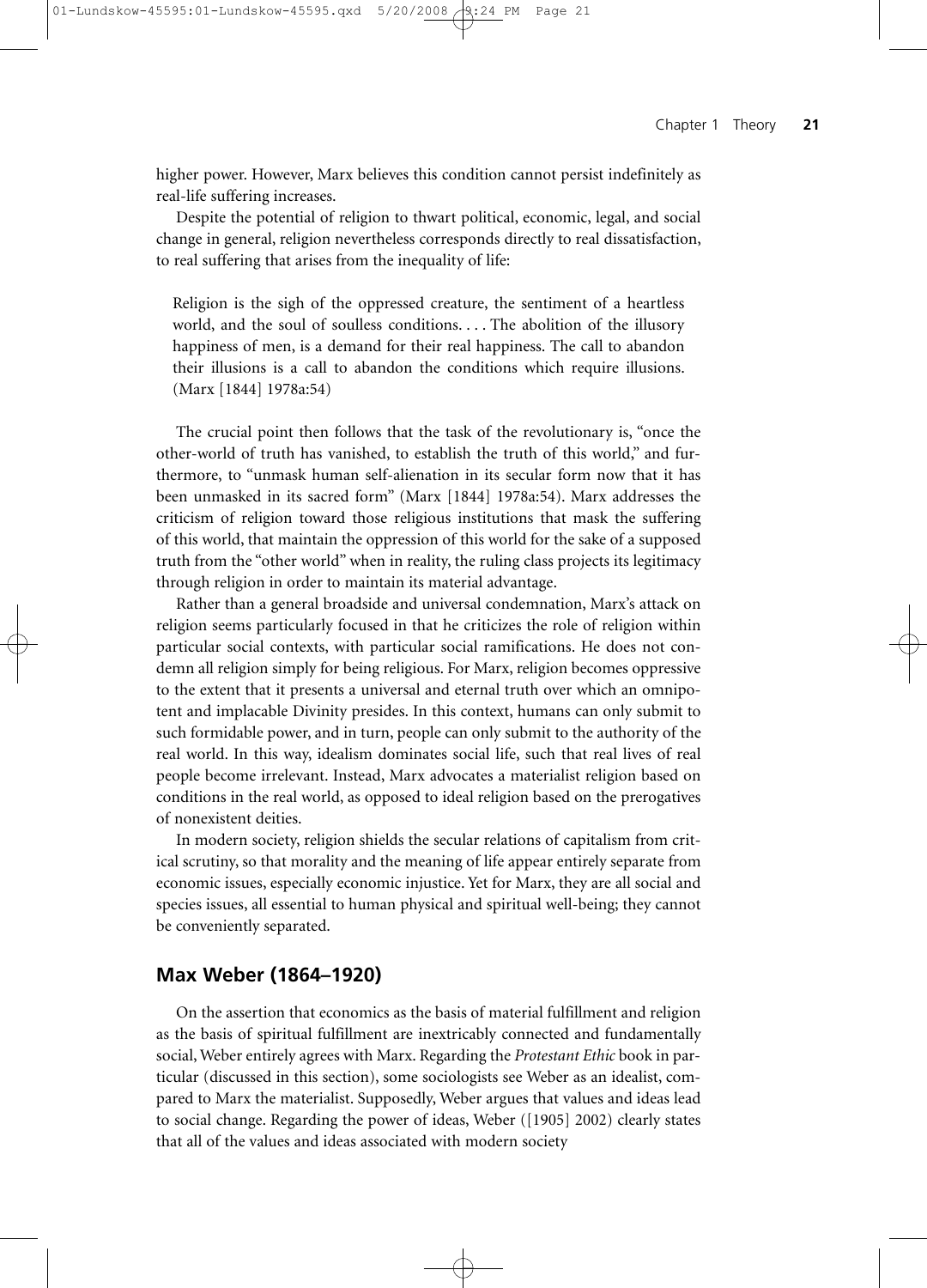higher power. However, Marx believes this condition cannot persist indefinitely as real-life suffering increases.

Despite the potential of religion to thwart political, economic, legal, and social change in general, religion nevertheless corresponds directly to real dissatisfaction, to real suffering that arises from the inequality of life:

> Religion is the sigh of the oppressed creature, the sentiment of a heartless world, and the soul of soulless conditions. . . . The abolition of the illusory happiness of men, is a demand for their real happiness. The call to abandon their illusions is a call to abandon the conditions which require illusions. (Marx [1844] 1978a:54)

The crucial point then follows that the task of the revolutionary is, "once the other-world of truth has vanished, to establish the truth of this world," and furthermore, to "unmask human self-alienation in its secular form now that it has been unmasked in its sacred form" (Marx [1844] 1978a:54). Marx addresses the criticism of religion toward those religious institutions that mask the suffering of this world, that maintain the oppression of this world for the sake of a supposed truth from the "other world" when in reality, the ruling class projects its legitimacy through religion in order to maintain its material advantage.

Rather than a general broadside and universal condemnation, Marx's attack on religion seems particularly focused in that he criticizes the role of religion within particular social contexts, with particular social ramifications. He does not condemn all religion simply for being religious. For Marx, religion becomes oppressive to the extent that it presents a universal and eternal truth over which an omnipotent and implacable Divinity presides. In this context, humans can only submit to such formidable power, and in turn, people can only submit to the authority of the real world. In this way, idealism dominates social life, such that real lives of real people become irrelevant. Instead, Marx advocates a materialist religion based on conditions in the real world, as opposed to ideal religion based on the prerogatives of nonexistent deities.

In modern society, religion shields the secular relations of capitalism from critical scrutiny, so that morality and the meaning of life appear entirely separate from economic issues, especially economic injustice. Yet for Marx, they are all social and species issues, all essential to human physical and spiritual well-being; they cannot be conveniently separated.

## Max Weber (1864–1920)

On the assertion that economics as the basis of material fulfillment and religion as the basis of spiritual fulfillment are inextricably connected and fundamentally social, Weber entirely agrees with Marx. Regarding the *Protestant Ethic* book in particular (discussed in this section), some sociologists see Weber as an idealist, compared to Marx the materialist. Supposedly, Weber argues that values and ideas lead to social change. Regarding the power of ideas, Weber ([1905] 2002) clearly states that all of the values and ideas associated with modern society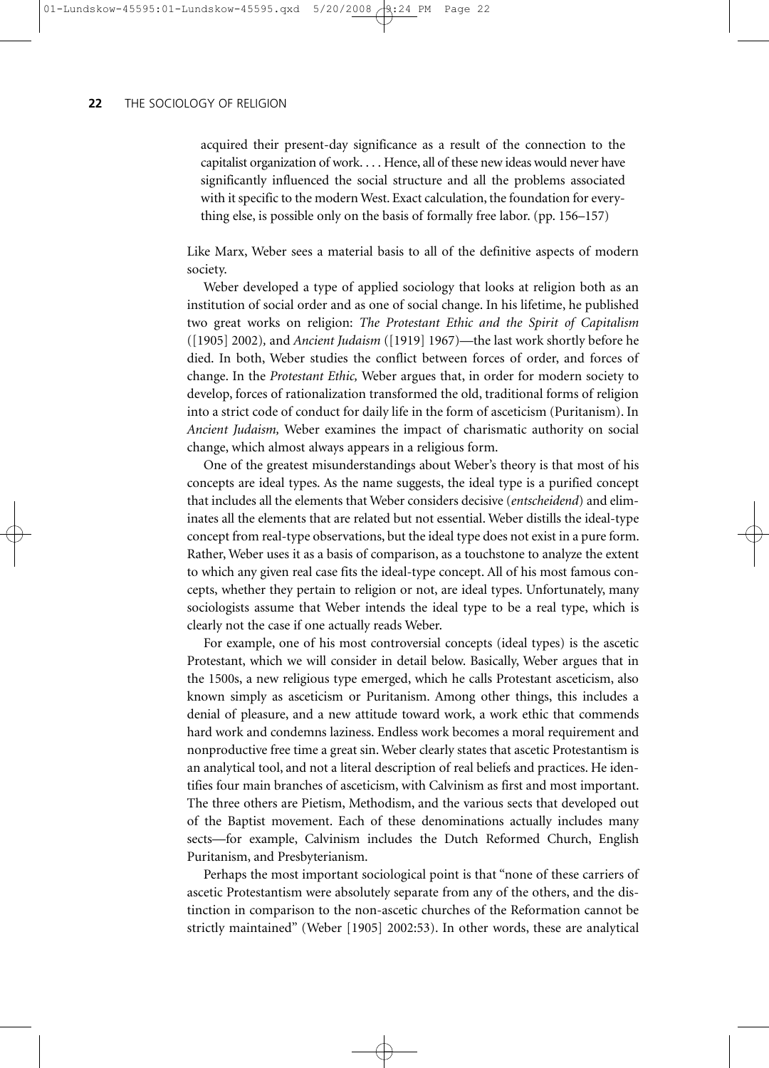> acquired their present-day significance as a result of the connection to the capitalist organization of work. . . . Hence, all of these new ideas would never have significantly influenced the social structure and all the problems associated with it specific to the modern West. Exact calculation, the foundation for everything else, is possible only on the basis of formally free labor. (pp. 156–157)

Like Marx, Weber sees a material basis to all of the definitive aspects of modern society.

Weber developed a type of applied sociology that looks at religion both as an institution of social order and as one of social change. In his lifetime, he published two great works on religion: *The Protestant Ethic and the Spirit of Capitalism* ([1905] 2002)*,* and *Ancient Judaism* ([1919] 1967)—the last work shortly before he died. In both, Weber studies the conflict between forces of order, and forces of change. In the *Protestant Ethic,* Weber argues that, in order for modern society to develop, forces of rationalization transformed the old, traditional forms of religion into a strict code of conduct for daily life in the form of asceticism (Puritanism). In *Ancient Judaism,* Weber examines the impact of charismatic authority on social change, which almost always appears in a religious form.

One of the greatest misunderstandings about Weber's theory is that most of his concepts are ideal types. As the name suggests, the ideal type is a purified concept that includes all the elements that Weber considers decisive (*entscheidend*) and eliminates all the elements that are related but not essential. Weber distills the ideal-type concept from real-type observations, but the ideal type does not exist in a pure form. Rather, Weber uses it as a basis of comparison, as a touchstone to analyze the extent to which any given real case fits the ideal-type concept. All of his most famous concepts, whether they pertain to religion or not, are ideal types. Unfortunately, many sociologists assume that Weber intends the ideal type to be a real type, which is clearly not the case if one actually reads Weber.

For example, one of his most controversial concepts (ideal types) is the ascetic Protestant, which we will consider in detail below. Basically, Weber argues that in the 1500s, a new religious type emerged, which he calls Protestant asceticism, also known simply as asceticism or Puritanism. Among other things, this includes a denial of pleasure, and a new attitude toward work, a work ethic that commends hard work and condemns laziness. Endless work becomes a moral requirement and nonproductive free time a great sin. Weber clearly states that ascetic Protestantism is an analytical tool, and not a literal description of real beliefs and practices. He identifies four main branches of asceticism, with Calvinism as first and most important. The three others are Pietism, Methodism, and the various sects that developed out of the Baptist movement. Each of these denominations actually includes many sects—for example, Calvinism includes the Dutch Reformed Church, English Puritanism, and Presbyterianism.

Perhaps the most important sociological point is that "none of these carriers of ascetic Protestantism were absolutely separate from any of the others, and the distinction in comparison to the non-ascetic churches of the Reformation cannot be strictly maintained" (Weber [1905] 2002:53). In other words, these are analytical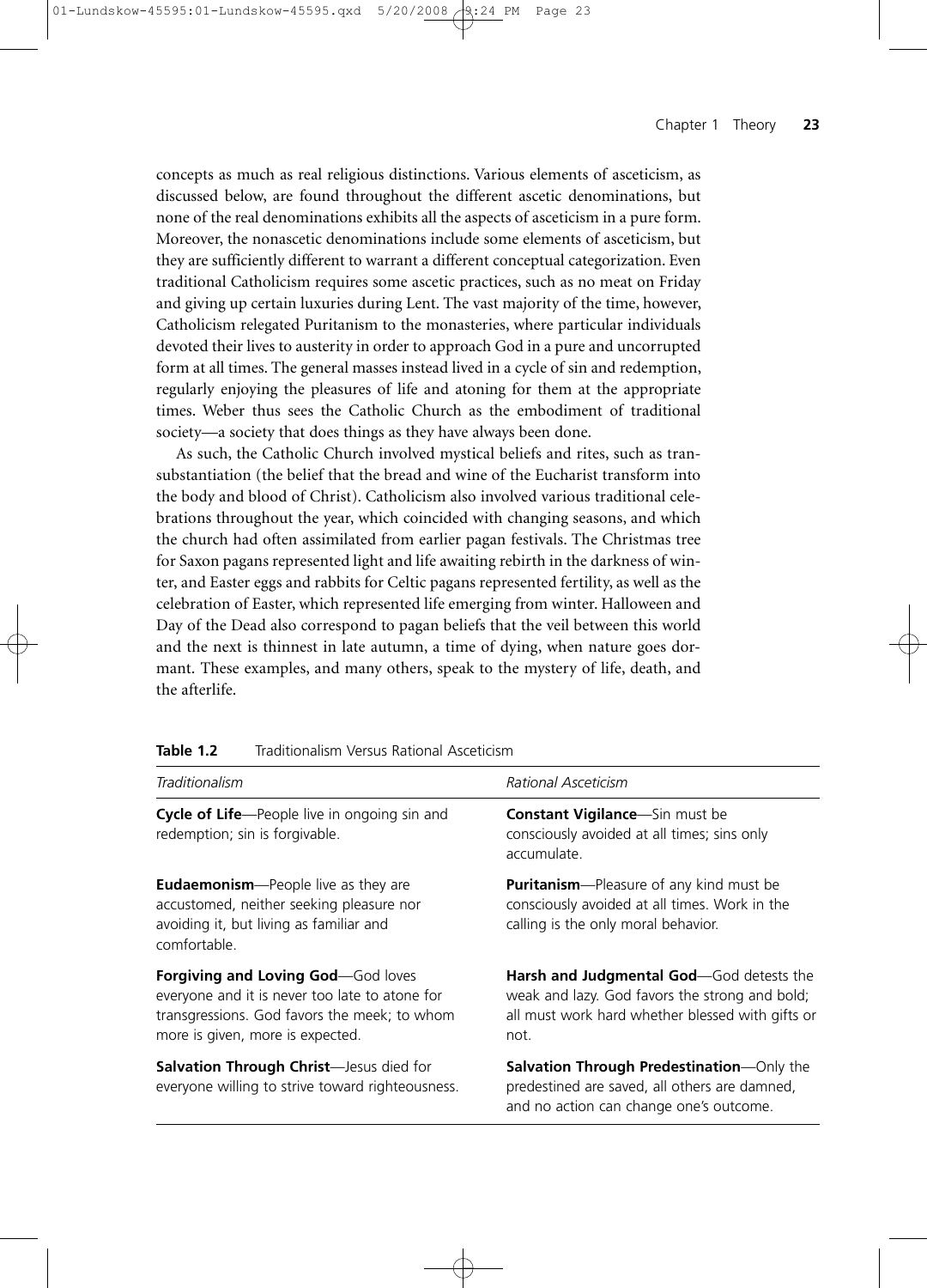concepts as much as real religious distinctions. Various elements of asceticism, as discussed below, are found throughout the different ascetic denominations, but none of the real denominations exhibits all the aspects of asceticism in a pure form. Moreover, the nonascetic denominations include some elements of asceticism, but they are sufficiently different to warrant a different conceptual categorization. Even traditional Catholicism requires some ascetic practices, such as no meat on Friday and giving up certain luxuries during Lent. The vast majority of the time, however, Catholicism relegated Puritanism to the monasteries, where particular individuals devoted their lives to austerity in order to approach God in a pure and uncorrupted form at all times. The general masses instead lived in a cycle of sin and redemption, regularly enjoying the pleasures of life and atoning for them at the appropriate times. Weber thus sees the Catholic Church as the embodiment of traditional society—a society that does things as they have always been done.

As such, the Catholic Church involved mystical beliefs and rites, such as transubstantiation (the belief that the bread and wine of the Eucharist transform into the body and blood of Christ). Catholicism also involved various traditional celebrations throughout the year, which coincided with changing seasons, and which the church had often assimilated from earlier pagan festivals. The Christmas tree for Saxon pagans represented light and life awaiting rebirth in the darkness of winter, and Easter eggs and rabbits for Celtic pagans represented fertility, as well as the celebration of Easter, which represented life emerging from winter. Halloween and Day of the Dead also correspond to pagan beliefs that the veil between this world and the next is thinnest in late autumn, a time of dying, when nature goes dormant. These examples, and many others, speak to the mystery of life, death, and the afterlife.

**Table 1.2** Traditionalism Versus Rational Asceticism

| *Traditionalism* | *Rational Asceticism* |
|---|---|
| **Cycle of Life**—People live in ongoing sin and redemption; sin is forgivable. | **Constant Vigilance**—Sin must be consciously avoided at all times; sins only accumulate. |
| **Eudaemonism**—People live as they are accustomed, neither seeking pleasure nor avoiding it, but living as familiar and comfortable. | **Puritanism**—Pleasure of any kind must be consciously avoided at all times. Work in the calling is the only moral behavior. |
| **Forgiving and Loving God**—God loves everyone and it is never too late to atone for transgressions. God favors the meek; to whom more is given, more is expected. | **Harsh and Judgmental God**—God detests the weak and lazy. God favors the strong and bold; all must work hard whether blessed with gifts or not. |
| **Salvation Through Christ**—Jesus died for everyone willing to strive toward righteousness. | **Salvation Through Predestination**—Only the predestined are saved, all others are damned, and no action can change one's outcome. |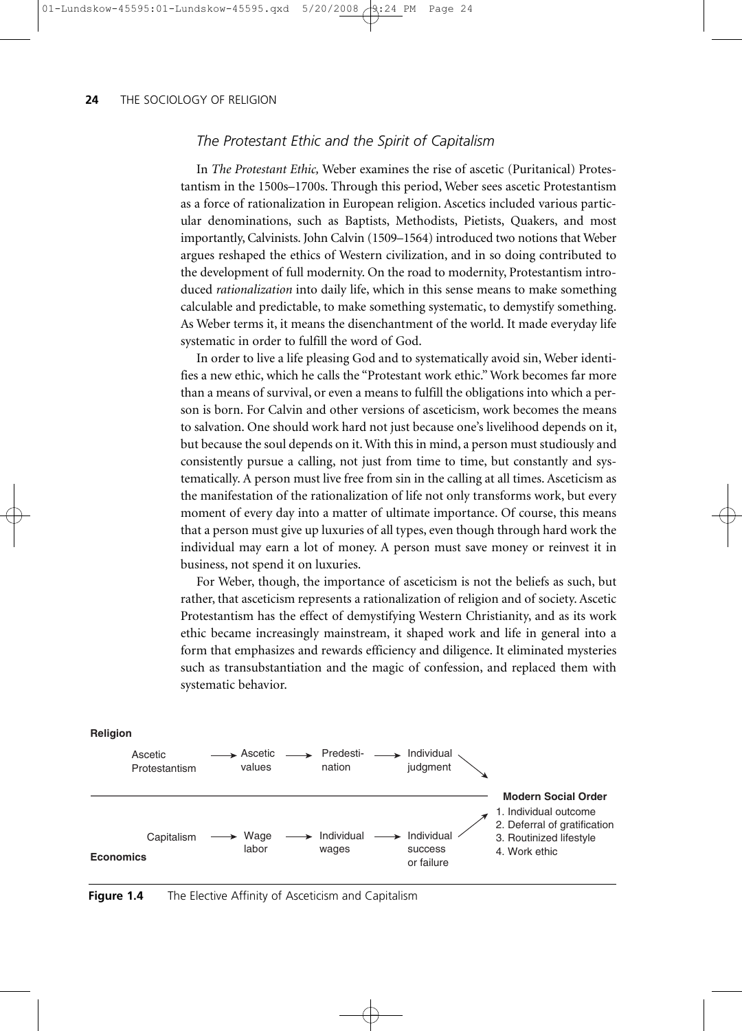### *The Protestant Ethic and the Spirit of Capitalism*

In *The Protestant Ethic,* Weber examines the rise of ascetic (Puritanical) Protestantism in the 1500s–1700s. Through this period, Weber sees ascetic Protestantism as a force of rationalization in European religion. Ascetics included various particular denominations, such as Baptists, Methodists, Pietists, Quakers, and most importantly, Calvinists. John Calvin (1509–1564) introduced two notions that Weber argues reshaped the ethics of Western civilization, and in so doing contributed to the development of full modernity. On the road to modernity, Protestantism introduced *rationalization* into daily life, which in this sense means to make something calculable and predictable, to make something systematic, to demystify something. As Weber terms it, it means the disenchantment of the world. It made everyday life systematic in order to fulfill the word of God.

In order to live a life pleasing God and to systematically avoid sin, Weber identifies a new ethic, which he calls the "Protestant work ethic." Work becomes far more than a means of survival, or even a means to fulfill the obligations into which a person is born. For Calvin and other versions of asceticism, work becomes the means to salvation. One should work hard not just because one's livelihood depends on it, but because the soul depends on it. With this in mind, a person must studiously and consistently pursue a calling, not just from time to time, but constantly and systematically. A person must live free from sin in the calling at all times. Asceticism as the manifestation of the rationalization of life not only transforms work, but every moment of every day into a matter of ultimate importance. Of course, this means that a person must give up luxuries of all types, even though through hard work the individual may earn a lot of money. A person must save money or reinvest it in business, not spend it on luxuries.

For Weber, though, the importance of asceticism is not the beliefs as such, but rather, that asceticism represents a rationalization of religion and of society. Ascetic Protestantism has the effect of demystifying Western Christianity, and as its work ethic became increasingly mainstream, it shaped work and life in general into a form that emphasizes and rewards efficiency and diligence. It eliminated mysteries such as transubstantiation and the magic of confession, and replaced them with systematic behavior.

**Religion**

Ascetic Protestantism → Ascetic values → Predestination → Individual judgment ↘

**Modern Social Order**

1. Individual outcome
2. Deferral of gratification
3. Routinized lifestyle
4. Work ethic

Capitalism → Wage labor → Individual wages → Individual success or failure ↗

**Economics**

**Figure 1.4** The Elective Affinity of Asceticism and Capitalism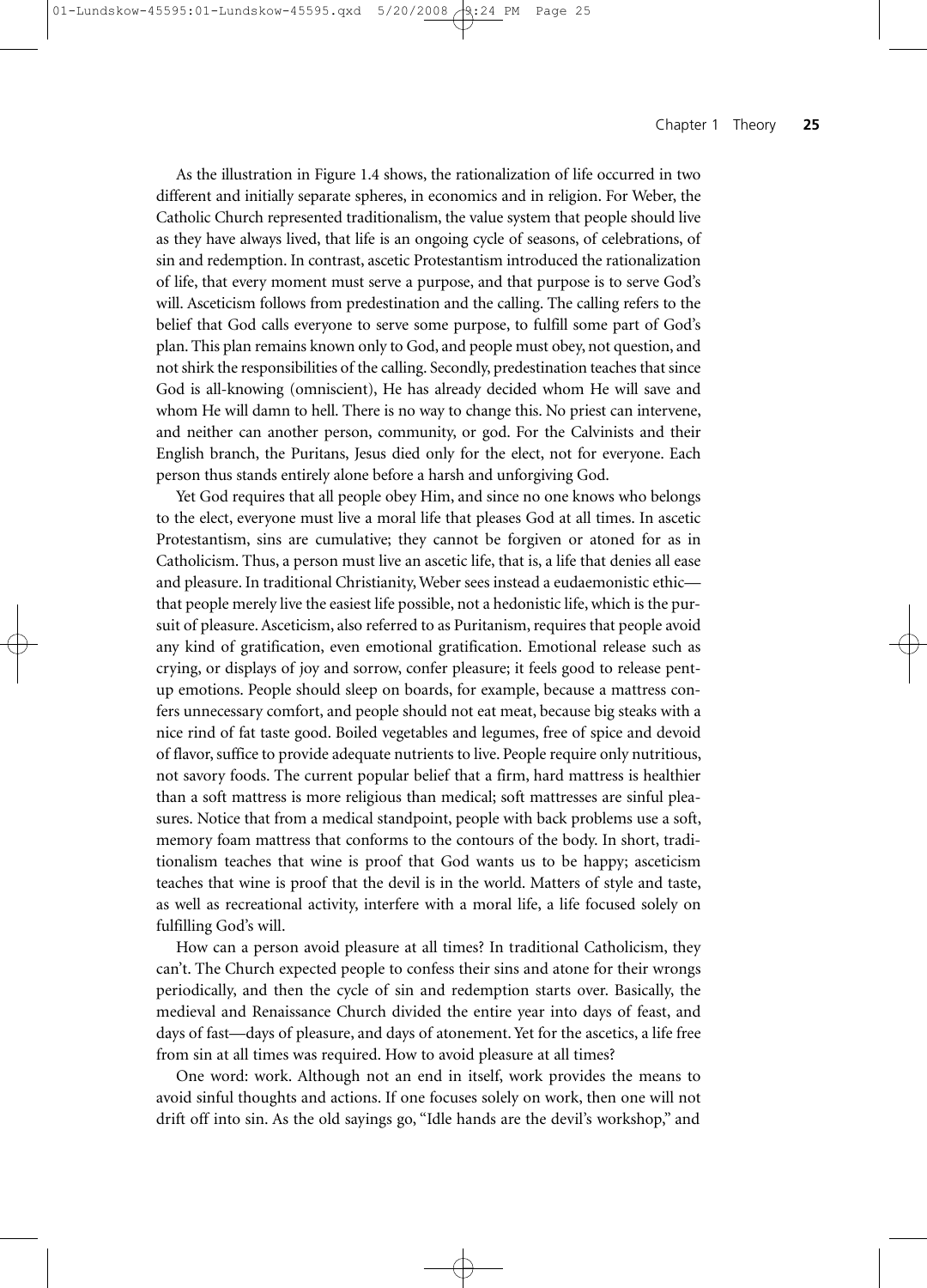As the illustration in Figure 1.4 shows, the rationalization of life occurred in two different and initially separate spheres, in economics and in religion. For Weber, the Catholic Church represented traditionalism, the value system that people should live as they have always lived, that life is an ongoing cycle of seasons, of celebrations, of sin and redemption. In contrast, ascetic Protestantism introduced the rationalization of life, that every moment must serve a purpose, and that purpose is to serve God's will. Asceticism follows from predestination and the calling. The calling refers to the belief that God calls everyone to serve some purpose, to fulfill some part of God's plan. This plan remains known only to God, and people must obey, not question, and not shirk the responsibilities of the calling. Secondly, predestination teaches that since God is all-knowing (omniscient), He has already decided whom He will save and whom He will damn to hell. There is no way to change this. No priest can intervene, and neither can another person, community, or god. For the Calvinists and their English branch, the Puritans, Jesus died only for the elect, not for everyone. Each person thus stands entirely alone before a harsh and unforgiving God.

Yet God requires that all people obey Him, and since no one knows who belongs to the elect, everyone must live a moral life that pleases God at all times. In ascetic Protestantism, sins are cumulative; they cannot be forgiven or atoned for as in Catholicism. Thus, a person must live an ascetic life, that is, a life that denies all ease and pleasure. In traditional Christianity, Weber sees instead a eudaemonistic ethic—that people merely live the easiest life possible, not a hedonistic life, which is the pursuit of pleasure. Asceticism, also referred to as Puritanism, requires that people avoid any kind of gratification, even emotional gratification. Emotional release such as crying, or displays of joy and sorrow, confer pleasure; it feels good to release pent-up emotions. People should sleep on boards, for example, because a mattress confers unnecessary comfort, and people should not eat meat, because big steaks with a nice rind of fat taste good. Boiled vegetables and legumes, free of spice and devoid of flavor, suffice to provide adequate nutrients to live. People require only nutritious, not savory foods. The current popular belief that a firm, hard mattress is healthier than a soft mattress is more religious than medical; soft mattresses are sinful pleasures. Notice that from a medical standpoint, people with back problems use a soft, memory foam mattress that conforms to the contours of the body. In short, traditionalism teaches that wine is proof that God wants us to be happy; asceticism teaches that wine is proof that the devil is in the world. Matters of style and taste, as well as recreational activity, interfere with a moral life, a life focused solely on fulfilling God's will.

How can a person avoid pleasure at all times? In traditional Catholicism, they can't. The Church expected people to confess their sins and atone for their wrongs periodically, and then the cycle of sin and redemption starts over. Basically, the medieval and Renaissance Church divided the entire year into days of feast, and days of fast—days of pleasure, and days of atonement. Yet for the ascetics, a life free from sin at all times was required. How to avoid pleasure at all times?

One word: work. Although not an end in itself, work provides the means to avoid sinful thoughts and actions. If one focuses solely on work, then one will not drift off into sin. As the old sayings go, "Idle hands are the devil's workshop," and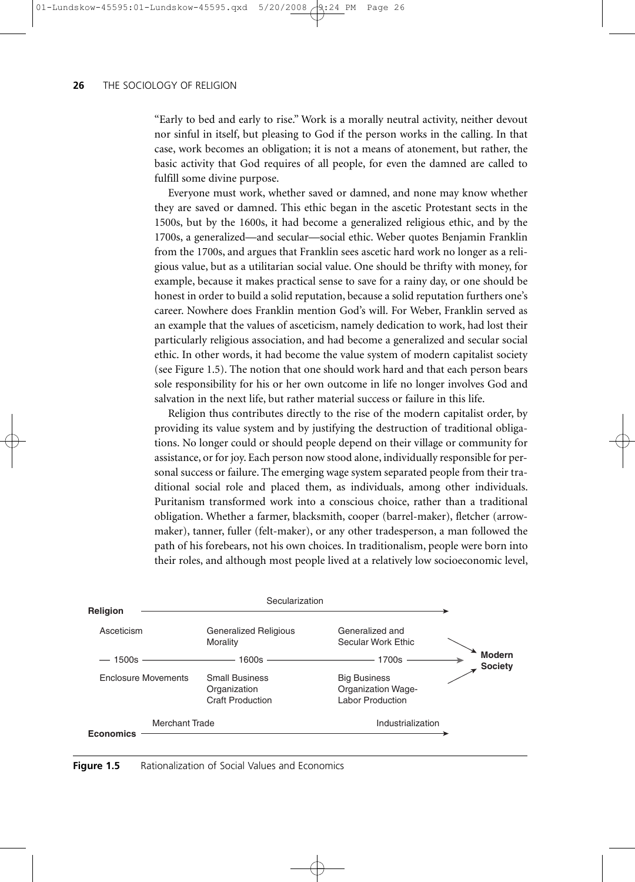"Early to bed and early to rise." Work is a morally neutral activity, neither devout nor sinful in itself, but pleasing to God if the person works in the calling. In that case, work becomes an obligation; it is not a means of atonement, but rather, the basic activity that God requires of all people, for even the damned are called to fulfill some divine purpose.

Everyone must work, whether saved or damned, and none may know whether they are saved or damned. This ethic began in the ascetic Protestant sects in the 1500s, but by the 1600s, it had become a generalized religious ethic, and by the 1700s, a generalized—and secular—social ethic. Weber quotes Benjamin Franklin from the 1700s, and argues that Franklin sees ascetic hard work no longer as a religious value, but as a utilitarian social value. One should be thrifty with money, for example, because it makes practical sense to save for a rainy day, or one should be honest in order to build a solid reputation, because a solid reputation furthers one's career. Nowhere does Franklin mention God's will. For Weber, Franklin served as an example that the values of asceticism, namely dedication to work, had lost their particularly religious association, and had become a generalized and secular social ethic. In other words, it had become the value system of modern capitalist society (see Figure 1.5). The notion that one should work hard and that each person bears sole responsibility for his or her own outcome in life no longer involves God and salvation in the next life, but rather material success or failure in this life.

Religion thus contributes directly to the rise of the modern capitalist order, by providing its value system and by justifying the destruction of traditional obligations. No longer could or should people depend on their village or community for assistance, or for joy. Each person now stood alone, individually responsible for personal success or failure. The emerging wage system separated people from their traditional social role and placed them, as individuals, among other individuals. Puritanism transformed work into a conscious choice, rather than a traditional obligation. Whether a farmer, blacksmith, cooper (barrel-maker), fletcher (arrow-maker), tanner, fuller (felt-maker), or any other tradesperson, a man followed the path of his forebears, not his own choices. In traditionalism, people were born into their roles, and although most people lived at a relatively low socioeconomic level,

| | 1500s | 1600s | 1700s | |
|---|---|---|---|---|
| **Religion** (Secularization →) | Asceticism | Generalized Religious Morality | Generalized and Secular Work Ethic | → **Modern Society** |
| **Economics** (Merchant Trade → Industrialization) | Enclosure Movements | Small Business Organization Craft Production | Big Business Organization Wage-Labor Production | → **Modern Society** |

**Figure 1.5** Rationalization of Social Values and Economics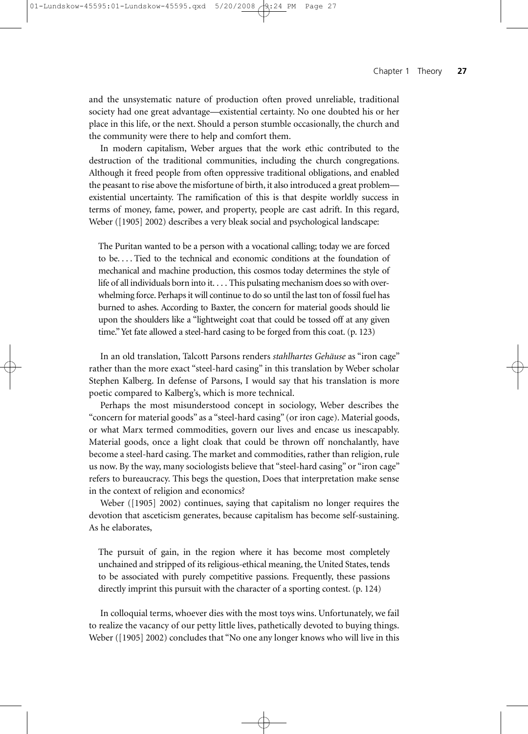and the unsystematic nature of production often proved unreliable, traditional society had one great advantage—existential certainty. No one doubted his or her place in this life, or the next. Should a person stumble occasionally, the church and the community were there to help and comfort them.

In modern capitalism, Weber argues that the work ethic contributed to the destruction of the traditional communities, including the church congregations. Although it freed people from often oppressive traditional obligations, and enabled the peasant to rise above the misfortune of birth, it also introduced a great problem—existential uncertainty. The ramification of this is that despite worldly success in terms of money, fame, power, and property, people are cast adrift. In this regard, Weber ([1905] 2002) describes a very bleak social and psychological landscape:

> The Puritan wanted to be a person with a vocational calling; today we are forced to be. . . . Tied to the technical and economic conditions at the foundation of mechanical and machine production, this cosmos today determines the style of life of all individuals born into it. . . . This pulsating mechanism does so with overwhelming force. Perhaps it will continue to do so until the last ton of fossil fuel has burned to ashes. According to Baxter, the concern for material goods should lie upon the shoulders like a "lightweight coat that could be tossed off at any given time." Yet fate allowed a steel-hard casing to be forged from this coat. (p. 123)

In an old translation, Talcott Parsons renders *stahlhartes Gehäuse* as "iron cage" rather than the more exact "steel-hard casing" in this translation by Weber scholar Stephen Kalberg. In defense of Parsons, I would say that his translation is more poetic compared to Kalberg's, which is more technical.

Perhaps the most misunderstood concept in sociology, Weber describes the "concern for material goods" as a "steel-hard casing" (or iron cage). Material goods, or what Marx termed commodities, govern our lives and encase us inescapably. Material goods, once a light cloak that could be thrown off nonchalantly, have become a steel-hard casing. The market and commodities, rather than religion, rule us now. By the way, many sociologists believe that "steel-hard casing" or "iron cage" refers to bureaucracy. This begs the question, Does that interpretation make sense in the context of religion and economics?

Weber ([1905] 2002) continues, saying that capitalism no longer requires the devotion that asceticism generates, because capitalism has become self-sustaining. As he elaborates,

> The pursuit of gain, in the region where it has become most completely unchained and stripped of its religious-ethical meaning, the United States, tends to be associated with purely competitive passions. Frequently, these passions directly imprint this pursuit with the character of a sporting contest. (p. 124)

In colloquial terms, whoever dies with the most toys wins. Unfortunately, we fail to realize the vacancy of our petty little lives, pathetically devoted to buying things. Weber ([1905] 2002) concludes that "No one any longer knows who will live in this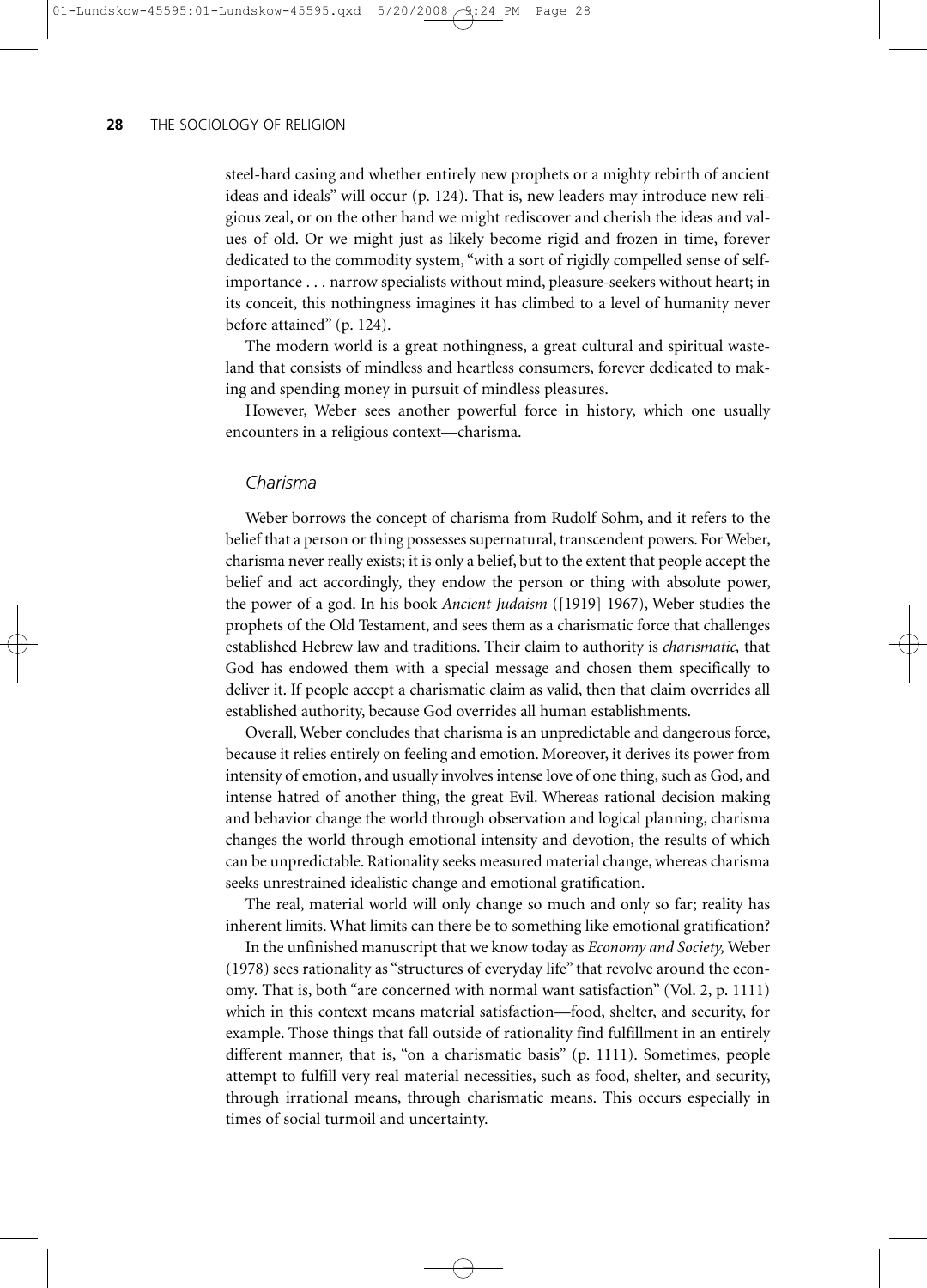steel-hard casing and whether entirely new prophets or a mighty rebirth of ancient ideas and ideals" will occur (p. 124). That is, new leaders may introduce new religious zeal, or on the other hand we might rediscover and cherish the ideas and values of old. Or we might just as likely become rigid and frozen in time, forever dedicated to the commodity system, "with a sort of rigidly compelled sense of self-importance . . . narrow specialists without mind, pleasure-seekers without heart; in its conceit, this nothingness imagines it has climbed to a level of humanity never before attained" (p. 124).

The modern world is a great nothingness, a great cultural and spiritual wasteland that consists of mindless and heartless consumers, forever dedicated to making and spending money in pursuit of mindless pleasures.

However, Weber sees another powerful force in history, which one usually encounters in a religious context—charisma.

### *Charisma*

Weber borrows the concept of charisma from Rudolf Sohm, and it refers to the belief that a person or thing possesses supernatural, transcendent powers. For Weber, charisma never really exists; it is only a belief, but to the extent that people accept the belief and act accordingly, they endow the person or thing with absolute power, the power of a god. In his book *Ancient Judaism* ([1919] 1967), Weber studies the prophets of the Old Testament, and sees them as a charismatic force that challenges established Hebrew law and traditions. Their claim to authority is *charismatic,* that God has endowed them with a special message and chosen them specifically to deliver it. If people accept a charismatic claim as valid, then that claim overrides all established authority, because God overrides all human establishments.

Overall, Weber concludes that charisma is an unpredictable and dangerous force, because it relies entirely on feeling and emotion. Moreover, it derives its power from intensity of emotion, and usually involves intense love of one thing, such as God, and intense hatred of another thing, the great Evil. Whereas rational decision making and behavior change the world through observation and logical planning, charisma changes the world through emotional intensity and devotion, the results of which can be unpredictable. Rationality seeks measured material change, whereas charisma seeks unrestrained idealistic change and emotional gratification.

The real, material world will only change so much and only so far; reality has inherent limits. What limits can there be to something like emotional gratification?

In the unfinished manuscript that we know today as *Economy and Society,* Weber (1978) sees rationality as "structures of everyday life" that revolve around the economy. That is, both "are concerned with normal want satisfaction" (Vol. 2, p. 1111) which in this context means material satisfaction—food, shelter, and security, for example. Those things that fall outside of rationality find fulfillment in an entirely different manner, that is, "on a charismatic basis" (p. 1111). Sometimes, people attempt to fulfill very real material necessities, such as food, shelter, and security, through irrational means, through charismatic means. This occurs especially in times of social turmoil and uncertainty.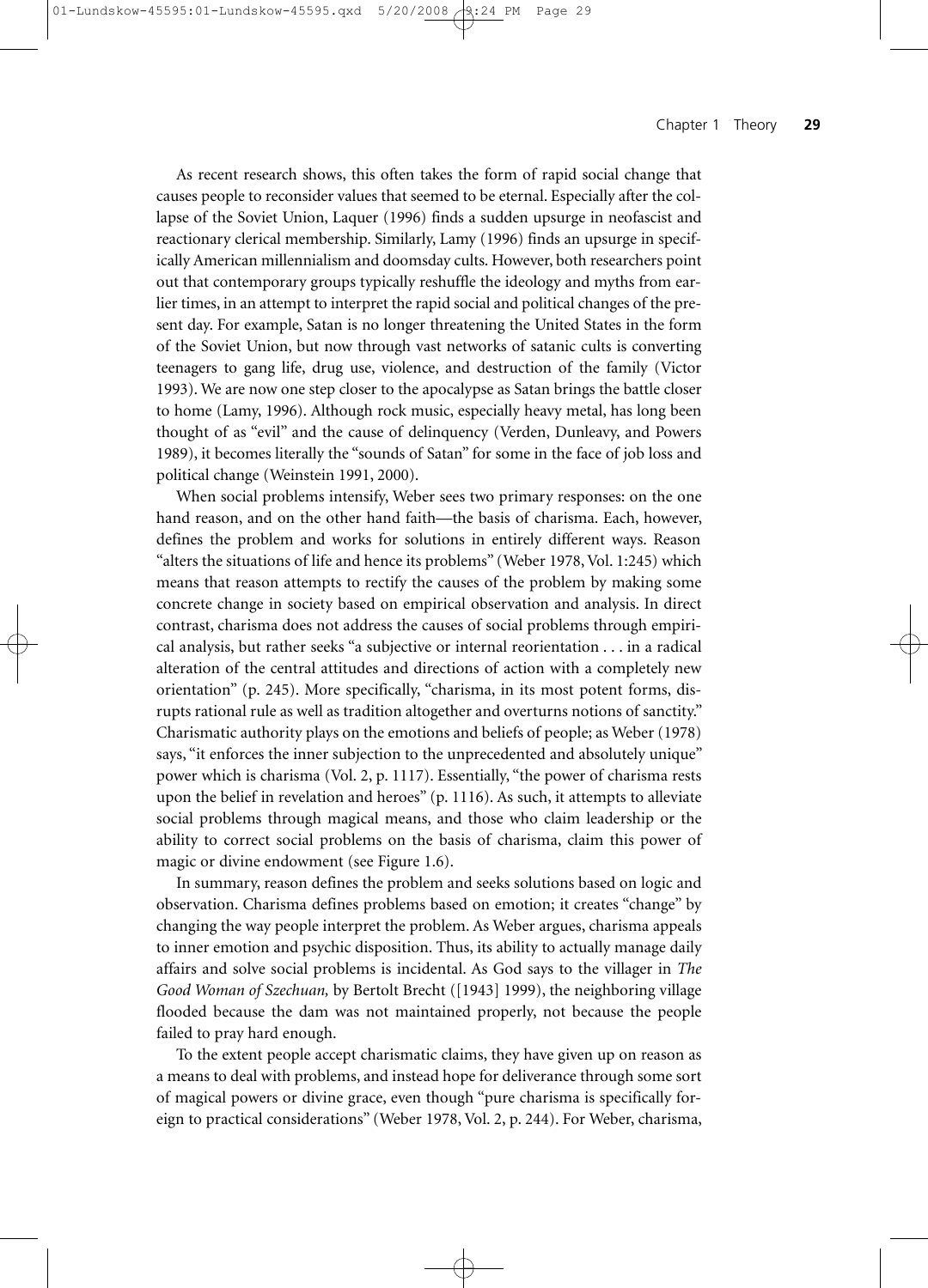As recent research shows, this often takes the form of rapid social change that causes people to reconsider values that seemed to be eternal. Especially after the collapse of the Soviet Union, Laquer (1996) finds a sudden upsurge in neofascist and reactionary clerical membership. Similarly, Lamy (1996) finds an upsurge in specifically American millennialism and doomsday cults. However, both researchers point out that contemporary groups typically reshuffle the ideology and myths from earlier times, in an attempt to interpret the rapid social and political changes of the present day. For example, Satan is no longer threatening the United States in the form of the Soviet Union, but now through vast networks of satanic cults is converting teenagers to gang life, drug use, violence, and destruction of the family (Victor 1993). We are now one step closer to the apocalypse as Satan brings the battle closer to home (Lamy, 1996). Although rock music, especially heavy metal, has long been thought of as "evil" and the cause of delinquency (Verden, Dunleavy, and Powers 1989), it becomes literally the "sounds of Satan" for some in the face of job loss and political change (Weinstein 1991, 2000).

When social problems intensify, Weber sees two primary responses: on the one hand reason, and on the other hand faith—the basis of charisma. Each, however, defines the problem and works for solutions in entirely different ways. Reason "alters the situations of life and hence its problems" (Weber 1978, Vol. 1:245) which means that reason attempts to rectify the causes of the problem by making some concrete change in society based on empirical observation and analysis. In direct contrast, charisma does not address the causes of social problems through empirical analysis, but rather seeks "a subjective or internal reorientation . . . in a radical alteration of the central attitudes and directions of action with a completely new orientation" (p. 245). More specifically, "charisma, in its most potent forms, disrupts rational rule as well as tradition altogether and overturns notions of sanctity." Charismatic authority plays on the emotions and beliefs of people; as Weber (1978) says, "it enforces the inner subjection to the unprecedented and absolutely unique" power which is charisma (Vol. 2, p. 1117). Essentially, "the power of charisma rests upon the belief in revelation and heroes" (p. 1116). As such, it attempts to alleviate social problems through magical means, and those who claim leadership or the ability to correct social problems on the basis of charisma, claim this power of magic or divine endowment (see Figure 1.6).

In summary, reason defines the problem and seeks solutions based on logic and observation. Charisma defines problems based on emotion; it creates "change" by changing the way people interpret the problem. As Weber argues, charisma appeals to inner emotion and psychic disposition. Thus, its ability to actually manage daily affairs and solve social problems is incidental. As God says to the villager in *The Good Woman of Szechuan,* by Bertolt Brecht ([1943] 1999), the neighboring village flooded because the dam was not maintained properly, not because the people failed to pray hard enough.

To the extent people accept charismatic claims, they have given up on reason as a means to deal with problems, and instead hope for deliverance through some sort of magical powers or divine grace, even though "pure charisma is specifically foreign to practical considerations" (Weber 1978, Vol. 2, p. 244). For Weber, charisma,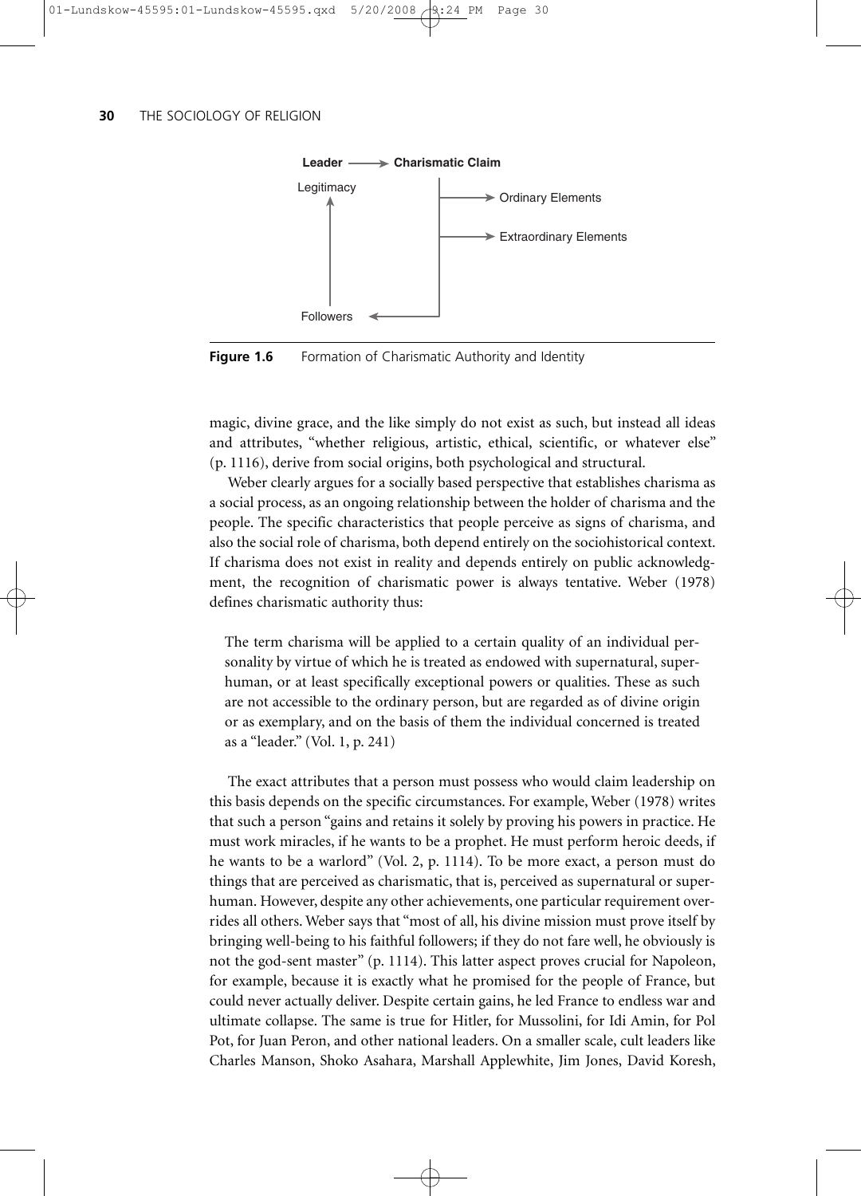Figure 1.6 Formation of Charismatic Authority and Identity

magic, divine grace, and the like simply do not exist as such, but instead all ideas and attributes, "whether religious, artistic, ethical, scientific, or whatever else" (p. 1116), derive from social origins, both psychological and structural.

Weber clearly argues for a socially based perspective that establishes charisma as a social process, as an ongoing relationship between the holder of charisma and the people. The specific characteristics that people perceive as signs of charisma, and also the social role of charisma, both depend entirely on the sociohistorical context. If charisma does not exist in reality and depends entirely on public acknowledgment, the recognition of charismatic power is always tentative. Weber (1978) defines charismatic authority thus:

> The term charisma will be applied to a certain quality of an individual personality by virtue of which he is treated as endowed with supernatural, superhuman, or at least specifically exceptional powers or qualities. These as such are not accessible to the ordinary person, but are regarded as of divine origin or as exemplary, and on the basis of them the individual concerned is treated as a "leader." (Vol. 1, p. 241)

The exact attributes that a person must possess who would claim leadership on this basis depends on the specific circumstances. For example, Weber (1978) writes that such a person "gains and retains it solely by proving his powers in practice. He must work miracles, if he wants to be a prophet. He must perform heroic deeds, if he wants to be a warlord" (Vol. 2, p. 1114). To be more exact, a person must do things that are perceived as charismatic, that is, perceived as supernatural or superhuman. However, despite any other achievements, one particular requirement overrides all others. Weber says that "most of all, his divine mission must prove itself by bringing well-being to his faithful followers; if they do not fare well, he obviously is not the god-sent master" (p. 1114). This latter aspect proves crucial for Napoleon, for example, because it is exactly what he promised for the people of France, but could never actually deliver. Despite certain gains, he led France to endless war and ultimate collapse. The same is true for Hitler, for Mussolini, for Idi Amin, for Pol Pot, for Juan Peron, and other national leaders. On a smaller scale, cult leaders like Charles Manson, Shoko Asahara, Marshall Applewhite, Jim Jones, David Koresh,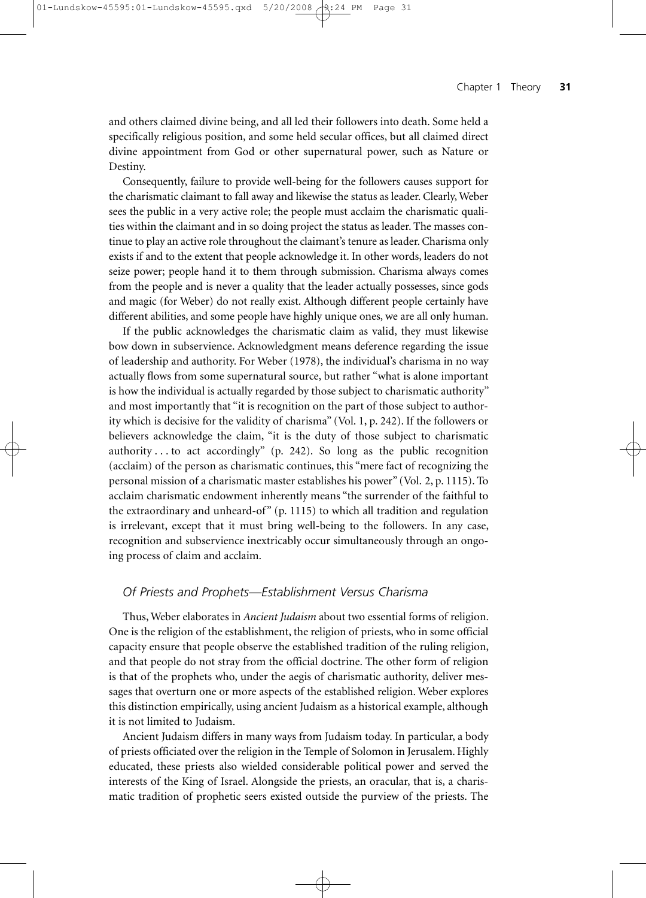and others claimed divine being, and all led their followers into death. Some held a specifically religious position, and some held secular offices, but all claimed direct divine appointment from God or other supernatural power, such as Nature or Destiny.

Consequently, failure to provide well-being for the followers causes support for the charismatic claimant to fall away and likewise the status as leader. Clearly, Weber sees the public in a very active role; the people must acclaim the charismatic qualities within the claimant and in so doing project the status as leader. The masses continue to play an active role throughout the claimant's tenure as leader. Charisma only exists if and to the extent that people acknowledge it. In other words, leaders do not seize power; people hand it to them through submission. Charisma always comes from the people and is never a quality that the leader actually possesses, since gods and magic (for Weber) do not really exist. Although different people certainly have different abilities, and some people have highly unique ones, we are all only human.

If the public acknowledges the charismatic claim as valid, they must likewise bow down in subservience. Acknowledgment means deference regarding the issue of leadership and authority. For Weber (1978), the individual's charisma in no way actually flows from some supernatural source, but rather "what is alone important is how the individual is actually regarded by those subject to charismatic authority" and most importantly that "it is recognition on the part of those subject to authority which is decisive for the validity of charisma" (Vol. 1, p. 242). If the followers or believers acknowledge the claim, "it is the duty of those subject to charismatic authority . . . to act accordingly" (p. 242). So long as the public recognition (acclaim) of the person as charismatic continues, this "mere fact of recognizing the personal mission of a charismatic master establishes his power" (Vol. 2, p. 1115). To acclaim charismatic endowment inherently means "the surrender of the faithful to the extraordinary and unheard-of" (p. 1115) to which all tradition and regulation is irrelevant, except that it must bring well-being to the followers. In any case, recognition and subservience inextricably occur simultaneously through an ongoing process of claim and acclaim.

### *Of Priests and Prophets—Establishment Versus Charisma*

Thus, Weber elaborates in *Ancient Judaism* about two essential forms of religion. One is the religion of the establishment, the religion of priests, who in some official capacity ensure that people observe the established tradition of the ruling religion, and that people do not stray from the official doctrine. The other form of religion is that of the prophets who, under the aegis of charismatic authority, deliver messages that overturn one or more aspects of the established religion. Weber explores this distinction empirically, using ancient Judaism as a historical example, although it is not limited to Judaism.

Ancient Judaism differs in many ways from Judaism today. In particular, a body of priests officiated over the religion in the Temple of Solomon in Jerusalem. Highly educated, these priests also wielded considerable political power and served the interests of the King of Israel. Alongside the priests, an oracular, that is, a charismatic tradition of prophetic seers existed outside the purview of the priests. The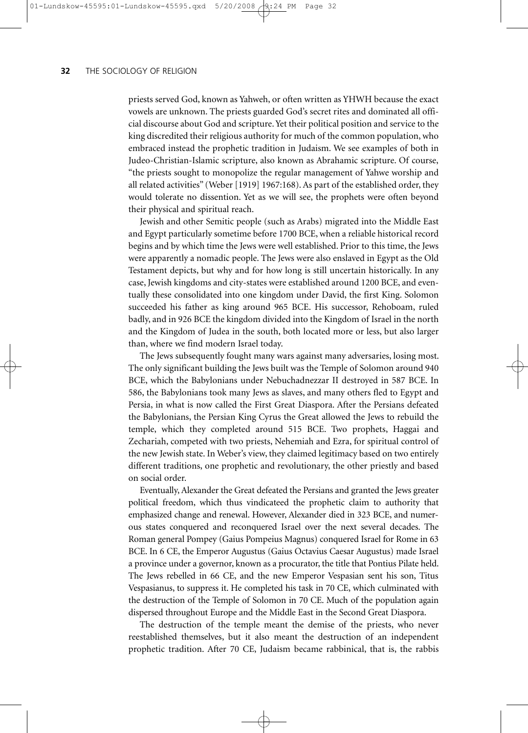priests served God, known as Yahweh, or often written as YHWH because the exact vowels are unknown. The priests guarded God's secret rites and dominated all official discourse about God and scripture. Yet their political position and service to the king discredited their religious authority for much of the common population, who embraced instead the prophetic tradition in Judaism. We see examples of both in Judeo-Christian-Islamic scripture, also known as Abrahamic scripture. Of course, "the priests sought to monopolize the regular management of Yahwe worship and all related activities" (Weber [1919] 1967:168). As part of the established order, they would tolerate no dissention. Yet as we will see, the prophets were often beyond their physical and spiritual reach.

Jewish and other Semitic people (such as Arabs) migrated into the Middle East and Egypt particularly sometime before 1700 BCE, when a reliable historical record begins and by which time the Jews were well established. Prior to this time, the Jews were apparently a nomadic people. The Jews were also enslaved in Egypt as the Old Testament depicts, but why and for how long is still uncertain historically. In any case, Jewish kingdoms and city-states were established around 1200 BCE, and eventually these consolidated into one kingdom under David, the first King. Solomon succeeded his father as king around 965 BCE. His successor, Rehoboam, ruled badly, and in 926 BCE the kingdom divided into the Kingdom of Israel in the north and the Kingdom of Judea in the south, both located more or less, but also larger than, where we find modern Israel today.

The Jews subsequently fought many wars against many adversaries, losing most. The only significant building the Jews built was the Temple of Solomon around 940 BCE, which the Babylonians under Nebuchadnezzar II destroyed in 587 BCE. In 586, the Babylonians took many Jews as slaves, and many others fled to Egypt and Persia, in what is now called the First Great Diaspora. After the Persians defeated the Babylonians, the Persian King Cyrus the Great allowed the Jews to rebuild the temple, which they completed around 515 BCE. Two prophets, Haggai and Zechariah, competed with two priests, Nehemiah and Ezra, for spiritual control of the new Jewish state. In Weber's view, they claimed legitimacy based on two entirely different traditions, one prophetic and revolutionary, the other priestly and based on social order.

Eventually, Alexander the Great defeated the Persians and granted the Jews greater political freedom, which thus vindicateed the prophetic claim to authority that emphasized change and renewal. However, Alexander died in 323 BCE, and numerous states conquered and reconquered Israel over the next several decades. The Roman general Pompey (Gaius Pompeius Magnus) conquered Israel for Rome in 63 BCE. In 6 CE, the Emperor Augustus (Gaius Octavius Caesar Augustus) made Israel a province under a governor, known as a procurator, the title that Pontius Pilate held. The Jews rebelled in 66 CE, and the new Emperor Vespasian sent his son, Titus Vespasianus, to suppress it. He completed his task in 70 CE, which culminated with the destruction of the Temple of Solomon in 70 CE. Much of the population again dispersed throughout Europe and the Middle East in the Second Great Diaspora.

The destruction of the temple meant the demise of the priests, who never reestablished themselves, but it also meant the destruction of an independent prophetic tradition. After 70 CE, Judaism became rabbinical, that is, the rabbis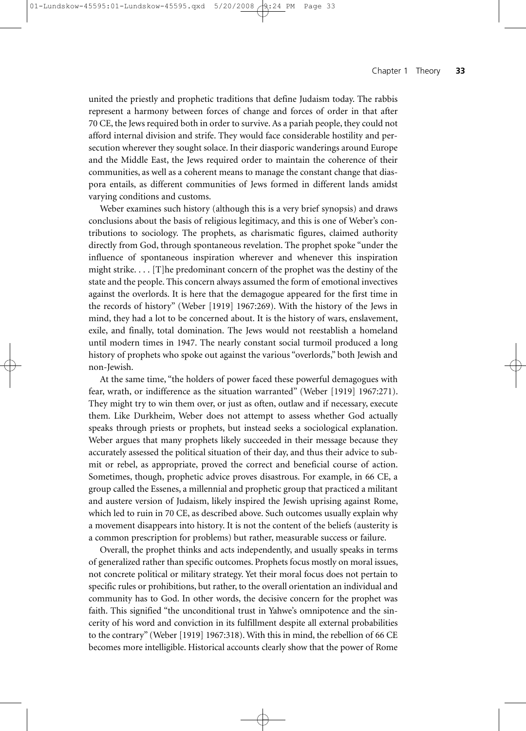united the priestly and prophetic traditions that define Judaism today. The rabbis represent a harmony between forces of change and forces of order in that after 70 CE, the Jews required both in order to survive. As a pariah people, they could not afford internal division and strife. They would face considerable hostility and persecution wherever they sought solace. In their diasporic wanderings around Europe and the Middle East, the Jews required order to maintain the coherence of their communities, as well as a coherent means to manage the constant change that diaspora entails, as different communities of Jews formed in different lands amidst varying conditions and customs.

Weber examines such history (although this is a very brief synopsis) and draws conclusions about the basis of religious legitimacy, and this is one of Weber's contributions to sociology. The prophets, as charismatic figures, claimed authority directly from God, through spontaneous revelation. The prophet spoke "under the influence of spontaneous inspiration wherever and whenever this inspiration might strike. . . . [T]he predominant concern of the prophet was the destiny of the state and the people. This concern always assumed the form of emotional invectives against the overlords. It is here that the demagogue appeared for the first time in the records of history" (Weber [1919] 1967:269). With the history of the Jews in mind, they had a lot to be concerned about. It is the history of wars, enslavement, exile, and finally, total domination. The Jews would not reestablish a homeland until modern times in 1947. The nearly constant social turmoil produced a long history of prophets who spoke out against the various "overlords," both Jewish and non-Jewish.

At the same time, "the holders of power faced these powerful demagogues with fear, wrath, or indifference as the situation warranted" (Weber [1919] 1967:271). They might try to win them over, or just as often, outlaw and if necessary, execute them. Like Durkheim, Weber does not attempt to assess whether God actually speaks through priests or prophets, but instead seeks a sociological explanation. Weber argues that many prophets likely succeeded in their message because they accurately assessed the political situation of their day, and thus their advice to submit or rebel, as appropriate, proved the correct and beneficial course of action. Sometimes, though, prophetic advice proves disastrous. For example, in 66 CE, a group called the Essenes, a millennial and prophetic group that practiced a militant and austere version of Judaism, likely inspired the Jewish uprising against Rome, which led to ruin in 70 CE, as described above. Such outcomes usually explain why a movement disappears into history. It is not the content of the beliefs (austerity is a common prescription for problems) but rather, measurable success or failure.

Overall, the prophet thinks and acts independently, and usually speaks in terms of generalized rather than specific outcomes. Prophets focus mostly on moral issues, not concrete political or military strategy. Yet their moral focus does not pertain to specific rules or prohibitions, but rather, to the overall orientation an individual and community has to God. In other words, the decisive concern for the prophet was faith. This signified "the unconditional trust in Yahwe's omnipotence and the sincerity of his word and conviction in its fulfillment despite all external probabilities to the contrary" (Weber [1919] 1967:318). With this in mind, the rebellion of 66 CE becomes more intelligible. Historical accounts clearly show that the power of Rome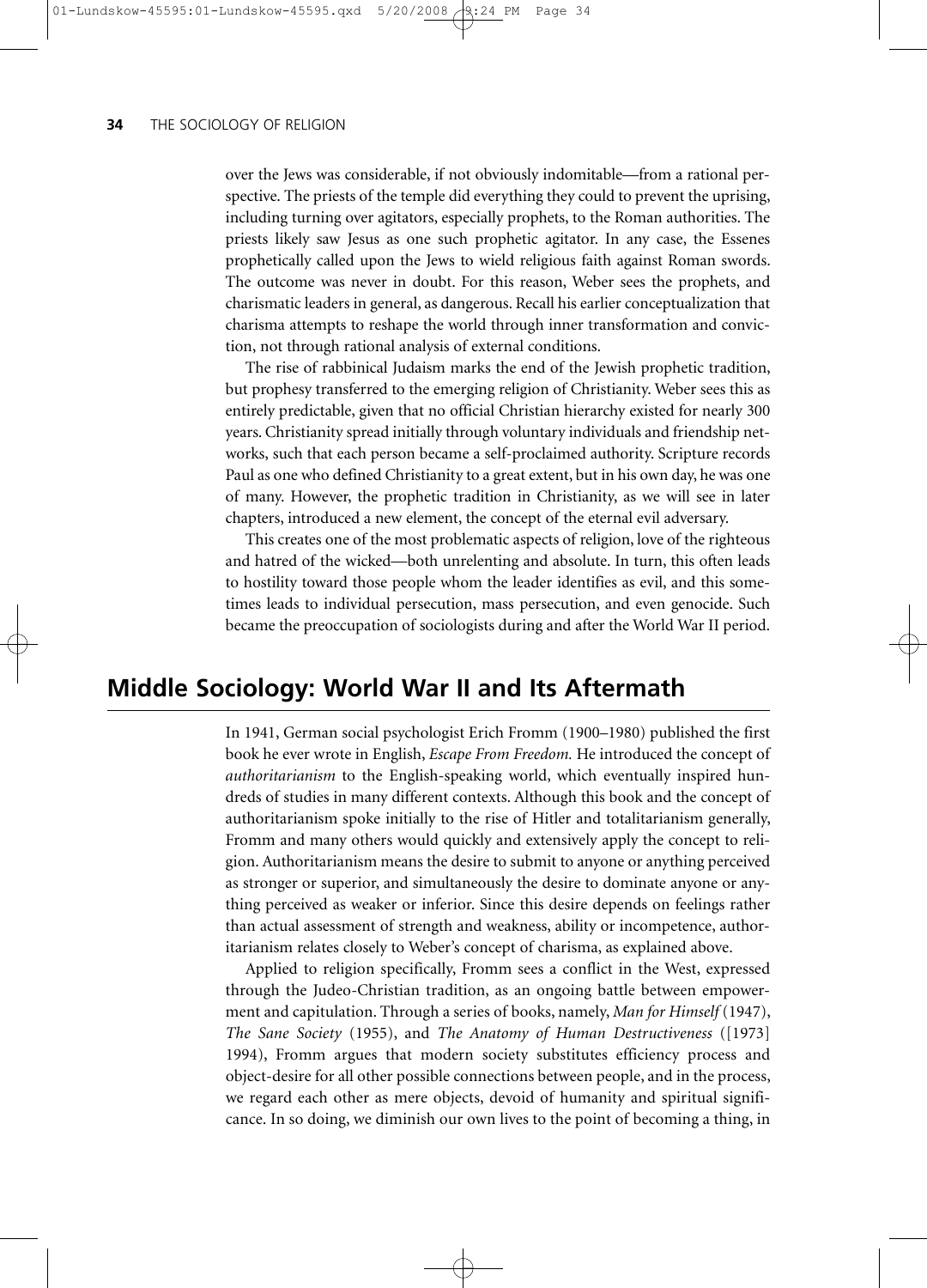over the Jews was considerable, if not obviously indomitable—from a rational perspective. The priests of the temple did everything they could to prevent the uprising, including turning over agitators, especially prophets, to the Roman authorities. The priests likely saw Jesus as one such prophetic agitator. In any case, the Essenes prophetically called upon the Jews to wield religious faith against Roman swords. The outcome was never in doubt. For this reason, Weber sees the prophets, and charismatic leaders in general, as dangerous. Recall his earlier conceptualization that charisma attempts to reshape the world through inner transformation and conviction, not through rational analysis of external conditions.

The rise of rabbinical Judaism marks the end of the Jewish prophetic tradition, but prophesy transferred to the emerging religion of Christianity. Weber sees this as entirely predictable, given that no official Christian hierarchy existed for nearly 300 years. Christianity spread initially through voluntary individuals and friendship networks, such that each person became a self-proclaimed authority. Scripture records Paul as one who defined Christianity to a great extent, but in his own day, he was one of many. However, the prophetic tradition in Christianity, as we will see in later chapters, introduced a new element, the concept of the eternal evil adversary.

This creates one of the most problematic aspects of religion, love of the righteous and hatred of the wicked—both unrelenting and absolute. In turn, this often leads to hostility toward those people whom the leader identifies as evil, and this sometimes leads to individual persecution, mass persecution, and even genocide. Such became the preoccupation of sociologists during and after the World War II period.

## Middle Sociology: World War II and Its Aftermath

In 1941, German social psychologist Erich Fromm (1900–1980) published the first book he ever wrote in English, *Escape From Freedom.* He introduced the concept of *authoritarianism* to the English-speaking world, which eventually inspired hundreds of studies in many different contexts. Although this book and the concept of authoritarianism spoke initially to the rise of Hitler and totalitarianism generally, Fromm and many others would quickly and extensively apply the concept to religion. Authoritarianism means the desire to submit to anyone or anything perceived as stronger or superior, and simultaneously the desire to dominate anyone or anything perceived as weaker or inferior. Since this desire depends on feelings rather than actual assessment of strength and weakness, ability or incompetence, authoritarianism relates closely to Weber's concept of charisma, as explained above.

Applied to religion specifically, Fromm sees a conflict in the West, expressed through the Judeo-Christian tradition, as an ongoing battle between empowerment and capitulation. Through a series of books, namely, *Man for Himself* (1947), *The Sane Society* (1955), and *The Anatomy of Human Destructiveness* ([1973] 1994), Fromm argues that modern society substitutes efficiency process and object-desire for all other possible connections between people, and in the process, we regard each other as mere objects, devoid of humanity and spiritual significance. In so doing, we diminish our own lives to the point of becoming a thing, in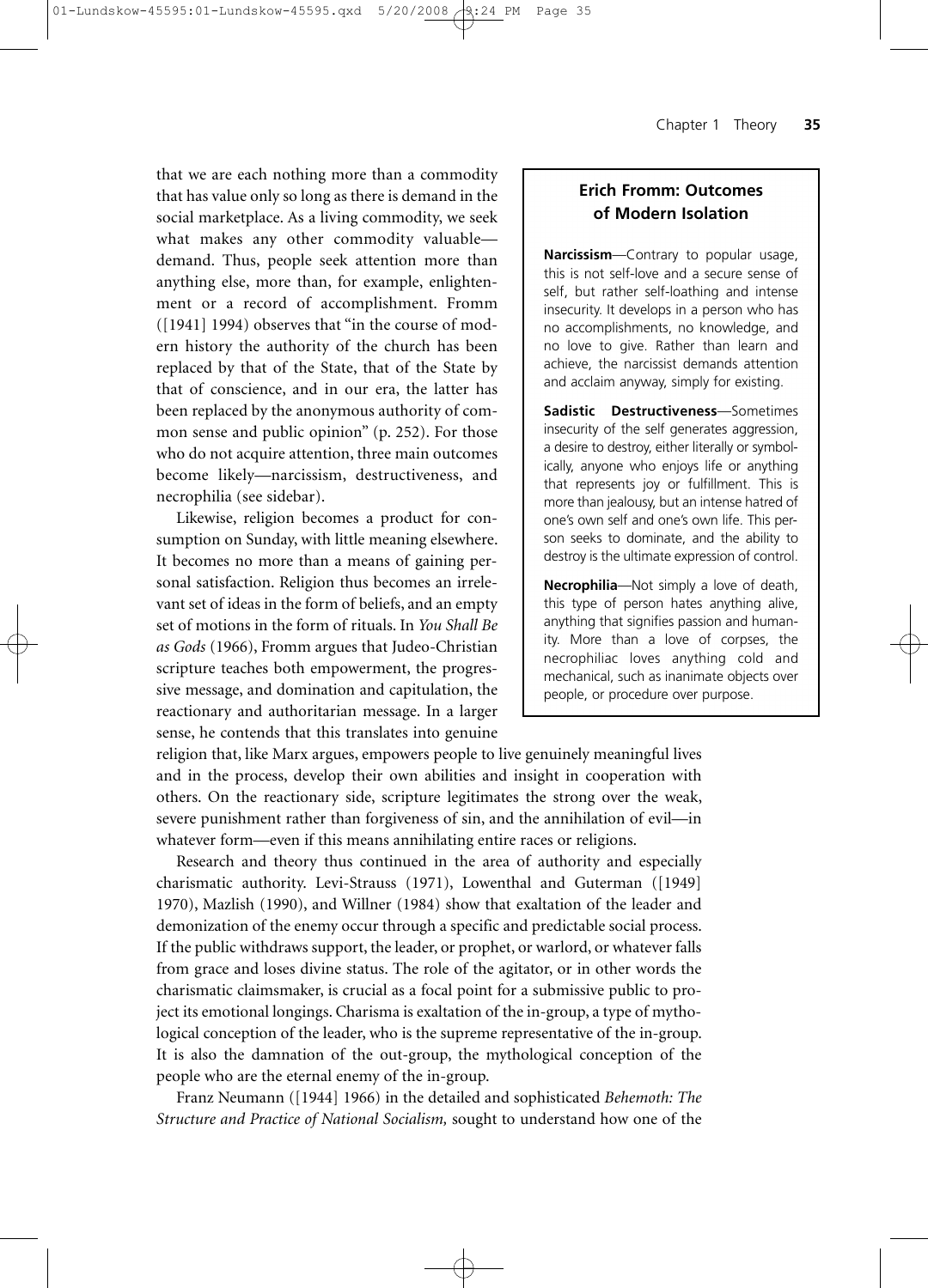that we are each nothing more than a commodity that has value only so long as there is demand in the social marketplace. As a living commodity, we seek what makes any other commodity valuable—demand. Thus, people seek attention more than anything else, more than, for example, enlightenment or a record of accomplishment. Fromm ([1941] 1994) observes that "in the course of modern history the authority of the church has been replaced by that of the State, that of the State by that of conscience, and in our era, the latter has been replaced by the anonymous authority of common sense and public opinion" (p. 252). For those who do not acquire attention, three main outcomes become likely—narcissism, destructiveness, and necrophilia (see sidebar).

Likewise, religion becomes a product for consumption on Sunday, with little meaning elsewhere. It becomes no more than a means of gaining personal satisfaction. Religion thus becomes an irrelevant set of ideas in the form of beliefs, and an empty set of motions in the form of rituals. In *You Shall Be as Gods* (1966), Fromm argues that Judeo-Christian scripture teaches both empowerment, the progressive message, and domination and capitulation, the reactionary and authoritarian message. In a larger sense, he contends that this translates into genuine religion that, like Marx argues, empowers people to live genuinely meaningful lives and in the process, develop their own abilities and insight in cooperation with others. On the reactionary side, scripture legitimates the strong over the weak, severe punishment rather than forgiveness of sin, and the annihilation of evil—in whatever form—even if this means annihilating entire races or religions.

> **Erich Fromm: Outcomes of Modern Isolation**
>
> **Narcissism**—Contrary to popular usage, this is not self-love and a secure sense of self, but rather self-loathing and intense insecurity. It develops in a person who has no accomplishments, no knowledge, and no love to give. Rather than learn and achieve, the narcissist demands attention and acclaim anyway, simply for existing.
>
> **Sadistic Destructiveness**—Sometimes insecurity of the self generates aggression, a desire to destroy, either literally or symbolically, anyone who enjoys life or anything that represents joy or fulfillment. This is more than jealousy, but an intense hatred of one's own self and one's own life. This person seeks to dominate, and the ability to destroy is the ultimate expression of control.
>
> **Necrophilia**—Not simply a love of death, this type of person hates anything alive, anything that signifies passion and humanity. More than a love of corpses, the necrophiliac loves anything cold and mechanical, such as inanimate objects over people, or procedure over purpose.

Research and theory thus continued in the area of authority and especially charismatic authority. Levi-Strauss (1971), Lowenthal and Guterman ([1949] 1970), Mazlish (1990), and Willner (1984) show that exaltation of the leader and demonization of the enemy occur through a specific and predictable social process. If the public withdraws support, the leader, or prophet, or warlord, or whatever falls from grace and loses divine status. The role of the agitator, or in other words the charismatic claimsmaker, is crucial as a focal point for a submissive public to project its emotional longings. Charisma is exaltation of the in-group, a type of mythological conception of the leader, who is the supreme representative of the in-group. It is also the damnation of the out-group, the mythological conception of the people who are the eternal enemy of the in-group.

Franz Neumann ([1944] 1966) in the detailed and sophisticated *Behemoth: The Structure and Practice of National Socialism,* sought to understand how one of the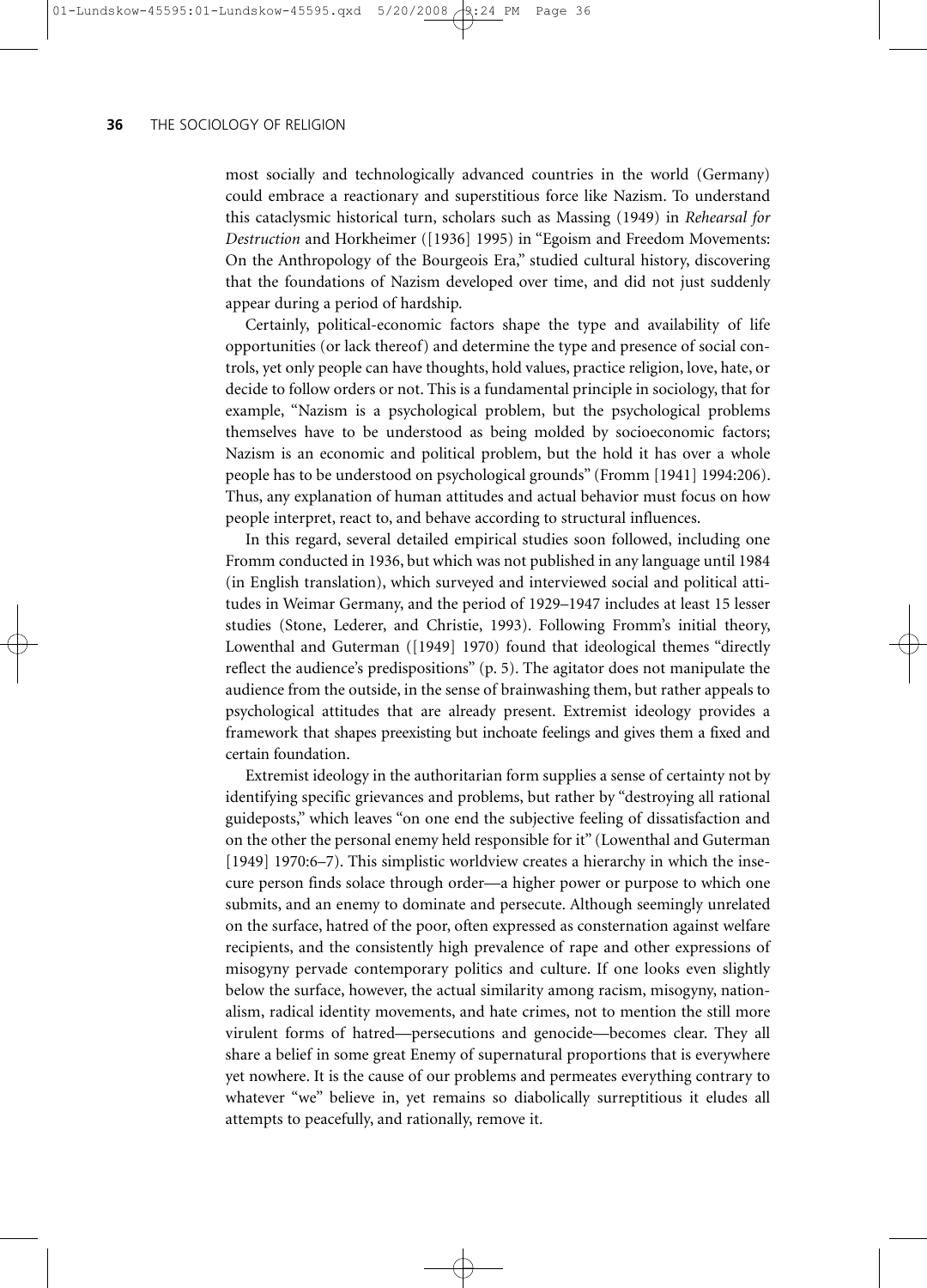most socially and technologically advanced countries in the world (Germany) could embrace a reactionary and superstitious force like Nazism. To understand this cataclysmic historical turn, scholars such as Massing (1949) in *Rehearsal for Destruction* and Horkheimer ([1936] 1995) in "Egoism and Freedom Movements: On the Anthropology of the Bourgeois Era," studied cultural history, discovering that the foundations of Nazism developed over time, and did not just suddenly appear during a period of hardship.

Certainly, political-economic factors shape the type and availability of life opportunities (or lack thereof) and determine the type and presence of social controls, yet only people can have thoughts, hold values, practice religion, love, hate, or decide to follow orders or not. This is a fundamental principle in sociology, that for example, "Nazism is a psychological problem, but the psychological problems themselves have to be understood as being molded by socioeconomic factors; Nazism is an economic and political problem, but the hold it has over a whole people has to be understood on psychological grounds" (Fromm [1941] 1994:206). Thus, any explanation of human attitudes and actual behavior must focus on how people interpret, react to, and behave according to structural influences.

In this regard, several detailed empirical studies soon followed, including one Fromm conducted in 1936, but which was not published in any language until 1984 (in English translation), which surveyed and interviewed social and political attitudes in Weimar Germany, and the period of 1929–1947 includes at least 15 lesser studies (Stone, Lederer, and Christie, 1993). Following Fromm's initial theory, Lowenthal and Guterman ([1949] 1970) found that ideological themes "directly reflect the audience's predispositions" (p. 5). The agitator does not manipulate the audience from the outside, in the sense of brainwashing them, but rather appeals to psychological attitudes that are already present. Extremist ideology provides a framework that shapes preexisting but inchoate feelings and gives them a fixed and certain foundation.

Extremist ideology in the authoritarian form supplies a sense of certainty not by identifying specific grievances and problems, but rather by "destroying all rational guideposts," which leaves "on one end the subjective feeling of dissatisfaction and on the other the personal enemy held responsible for it" (Lowenthal and Guterman [1949] 1970:6–7). This simplistic worldview creates a hierarchy in which the insecure person finds solace through order—a higher power or purpose to which one submits, and an enemy to dominate and persecute. Although seemingly unrelated on the surface, hatred of the poor, often expressed as consternation against welfare recipients, and the consistently high prevalence of rape and other expressions of misogyny pervade contemporary politics and culture. If one looks even slightly below the surface, however, the actual similarity among racism, misogyny, nationalism, radical identity movements, and hate crimes, not to mention the still more virulent forms of hatred—persecutions and genocide—becomes clear. They all share a belief in some great Enemy of supernatural proportions that is everywhere yet nowhere. It is the cause of our problems and permeates everything contrary to whatever "we" believe in, yet remains so diabolically surreptitious it eludes all attempts to peacefully, and rationally, remove it.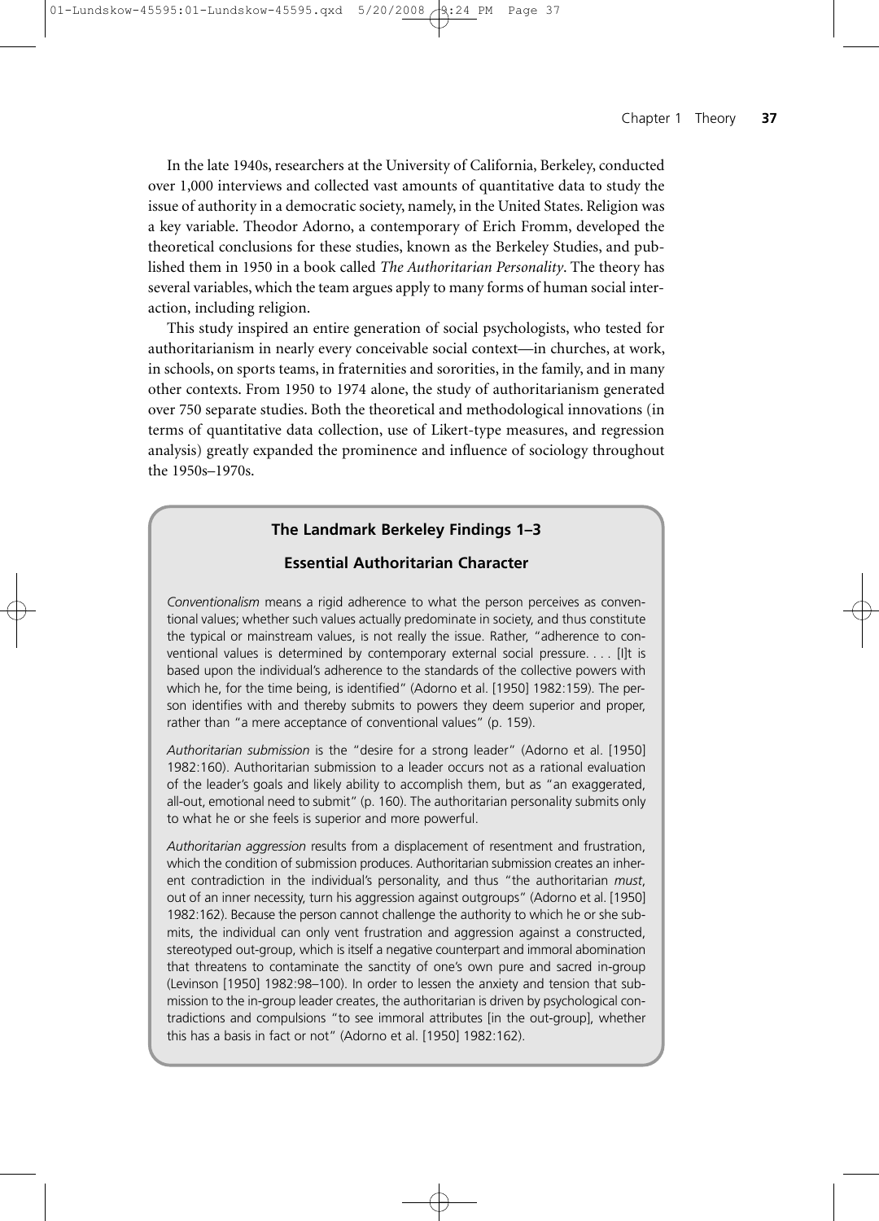In the late 1940s, researchers at the University of California, Berkeley, conducted over 1,000 interviews and collected vast amounts of quantitative data to study the issue of authority in a democratic society, namely, in the United States. Religion was a key variable. Theodor Adorno, a contemporary of Erich Fromm, developed the theoretical conclusions for these studies, known as the Berkeley Studies, and published them in 1950 in a book called *The Authoritarian Personality*. The theory has several variables, which the team argues apply to many forms of human social interaction, including religion.

This study inspired an entire generation of social psychologists, who tested for authoritarianism in nearly every conceivable social context—in churches, at work, in schools, on sports teams, in fraternities and sororities, in the family, and in many other contexts. From 1950 to 1974 alone, the study of authoritarianism generated over 750 separate studies. Both the theoretical and methodological innovations (in terms of quantitative data collection, use of Likert-type measures, and regression analysis) greatly expanded the prominence and influence of sociology throughout the 1950s–1970s.

### The Landmark Berkeley Findings 1–3

#### Essential Authoritarian Character

*Conventionalism* means a rigid adherence to what the person perceives as conventional values; whether such values actually predominate in society, and thus constitute the typical or mainstream values, is not really the issue. Rather, "adherence to conventional values is determined by contemporary external social pressure. . . . [I]t is based upon the individual's adherence to the standards of the collective powers with which he, for the time being, is identified" (Adorno et al. [1950] 1982:159). The person identifies with and thereby submits to powers they deem superior and proper, rather than "a mere acceptance of conventional values" (p. 159).

*Authoritarian submission* is the "desire for a strong leader" (Adorno et al. [1950] 1982:160). Authoritarian submission to a leader occurs not as a rational evaluation of the leader's goals and likely ability to accomplish them, but as "an exaggerated, all-out, emotional need to submit" (p. 160). The authoritarian personality submits only to what he or she feels is superior and more powerful.

*Authoritarian aggression* results from a displacement of resentment and frustration, which the condition of submission produces. Authoritarian submission creates an inherent contradiction in the individual's personality, and thus "the authoritarian *must*, out of an inner necessity, turn his aggression against outgroups" (Adorno et al. [1950] 1982:162). Because the person cannot challenge the authority to which he or she submits, the individual can only vent frustration and aggression against a constructed, stereotyped out-group, which is itself a negative counterpart and immoral abomination that threatens to contaminate the sanctity of one's own pure and sacred in-group (Levinson [1950] 1982:98–100). In order to lessen the anxiety and tension that submission to the in-group leader creates, the authoritarian is driven by psychological contradictions and compulsions "to see immoral attributes [in the out-group], whether this has a basis in fact or not" (Adorno et al. [1950] 1982:162).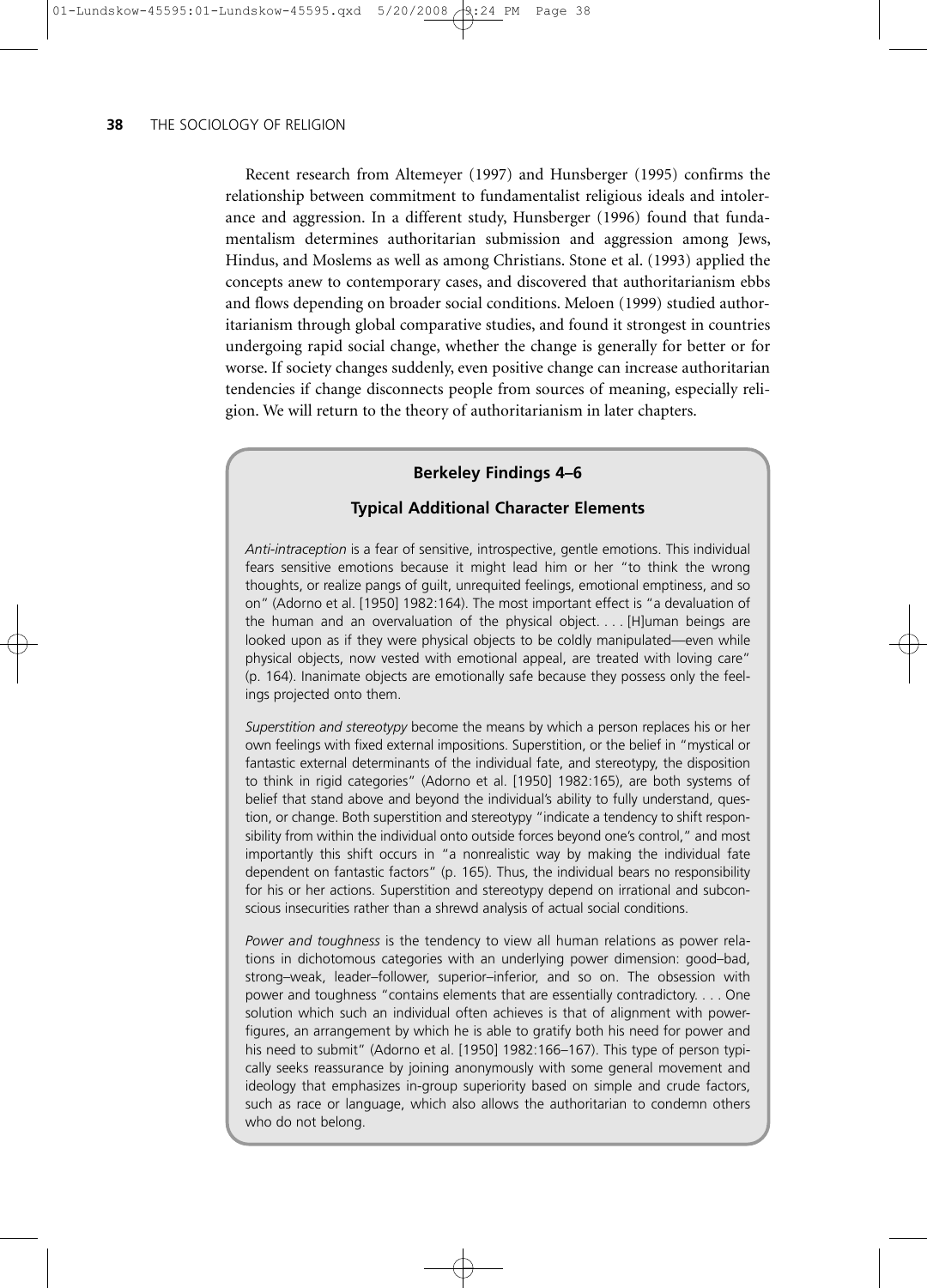Recent research from Altemeyer (1997) and Hunsberger (1995) confirms the relationship between commitment to fundamentalist religious ideals and intolerance and aggression. In a different study, Hunsberger (1996) found that fundamentalism determines authoritarian submission and aggression among Jews, Hindus, and Moslems as well as among Christians. Stone et al. (1993) applied the concepts anew to contemporary cases, and discovered that authoritarianism ebbs and flows depending on broader social conditions. Meloen (1999) studied authoritarianism through global comparative studies, and found it strongest in countries undergoing rapid social change, whether the change is generally for better or for worse. If society changes suddenly, even positive change can increase authoritarian tendencies if change disconnects people from sources of meaning, especially religion. We will return to the theory of authoritarianism in later chapters.

### Berkeley Findings 4–6

#### Typical Additional Character Elements

*Anti-intraception* is a fear of sensitive, introspective, gentle emotions. This individual fears sensitive emotions because it might lead him or her "to think the wrong thoughts, or realize pangs of guilt, unrequited feelings, emotional emptiness, and so on" (Adorno et al. [1950] 1982:164). The most important effect is "a devaluation of the human and an overvaluation of the physical object. . . . [H]uman beings are looked upon as if they were physical objects to be coldly manipulated—even while physical objects, now vested with emotional appeal, are treated with loving care" (p. 164). Inanimate objects are emotionally safe because they possess only the feelings projected onto them.

*Superstition and stereotypy* become the means by which a person replaces his or her own feelings with fixed external impositions. Superstition, or the belief in "mystical or fantastic external determinants of the individual fate, and stereotypy, the disposition to think in rigid categories" (Adorno et al. [1950] 1982:165), are both systems of belief that stand above and beyond the individual's ability to fully understand, question, or change. Both superstition and stereotypy "indicate a tendency to shift responsibility from within the individual onto outside forces beyond one's control," and most importantly this shift occurs in "a nonrealistic way by making the individual fate dependent on fantastic factors" (p. 165). Thus, the individual bears no responsibility for his or her actions. Superstition and stereotypy depend on irrational and subconscious insecurities rather than a shrewd analysis of actual social conditions.

*Power and toughness* is the tendency to view all human relations as power relations in dichotomous categories with an underlying power dimension: good–bad, strong–weak, leader–follower, superior–inferior, and so on. The obsession with power and toughness "contains elements that are essentially contradictory. . . . One solution which such an individual often achieves is that of alignment with power-figures, an arrangement by which he is able to gratify both his need for power and his need to submit" (Adorno et al. [1950] 1982:166–167). This type of person typically seeks reassurance by joining anonymously with some general movement and ideology that emphasizes in-group superiority based on simple and crude factors, such as race or language, which also allows the authoritarian to condemn others who do not belong.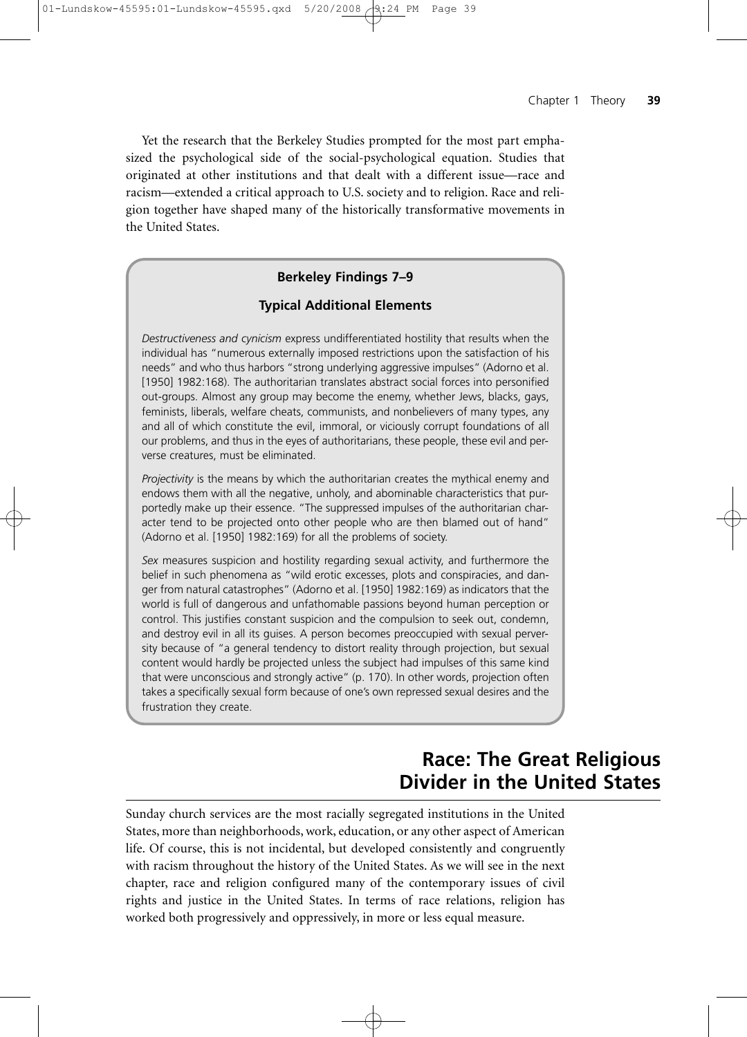Yet the research that the Berkeley Studies prompted for the most part emphasized the psychological side of the social-psychological equation. Studies that originated at other institutions and that dealt with a different issue—race and racism—extended a critical approach to U.S. society and to religion. Race and religion together have shaped many of the historically transformative movements in the United States.

**Berkeley Findings 7–9**

**Typical Additional Elements**

*Destructiveness and cynicism* express undifferentiated hostility that results when the individual has "numerous externally imposed restrictions upon the satisfaction of his needs" and who thus harbors "strong underlying aggressive impulses" (Adorno et al. [1950] 1982:168). The authoritarian translates abstract social forces into personified out-groups. Almost any group may become the enemy, whether Jews, blacks, gays, feminists, liberals, welfare cheats, communists, and nonbelievers of many types, any and all of which constitute the evil, immoral, or viciously corrupt foundations of all our problems, and thus in the eyes of authoritarians, these people, these evil and perverse creatures, must be eliminated.

*Projectivity* is the means by which the authoritarian creates the mythical enemy and endows them with all the negative, unholy, and abominable characteristics that purportedly make up their essence. "The suppressed impulses of the authoritarian character tend to be projected onto other people who are then blamed out of hand" (Adorno et al. [1950] 1982:169) for all the problems of society.

*Sex* measures suspicion and hostility regarding sexual activity, and furthermore the belief in such phenomena as "wild erotic excesses, plots and conspiracies, and danger from natural catastrophes" (Adorno et al. [1950] 1982:169) as indicators that the world is full of dangerous and unfathomable passions beyond human perception or control. This justifies constant suspicion and the compulsion to seek out, condemn, and destroy evil in all its guises. A person becomes preoccupied with sexual perversity because of "a general tendency to distort reality through projection, but sexual content would hardly be projected unless the subject had impulses of this same kind that were unconscious and strongly active" (p. 170). In other words, projection often takes a specifically sexual form because of one's own repressed sexual desires and the frustration they create.

## Race: The Great Religious Divider in the United States

Sunday church services are the most racially segregated institutions in the United States, more than neighborhoods, work, education, or any other aspect of American life. Of course, this is not incidental, but developed consistently and congruently with racism throughout the history of the United States. As we will see in the next chapter, race and religion configured many of the contemporary issues of civil rights and justice in the United States. In terms of race relations, religion has worked both progressively and oppressively, in more or less equal measure.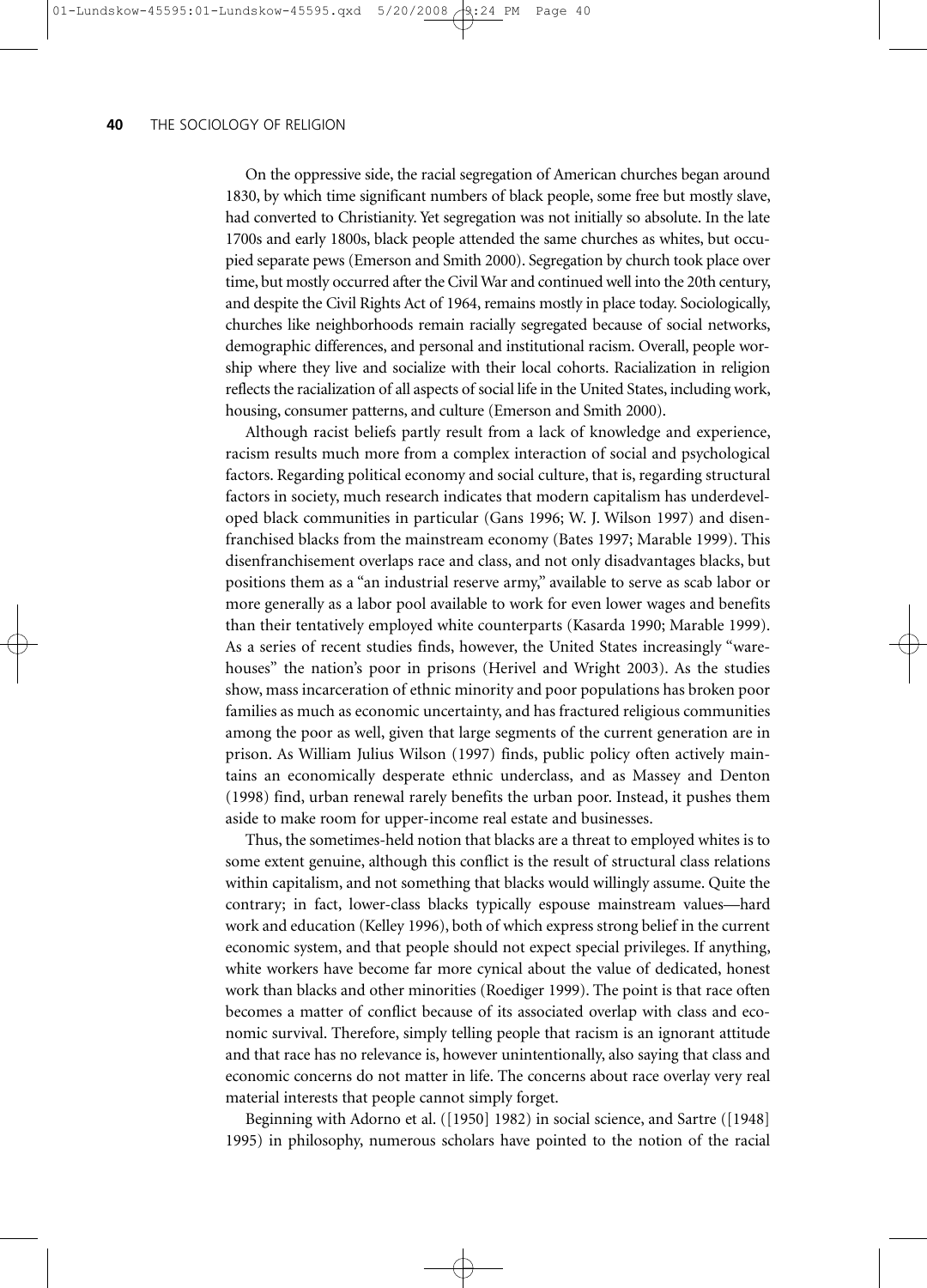On the oppressive side, the racial segregation of American churches began around 1830, by which time significant numbers of black people, some free but mostly slave, had converted to Christianity. Yet segregation was not initially so absolute. In the late 1700s and early 1800s, black people attended the same churches as whites, but occupied separate pews (Emerson and Smith 2000). Segregation by church took place over time, but mostly occurred after the Civil War and continued well into the 20th century, and despite the Civil Rights Act of 1964, remains mostly in place today. Sociologically, churches like neighborhoods remain racially segregated because of social networks, demographic differences, and personal and institutional racism. Overall, people worship where they live and socialize with their local cohorts. Racialization in religion reflects the racialization of all aspects of social life in the United States, including work, housing, consumer patterns, and culture (Emerson and Smith 2000).

Although racist beliefs partly result from a lack of knowledge and experience, racism results much more from a complex interaction of social and psychological factors. Regarding political economy and social culture, that is, regarding structural factors in society, much research indicates that modern capitalism has underdeveloped black communities in particular (Gans 1996; W. J. Wilson 1997) and disenfranchised blacks from the mainstream economy (Bates 1997; Marable 1999). This disenfranchisement overlaps race and class, and not only disadvantages blacks, but positions them as a "an industrial reserve army," available to serve as scab labor or more generally as a labor pool available to work for even lower wages and benefits than their tentatively employed white counterparts (Kasarda 1990; Marable 1999). As a series of recent studies finds, however, the United States increasingly "warehouses" the nation's poor in prisons (Herivel and Wright 2003). As the studies show, mass incarceration of ethnic minority and poor populations has broken poor families as much as economic uncertainty, and has fractured religious communities among the poor as well, given that large segments of the current generation are in prison. As William Julius Wilson (1997) finds, public policy often actively maintains an economically desperate ethnic underclass, and as Massey and Denton (1998) find, urban renewal rarely benefits the urban poor. Instead, it pushes them aside to make room for upper-income real estate and businesses.

Thus, the sometimes-held notion that blacks are a threat to employed whites is to some extent genuine, although this conflict is the result of structural class relations within capitalism, and not something that blacks would willingly assume. Quite the contrary; in fact, lower-class blacks typically espouse mainstream values—hard work and education (Kelley 1996), both of which express strong belief in the current economic system, and that people should not expect special privileges. If anything, white workers have become far more cynical about the value of dedicated, honest work than blacks and other minorities (Roediger 1999). The point is that race often becomes a matter of conflict because of its associated overlap with class and economic survival. Therefore, simply telling people that racism is an ignorant attitude and that race has no relevance is, however unintentionally, also saying that class and economic concerns do not matter in life. The concerns about race overlay very real material interests that people cannot simply forget.

Beginning with Adorno et al. ([1950] 1982) in social science, and Sartre ([1948] 1995) in philosophy, numerous scholars have pointed to the notion of the racial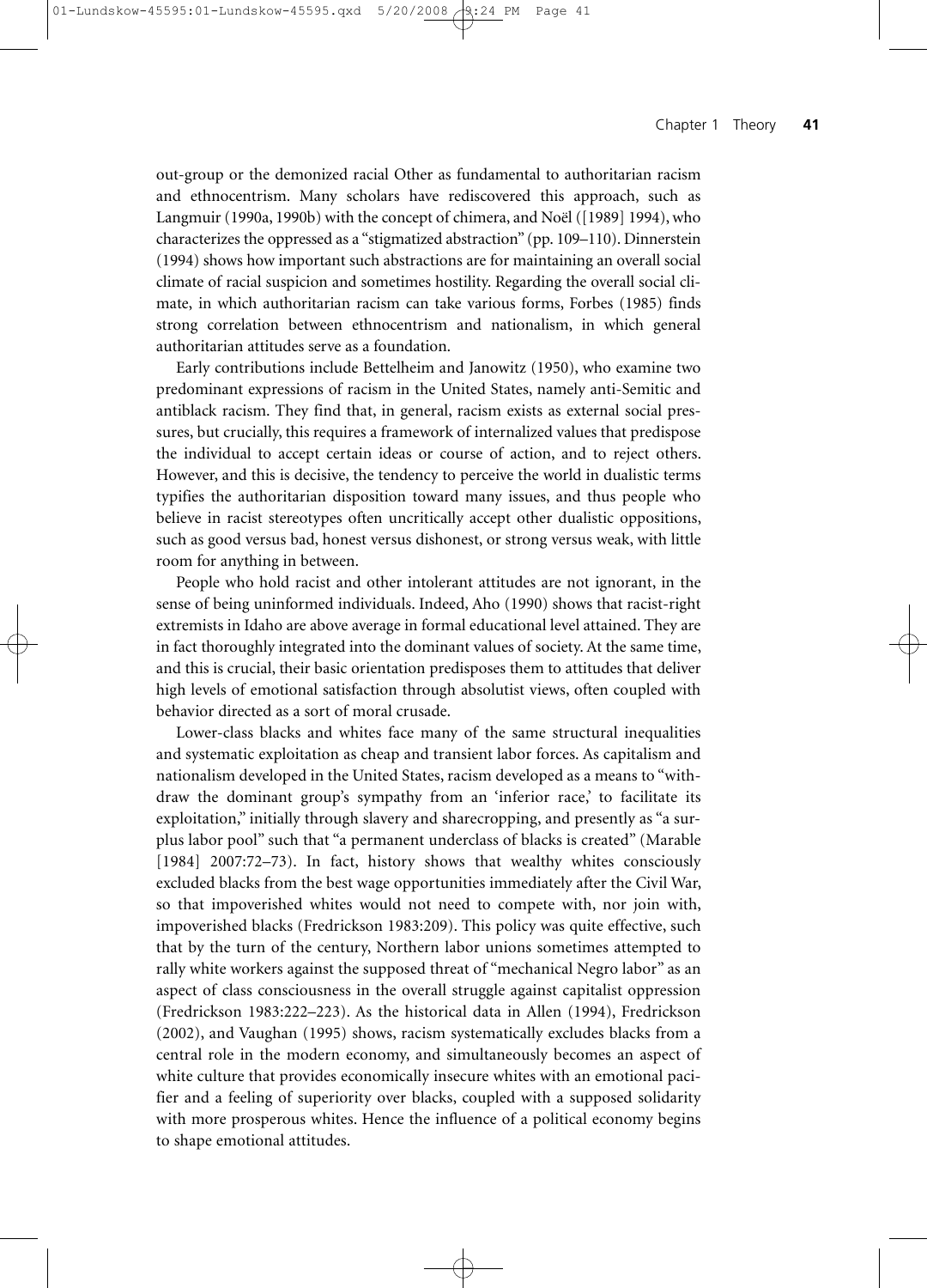out-group or the demonized racial Other as fundamental to authoritarian racism and ethnocentrism. Many scholars have rediscovered this approach, such as Langmuir (1990a, 1990b) with the concept of chimera, and Noël ([1989] 1994), who characterizes the oppressed as a "stigmatized abstraction" (pp. 109–110). Dinnerstein (1994) shows how important such abstractions are for maintaining an overall social climate of racial suspicion and sometimes hostility. Regarding the overall social climate, in which authoritarian racism can take various forms, Forbes (1985) finds strong correlation between ethnocentrism and nationalism, in which general authoritarian attitudes serve as a foundation.

Early contributions include Bettelheim and Janowitz (1950), who examine two predominant expressions of racism in the United States, namely anti-Semitic and antiblack racism. They find that, in general, racism exists as external social pressures, but crucially, this requires a framework of internalized values that predispose the individual to accept certain ideas or course of action, and to reject others. However, and this is decisive, the tendency to perceive the world in dualistic terms typifies the authoritarian disposition toward many issues, and thus people who believe in racist stereotypes often uncritically accept other dualistic oppositions, such as good versus bad, honest versus dishonest, or strong versus weak, with little room for anything in between.

People who hold racist and other intolerant attitudes are not ignorant, in the sense of being uninformed individuals. Indeed, Aho (1990) shows that racist-right extremists in Idaho are above average in formal educational level attained. They are in fact thoroughly integrated into the dominant values of society. At the same time, and this is crucial, their basic orientation predisposes them to attitudes that deliver high levels of emotional satisfaction through absolutist views, often coupled with behavior directed as a sort of moral crusade.

Lower-class blacks and whites face many of the same structural inequalities and systematic exploitation as cheap and transient labor forces. As capitalism and nationalism developed in the United States, racism developed as a means to "withdraw the dominant group's sympathy from an 'inferior race,' to facilitate its exploitation," initially through slavery and sharecropping, and presently as "a surplus labor pool" such that "a permanent underclass of blacks is created" (Marable [1984] 2007:72–73). In fact, history shows that wealthy whites consciously excluded blacks from the best wage opportunities immediately after the Civil War, so that impoverished whites would not need to compete with, nor join with, impoverished blacks (Fredrickson 1983:209). This policy was quite effective, such that by the turn of the century, Northern labor unions sometimes attempted to rally white workers against the supposed threat of "mechanical Negro labor" as an aspect of class consciousness in the overall struggle against capitalist oppression (Fredrickson 1983:222–223). As the historical data in Allen (1994), Fredrickson (2002), and Vaughan (1995) shows, racism systematically excludes blacks from a central role in the modern economy, and simultaneously becomes an aspect of white culture that provides economically insecure whites with an emotional pacifier and a feeling of superiority over blacks, coupled with a supposed solidarity with more prosperous whites. Hence the influence of a political economy begins to shape emotional attitudes.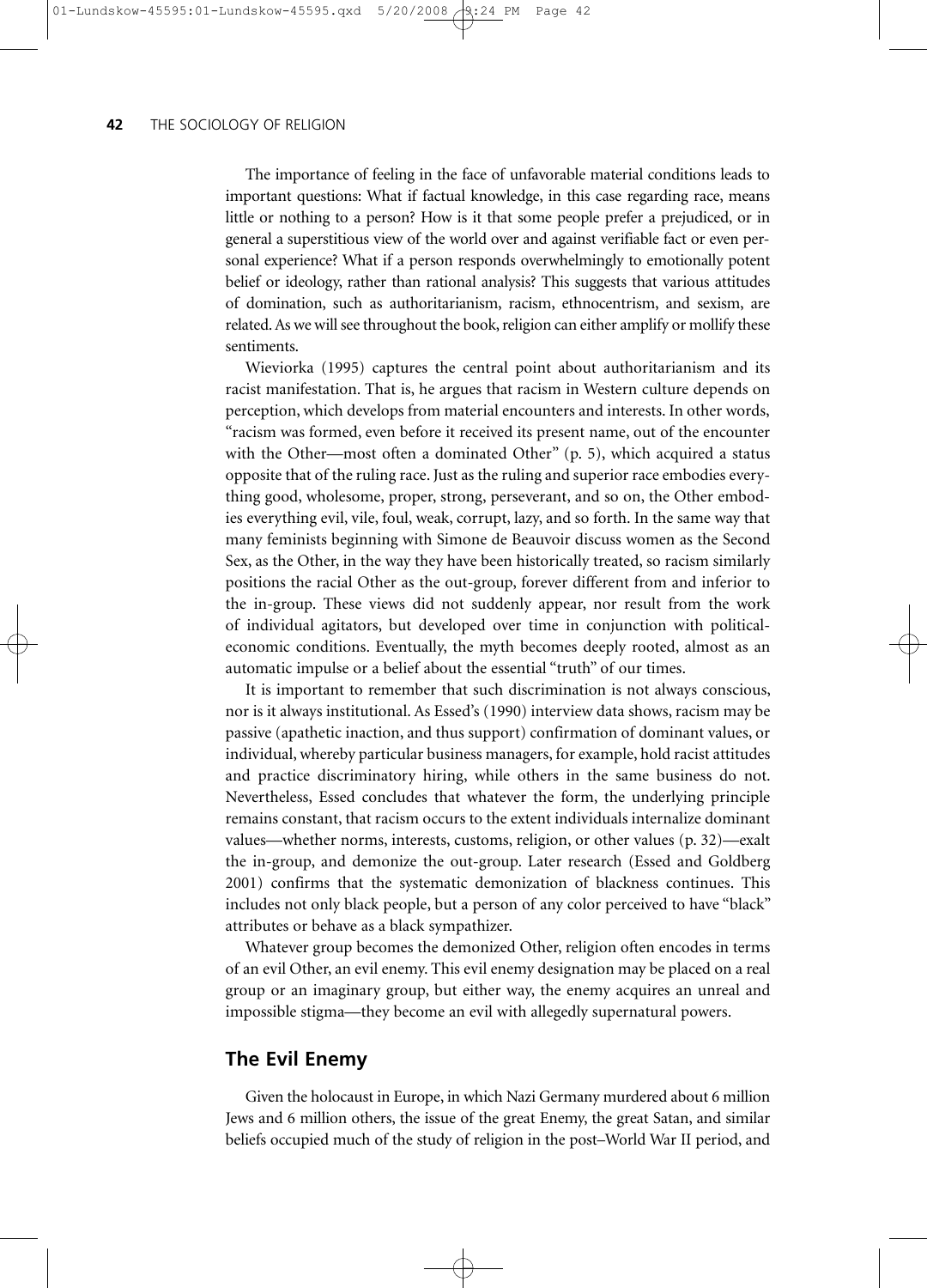The importance of feeling in the face of unfavorable material conditions leads to important questions: What if factual knowledge, in this case regarding race, means little or nothing to a person? How is it that some people prefer a prejudiced, or in general a superstitious view of the world over and against verifiable fact or even personal experience? What if a person responds overwhelmingly to emotionally potent belief or ideology, rather than rational analysis? This suggests that various attitudes of domination, such as authoritarianism, racism, ethnocentrism, and sexism, are related. As we will see throughout the book, religion can either amplify or mollify these sentiments.

Wieviorka (1995) captures the central point about authoritarianism and its racist manifestation. That is, he argues that racism in Western culture depends on perception, which develops from material encounters and interests. In other words, "racism was formed, even before it received its present name, out of the encounter with the Other—most often a dominated Other" (p. 5), which acquired a status opposite that of the ruling race. Just as the ruling and superior race embodies everything good, wholesome, proper, strong, perseverant, and so on, the Other embodies everything evil, vile, foul, weak, corrupt, lazy, and so forth. In the same way that many feminists beginning with Simone de Beauvoir discuss women as the Second Sex, as the Other, in the way they have been historically treated, so racism similarly positions the racial Other as the out-group, forever different from and inferior to the in-group. These views did not suddenly appear, nor result from the work of individual agitators, but developed over time in conjunction with political-economic conditions. Eventually, the myth becomes deeply rooted, almost as an automatic impulse or a belief about the essential "truth" of our times.

It is important to remember that such discrimination is not always conscious, nor is it always institutional. As Essed's (1990) interview data shows, racism may be passive (apathetic inaction, and thus support) confirmation of dominant values, or individual, whereby particular business managers, for example, hold racist attitudes and practice discriminatory hiring, while others in the same business do not. Nevertheless, Essed concludes that whatever the form, the underlying principle remains constant, that racism occurs to the extent individuals internalize dominant values—whether norms, interests, customs, religion, or other values (p. 32)—exalt the in-group, and demonize the out-group. Later research (Essed and Goldberg 2001) confirms that the systematic demonization of blackness continues. This includes not only black people, but a person of any color perceived to have "black" attributes or behave as a black sympathizer.

Whatever group becomes the demonized Other, religion often encodes in terms of an evil Other, an evil enemy. This evil enemy designation may be placed on a real group or an imaginary group, but either way, the enemy acquires an unreal and impossible stigma—they become an evil with allegedly supernatural powers.

## The Evil Enemy

Given the holocaust in Europe, in which Nazi Germany murdered about 6 million Jews and 6 million others, the issue of the great Enemy, the great Satan, and similar beliefs occupied much of the study of religion in the post–World War II period, and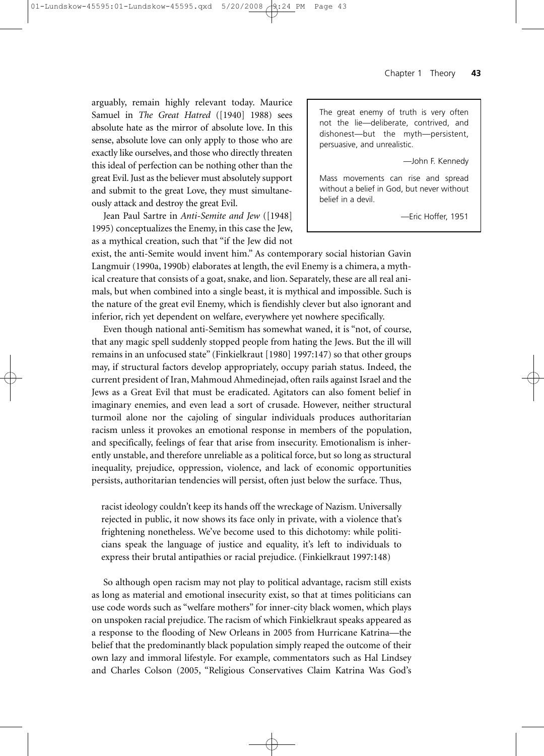arguably, remain highly relevant today. Maurice Samuel in *The Great Hatred* ([1940] 1988) sees absolute hate as the mirror of absolute love. In this sense, absolute love can only apply to those who are exactly like ourselves, and those who directly threaten this ideal of perfection can be nothing other than the great Evil. Just as the believer must absolutely support and submit to the great Love, they must simultaneously attack and destroy the great Evil.

> The great enemy of truth is very often not the lie—deliberate, contrived, and dishonest—but the myth—persistent, persuasive, and unrealistic.
>
> —John F. Kennedy
>
> Mass movements can rise and spread without a belief in God, but never without belief in a devil.
>
> —Eric Hoffer, 1951

Jean Paul Sartre in *Anti-Semite and Jew* ([1948] 1995) conceptualizes the Enemy, in this case the Jew, as a mythical creation, such that "if the Jew did not exist, the anti-Semite would invent him." As contemporary social historian Gavin Langmuir (1990a, 1990b) elaborates at length, the evil Enemy is a chimera, a mythical creature that consists of a goat, snake, and lion. Separately, these are all real animals, but when combined into a single beast, it is mythical and impossible. Such is the nature of the great evil Enemy, which is fiendishly clever but also ignorant and inferior, rich yet dependent on welfare, everywhere yet nowhere specifically.

Even though national anti-Semitism has somewhat waned, it is "not, of course, that any magic spell suddenly stopped people from hating the Jews. But the ill will remains in an unfocused state" (Finkielkraut [1980] 1997:147) so that other groups may, if structural factors develop appropriately, occupy pariah status. Indeed, the current president of Iran, Mahmoud Ahmedinejad, often rails against Israel and the Jews as a Great Evil that must be eradicated. Agitators can also foment belief in imaginary enemies, and even lead a sort of crusade. However, neither structural turmoil alone nor the cajoling of singular individuals produces authoritarian racism unless it provokes an emotional response in members of the population, and specifically, feelings of fear that arise from insecurity. Emotionalism is inherently unstable, and therefore unreliable as a political force, but so long as structural inequality, prejudice, oppression, violence, and lack of economic opportunities persists, authoritarian tendencies will persist, often just below the surface. Thus,

> racist ideology couldn't keep its hands off the wreckage of Nazism. Universally rejected in public, it now shows its face only in private, with a violence that's frightening nonetheless. We've become used to this dichotomy: while politicians speak the language of justice and equality, it's left to individuals to express their brutal antipathies or racial prejudice. (Finkielkraut 1997:148)

So although open racism may not play to political advantage, racism still exists as long as material and emotional insecurity exist, so that at times politicians can use code words such as "welfare mothers" for inner-city black women, which plays on unspoken racial prejudice. The racism of which Finkielkraut speaks appeared as a response to the flooding of New Orleans in 2005 from Hurricane Katrina—the belief that the predominantly black population simply reaped the outcome of their own lazy and immoral lifestyle. For example, commentators such as Hal Lindsey and Charles Colson (2005, "Religious Conservatives Claim Katrina Was God's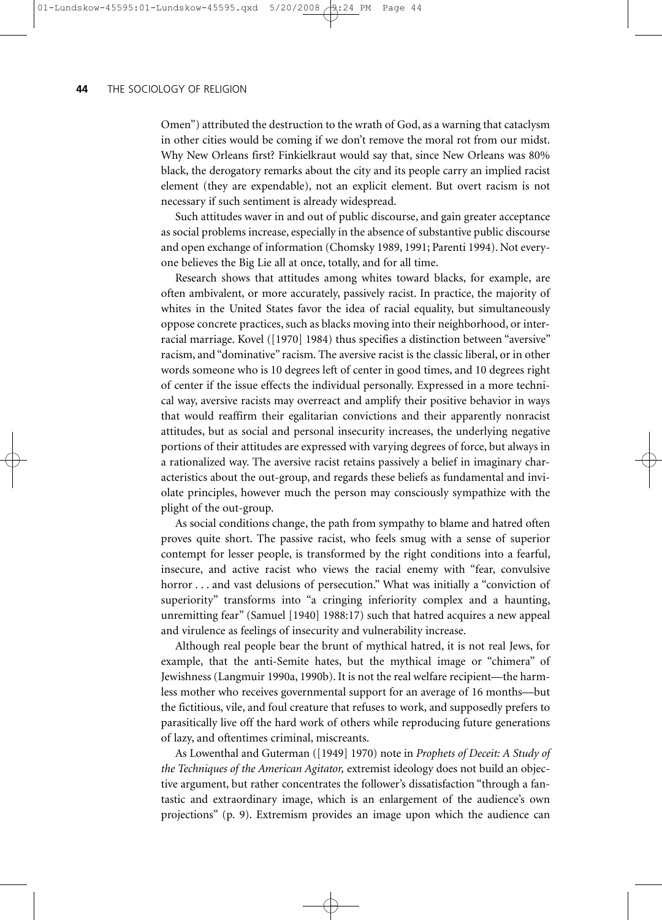Omen") attributed the destruction to the wrath of God, as a warning that cataclysm in other cities would be coming if we don't remove the moral rot from our midst. Why New Orleans first? Finkielkraut would say that, since New Orleans was 80% black, the derogatory remarks about the city and its people carry an implied racist element (they are expendable), not an explicit element. But overt racism is not necessary if such sentiment is already widespread.

Such attitudes waver in and out of public discourse, and gain greater acceptance as social problems increase, especially in the absence of substantive public discourse and open exchange of information (Chomsky 1989, 1991; Parenti 1994). Not everyone believes the Big Lie all at once, totally, and for all time.

Research shows that attitudes among whites toward blacks, for example, are often ambivalent, or more accurately, passively racist. In practice, the majority of whites in the United States favor the idea of racial equality, but simultaneously oppose concrete practices, such as blacks moving into their neighborhood, or interracial marriage. Kovel ([1970] 1984) thus specifies a distinction between "aversive" racism, and "dominative" racism. The aversive racist is the classic liberal, or in other words someone who is 10 degrees left of center in good times, and 10 degrees right of center if the issue effects the individual personally. Expressed in a more technical way, aversive racists may overreact and amplify their positive behavior in ways that would reaffirm their egalitarian convictions and their apparently nonracist attitudes, but as social and personal insecurity increases, the underlying negative portions of their attitudes are expressed with varying degrees of force, but always in a rationalized way. The aversive racist retains passively a belief in imaginary characteristics about the out-group, and regards these beliefs as fundamental and inviolate principles, however much the person may consciously sympathize with the plight of the out-group.

As social conditions change, the path from sympathy to blame and hatred often proves quite short. The passive racist, who feels smug with a sense of superior contempt for lesser people, is transformed by the right conditions into a fearful, insecure, and active racist who views the racial enemy with "fear, convulsive horror . . . and vast delusions of persecution." What was initially a "conviction of superiority" transforms into "a cringing inferiority complex and a haunting, unremitting fear" (Samuel [1940] 1988:17) such that hatred acquires a new appeal and virulence as feelings of insecurity and vulnerability increase.

Although real people bear the brunt of mythical hatred, it is not real Jews, for example, that the anti-Semite hates, but the mythical image or "chimera" of Jewishness (Langmuir 1990a, 1990b). It is not the real welfare recipient—the harmless mother who receives governmental support for an average of 16 months—but the fictitious, vile, and foul creature that refuses to work, and supposedly prefers to parasitically live off the hard work of others while reproducing future generations of lazy, and oftentimes criminal, miscreants.

As Lowenthal and Guterman ([1949] 1970) note in *Prophets of Deceit: A Study of the Techniques of the American Agitator,* extremist ideology does not build an objective argument, but rather concentrates the follower's dissatisfaction "through a fantastic and extraordinary image, which is an enlargement of the audience's own projections" (p. 9). Extremism provides an image upon which the audience can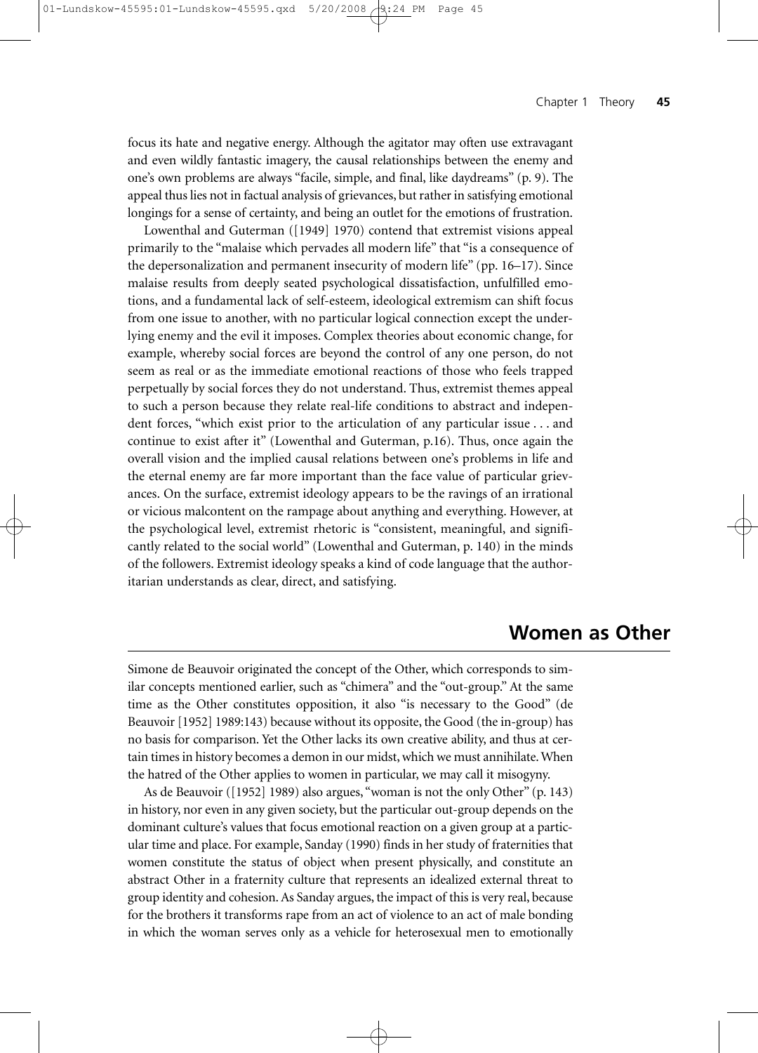focus its hate and negative energy. Although the agitator may often use extravagant and even wildly fantastic imagery, the causal relationships between the enemy and one's own problems are always "facile, simple, and final, like daydreams" (p. 9). The appeal thus lies not in factual analysis of grievances, but rather in satisfying emotional longings for a sense of certainty, and being an outlet for the emotions of frustration.

Lowenthal and Guterman ([1949] 1970) contend that extremist visions appeal primarily to the "malaise which pervades all modern life" that "is a consequence of the depersonalization and permanent insecurity of modern life" (pp. 16–17). Since malaise results from deeply seated psychological dissatisfaction, unfulfilled emotions, and a fundamental lack of self-esteem, ideological extremism can shift focus from one issue to another, with no particular logical connection except the underlying enemy and the evil it imposes. Complex theories about economic change, for example, whereby social forces are beyond the control of any one person, do not seem as real or as the immediate emotional reactions of those who feels trapped perpetually by social forces they do not understand. Thus, extremist themes appeal to such a person because they relate real-life conditions to abstract and independent forces, "which exist prior to the articulation of any particular issue . . . and continue to exist after it" (Lowenthal and Guterman, p.16). Thus, once again the overall vision and the implied causal relations between one's problems in life and the eternal enemy are far more important than the face value of particular grievances. On the surface, extremist ideology appears to be the ravings of an irrational or vicious malcontent on the rampage about anything and everything. However, at the psychological level, extremist rhetoric is "consistent, meaningful, and significantly related to the social world" (Lowenthal and Guterman, p. 140) in the minds of the followers. Extremist ideology speaks a kind of code language that the authoritarian understands as clear, direct, and satisfying.

## Women as Other

Simone de Beauvoir originated the concept of the Other, which corresponds to similar concepts mentioned earlier, such as "chimera" and the "out-group." At the same time as the Other constitutes opposition, it also "is necessary to the Good" (de Beauvoir [1952] 1989:143) because without its opposite, the Good (the in-group) has no basis for comparison. Yet the Other lacks its own creative ability, and thus at certain times in history becomes a demon in our midst, which we must annihilate. When the hatred of the Other applies to women in particular, we may call it misogyny.

As de Beauvoir ([1952] 1989) also argues, "woman is not the only Other" (p. 143) in history, nor even in any given society, but the particular out-group depends on the dominant culture's values that focus emotional reaction on a given group at a particular time and place. For example, Sanday (1990) finds in her study of fraternities that women constitute the status of object when present physically, and constitute an abstract Other in a fraternity culture that represents an idealized external threat to group identity and cohesion. As Sanday argues, the impact of this is very real, because for the brothers it transforms rape from an act of violence to an act of male bonding in which the woman serves only as a vehicle for heterosexual men to emotionally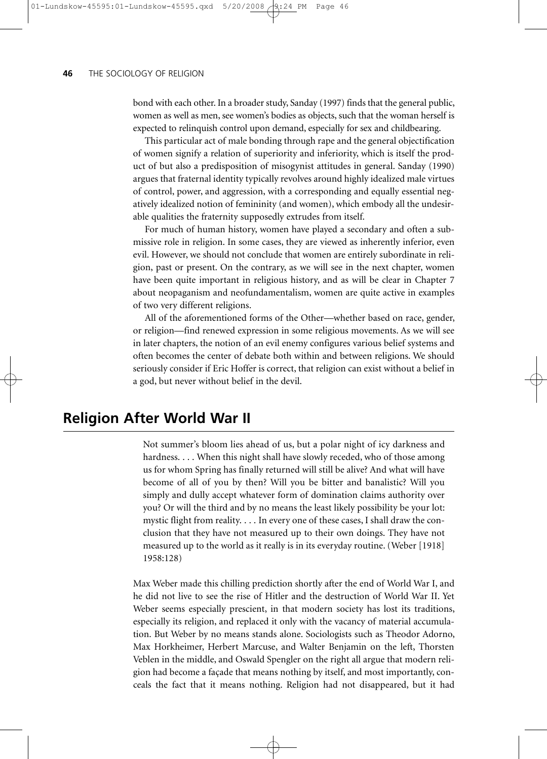bond with each other. In a broader study, Sanday (1997) finds that the general public, women as well as men, see women's bodies as objects, such that the woman herself is expected to relinquish control upon demand, especially for sex and childbearing.

This particular act of male bonding through rape and the general objectification of women signify a relation of superiority and inferiority, which is itself the product of but also a predisposition of misogynist attitudes in general. Sanday (1990) argues that fraternal identity typically revolves around highly idealized male virtues of control, power, and aggression, with a corresponding and equally essential negatively idealized notion of femininity (and women), which embody all the undesirable qualities the fraternity supposedly extrudes from itself.

For much of human history, women have played a secondary and often a submissive role in religion. In some cases, they are viewed as inherently inferior, even evil. However, we should not conclude that women are entirely subordinate in religion, past or present. On the contrary, as we will see in the next chapter, women have been quite important in religious history, and as will be clear in Chapter 7 about neopaganism and neofundamentalism, women are quite active in examples of two very different religions.

All of the aforementioned forms of the Other—whether based on race, gender, or religion—find renewed expression in some religious movements. As we will see in later chapters, the notion of an evil enemy configures various belief systems and often becomes the center of debate both within and between religions. We should seriously consider if Eric Hoffer is correct, that religion can exist without a belief in a god, but never without belief in the devil.

## Religion After World War II

> Not summer's bloom lies ahead of us, but a polar night of icy darkness and hardness. . . . When this night shall have slowly receded, who of those among us for whom Spring has finally returned will still be alive? And what will have become of all of you by then? Will you be bitter and banalistic? Will you simply and dully accept whatever form of domination claims authority over you? Or will the third and by no means the least likely possibility be your lot: mystic flight from reality. . . . In every one of these cases, I shall draw the conclusion that they have not measured up to their own doings. They have not measured up to the world as it really is in its everyday routine. (Weber [1918] 1958:128)

Max Weber made this chilling prediction shortly after the end of World War I, and he did not live to see the rise of Hitler and the destruction of World War II. Yet Weber seems especially prescient, in that modern society has lost its traditions, especially its religion, and replaced it only with the vacancy of material accumulation. But Weber by no means stands alone. Sociologists such as Theodor Adorno, Max Horkheimer, Herbert Marcuse, and Walter Benjamin on the left, Thorsten Veblen in the middle, and Oswald Spengler on the right all argue that modern religion had become a façade that means nothing by itself, and most importantly, conceals the fact that it means nothing. Religion had not disappeared, but it had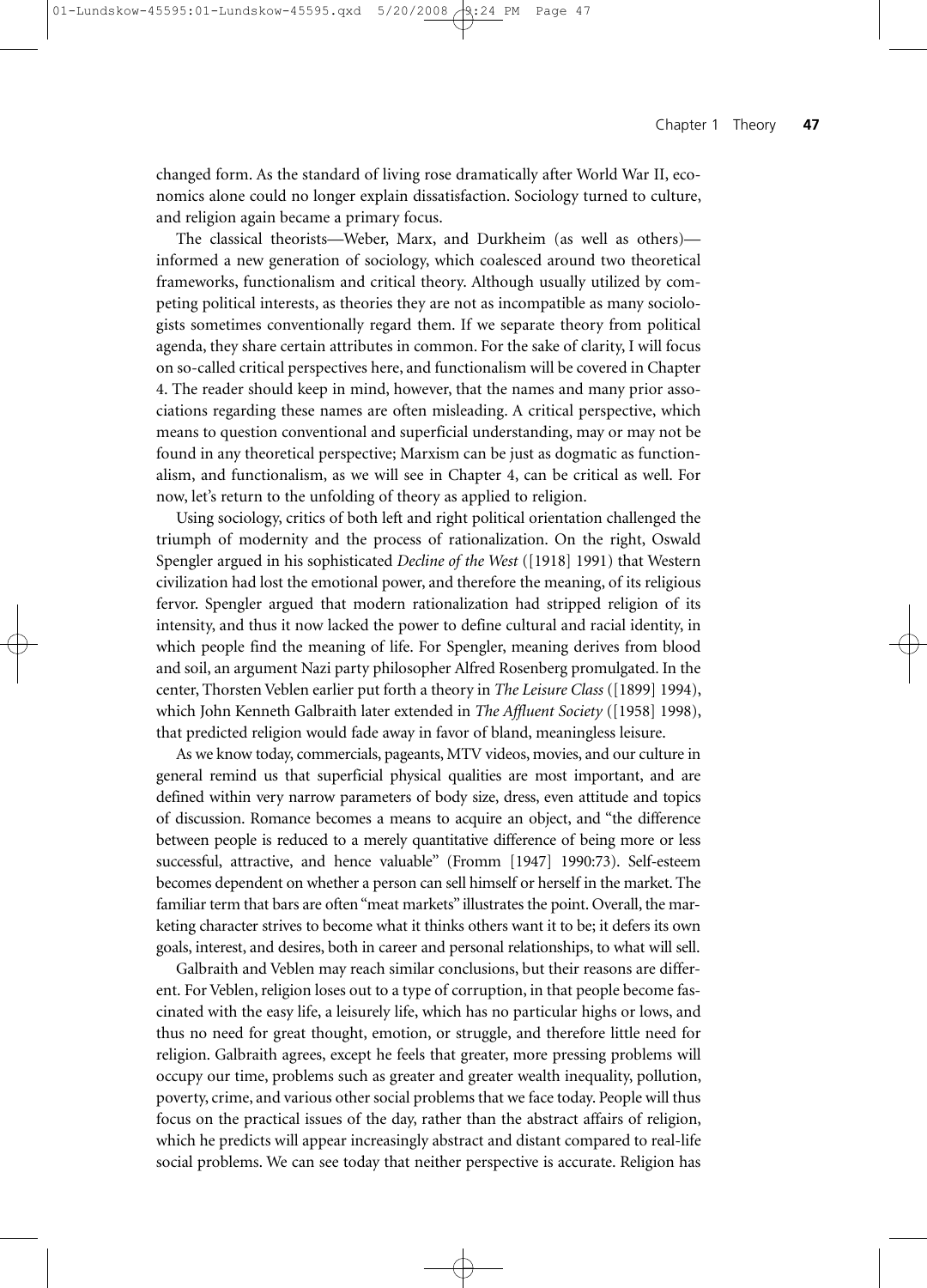changed form. As the standard of living rose dramatically after World War II, economics alone could no longer explain dissatisfaction. Sociology turned to culture, and religion again became a primary focus.

The classical theorists—Weber, Marx, and Durkheim (as well as others)—informed a new generation of sociology, which coalesced around two theoretical frameworks, functionalism and critical theory. Although usually utilized by competing political interests, as theories they are not as incompatible as many sociologists sometimes conventionally regard them. If we separate theory from political agenda, they share certain attributes in common. For the sake of clarity, I will focus on so-called critical perspectives here, and functionalism will be covered in Chapter 4. The reader should keep in mind, however, that the names and many prior associations regarding these names are often misleading. A critical perspective, which means to question conventional and superficial understanding, may or may not be found in any theoretical perspective; Marxism can be just as dogmatic as functionalism, and functionalism, as we will see in Chapter 4, can be critical as well. For now, let's return to the unfolding of theory as applied to religion.

Using sociology, critics of both left and right political orientation challenged the triumph of modernity and the process of rationalization. On the right, Oswald Spengler argued in his sophisticated *Decline of the West* ([1918] 1991) that Western civilization had lost the emotional power, and therefore the meaning, of its religious fervor. Spengler argued that modern rationalization had stripped religion of its intensity, and thus it now lacked the power to define cultural and racial identity, in which people find the meaning of life. For Spengler, meaning derives from blood and soil, an argument Nazi party philosopher Alfred Rosenberg promulgated. In the center, Thorsten Veblen earlier put forth a theory in *The Leisure Class* ([1899] 1994), which John Kenneth Galbraith later extended in *The Affluent Society* ([1958] 1998), that predicted religion would fade away in favor of bland, meaningless leisure.

As we know today, commercials, pageants, MTV videos, movies, and our culture in general remind us that superficial physical qualities are most important, and are defined within very narrow parameters of body size, dress, even attitude and topics of discussion. Romance becomes a means to acquire an object, and "the difference between people is reduced to a merely quantitative difference of being more or less successful, attractive, and hence valuable" (Fromm [1947] 1990:73). Self-esteem becomes dependent on whether a person can sell himself or herself in the market. The familiar term that bars are often "meat markets" illustrates the point. Overall, the marketing character strives to become what it thinks others want it to be; it defers its own goals, interest, and desires, both in career and personal relationships, to what will sell.

Galbraith and Veblen may reach similar conclusions, but their reasons are different. For Veblen, religion loses out to a type of corruption, in that people become fascinated with the easy life, a leisurely life, which has no particular highs or lows, and thus no need for great thought, emotion, or struggle, and therefore little need for religion. Galbraith agrees, except he feels that greater, more pressing problems will occupy our time, problems such as greater and greater wealth inequality, pollution, poverty, crime, and various other social problems that we face today. People will thus focus on the practical issues of the day, rather than the abstract affairs of religion, which he predicts will appear increasingly abstract and distant compared to real-life social problems. We can see today that neither perspective is accurate. Religion has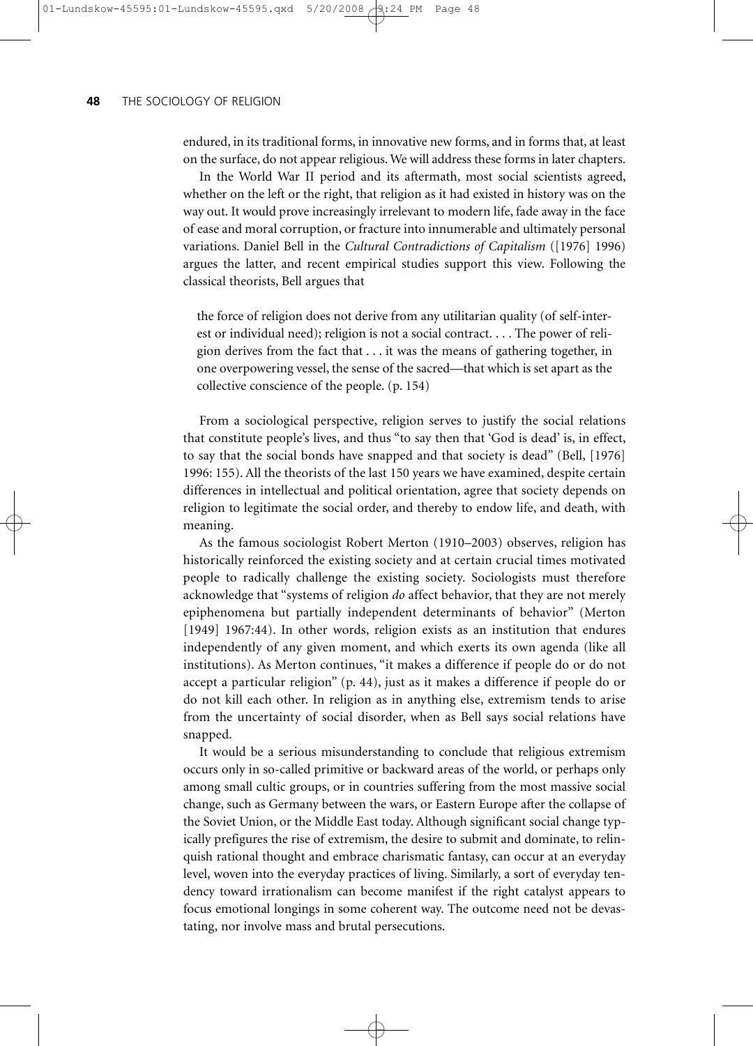endured, in its traditional forms, in innovative new forms, and in forms that, at least on the surface, do not appear religious. We will address these forms in later chapters.

In the World War II period and its aftermath, most social scientists agreed, whether on the left or the right, that religion as it had existed in history was on the way out. It would prove increasingly irrelevant to modern life, fade away in the face of ease and moral corruption, or fracture into innumerable and ultimately personal variations. Daniel Bell in the *Cultural Contradictions of Capitalism* ([1976] 1996) argues the latter, and recent empirical studies support this view. Following the classical theorists, Bell argues that

> the force of religion does not derive from any utilitarian quality (of self-interest or individual need); religion is not a social contract. . . . The power of religion derives from the fact that . . . it was the means of gathering together, in one overpowering vessel, the sense of the sacred—that which is set apart as the collective conscience of the people. (p. 154)

From a sociological perspective, religion serves to justify the social relations that constitute people's lives, and thus "to say then that 'God is dead' is, in effect, to say that the social bonds have snapped and that society is dead" (Bell, [1976] 1996: 155). All the theorists of the last 150 years we have examined, despite certain differences in intellectual and political orientation, agree that society depends on religion to legitimate the social order, and thereby to endow life, and death, with meaning.

As the famous sociologist Robert Merton (1910–2003) observes, religion has historically reinforced the existing society and at certain crucial times motivated people to radically challenge the existing society. Sociologists must therefore acknowledge that "systems of religion *do* affect behavior, that they are not merely epiphenomena but partially independent determinants of behavior" (Merton [1949] 1967:44). In other words, religion exists as an institution that endures independently of any given moment, and which exerts its own agenda (like all institutions). As Merton continues, "it makes a difference if people do or do not accept a particular religion" (p. 44), just as it makes a difference if people do or do not kill each other. In religion as in anything else, extremism tends to arise from the uncertainty of social disorder, when as Bell says social relations have snapped.

It would be a serious misunderstanding to conclude that religious extremism occurs only in so-called primitive or backward areas of the world, or perhaps only among small cultic groups, or in countries suffering from the most massive social change, such as Germany between the wars, or Eastern Europe after the collapse of the Soviet Union, or the Middle East today. Although significant social change typically prefigures the rise of extremism, the desire to submit and dominate, to relinquish rational thought and embrace charismatic fantasy, can occur at an everyday level, woven into the everyday practices of living. Similarly, a sort of everyday tendency toward irrationalism can become manifest if the right catalyst appears to focus emotional longings in some coherent way. The outcome need not be devastating, nor involve mass and brutal persecutions.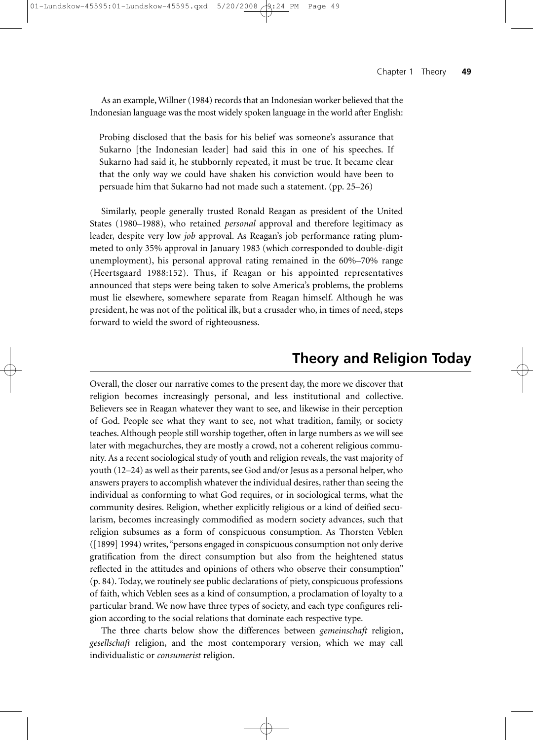As an example, Willner (1984) records that an Indonesian worker believed that the Indonesian language was the most widely spoken language in the world after English:

> Probing disclosed that the basis for his belief was someone's assurance that Sukarno [the Indonesian leader] had said this in one of his speeches. If Sukarno had said it, he stubbornly repeated, it must be true. It became clear that the only way we could have shaken his conviction would have been to persuade him that Sukarno had not made such a statement. (pp. 25–26)

Similarly, people generally trusted Ronald Reagan as president of the United States (1980–1988), who retained *personal* approval and therefore legitimacy as leader, despite very low *job* approval. As Reagan's job performance rating plummeted to only 35% approval in January 1983 (which corresponded to double-digit unemployment), his personal approval rating remained in the 60%–70% range (Heertsgaard 1988:152). Thus, if Reagan or his appointed representatives announced that steps were being taken to solve America's problems, the problems must lie elsewhere, somewhere separate from Reagan himself. Although he was president, he was not of the political ilk, but a crusader who, in times of need, steps forward to wield the sword of righteousness.

## Theory and Religion Today

Overall, the closer our narrative comes to the present day, the more we discover that religion becomes increasingly personal, and less institutional and collective. Believers see in Reagan whatever they want to see, and likewise in their perception of God. People see what they want to see, not what tradition, family, or society teaches. Although people still worship together, often in large numbers as we will see later with megachurches, they are mostly a crowd, not a coherent religious community. As a recent sociological study of youth and religion reveals, the vast majority of youth (12–24) as well as their parents, see God and/or Jesus as a personal helper, who answers prayers to accomplish whatever the individual desires, rather than seeing the individual as conforming to what God requires, or in sociological terms, what the community desires. Religion, whether explicitly religious or a kind of deified secularism, becomes increasingly commodified as modern society advances, such that religion subsumes as a form of conspicuous consumption. As Thorsten Veblen ([1899] 1994) writes, "persons engaged in conspicuous consumption not only derive gratification from the direct consumption but also from the heightened status reflected in the attitudes and opinions of others who observe their consumption" (p. 84). Today, we routinely see public declarations of piety, conspicuous professions of faith, which Veblen sees as a kind of consumption, a proclamation of loyalty to a particular brand. We now have three types of society, and each type configures religion according to the social relations that dominate each respective type.

The three charts below show the differences between *gemeinschaft* religion, *gesellschaft* religion, and the most contemporary version, which we may call individualistic or *consumerist* religion.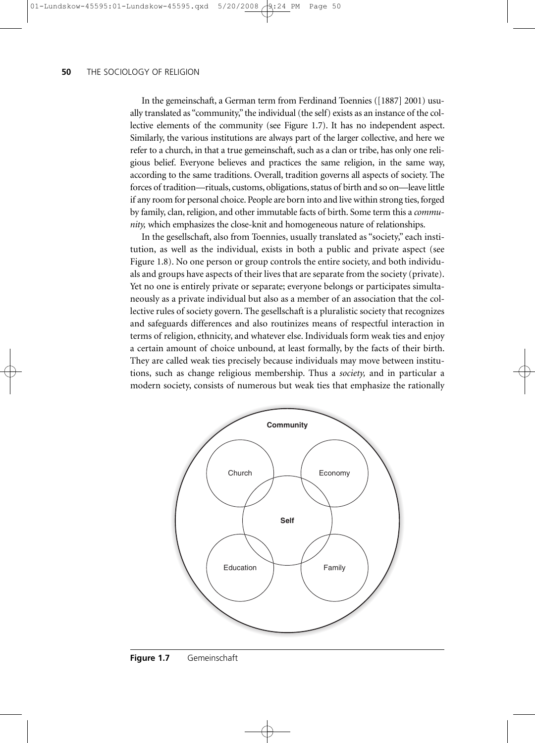In the gemeinschaft, a German term from Ferdinand Toennies ([1887] 2001) usually translated as "community," the individual (the self) exists as an instance of the collective elements of the community (see Figure 1.7). It has no independent aspect. Similarly, the various institutions are always part of the larger collective, and here we refer to a church, in that a true gemeinschaft, such as a clan or tribe, has only one religious belief. Everyone believes and practices the same religion, in the same way, according to the same traditions. Overall, tradition governs all aspects of society. The forces of tradition—rituals, customs, obligations, status of birth and so on—leave little if any room for personal choice. People are born into and live within strong ties, forged by family, clan, religion, and other immutable facts of birth. Some term this a *community,* which emphasizes the close-knit and homogeneous nature of relationships.

In the gesellschaft, also from Toennies, usually translated as "society," each institution, as well as the individual, exists in both a public and private aspect (see Figure 1.8). No one person or group controls the entire society, and both individuals and groups have aspects of their lives that are separate from the society (private). Yet no one is entirely private or separate; everyone belongs or participates simultaneously as a private individual but also as a member of an association that the collective rules of society govern. The gesellschaft is a pluralistic society that recognizes and safeguards differences and also routinizes means of respectful interaction in terms of religion, ethnicity, and whatever else. Individuals form weak ties and enjoy a certain amount of choice unbound, at least formally, by the facts of their birth. They are called weak ties precisely because individuals may move between institutions, such as change religious membership. Thus a *society,* and in particular a modern society, consists of numerous but weak ties that emphasize the rationally

**Community**

Church | Economy | Self | Education | Family

**Figure 1.7** Gemeinschaft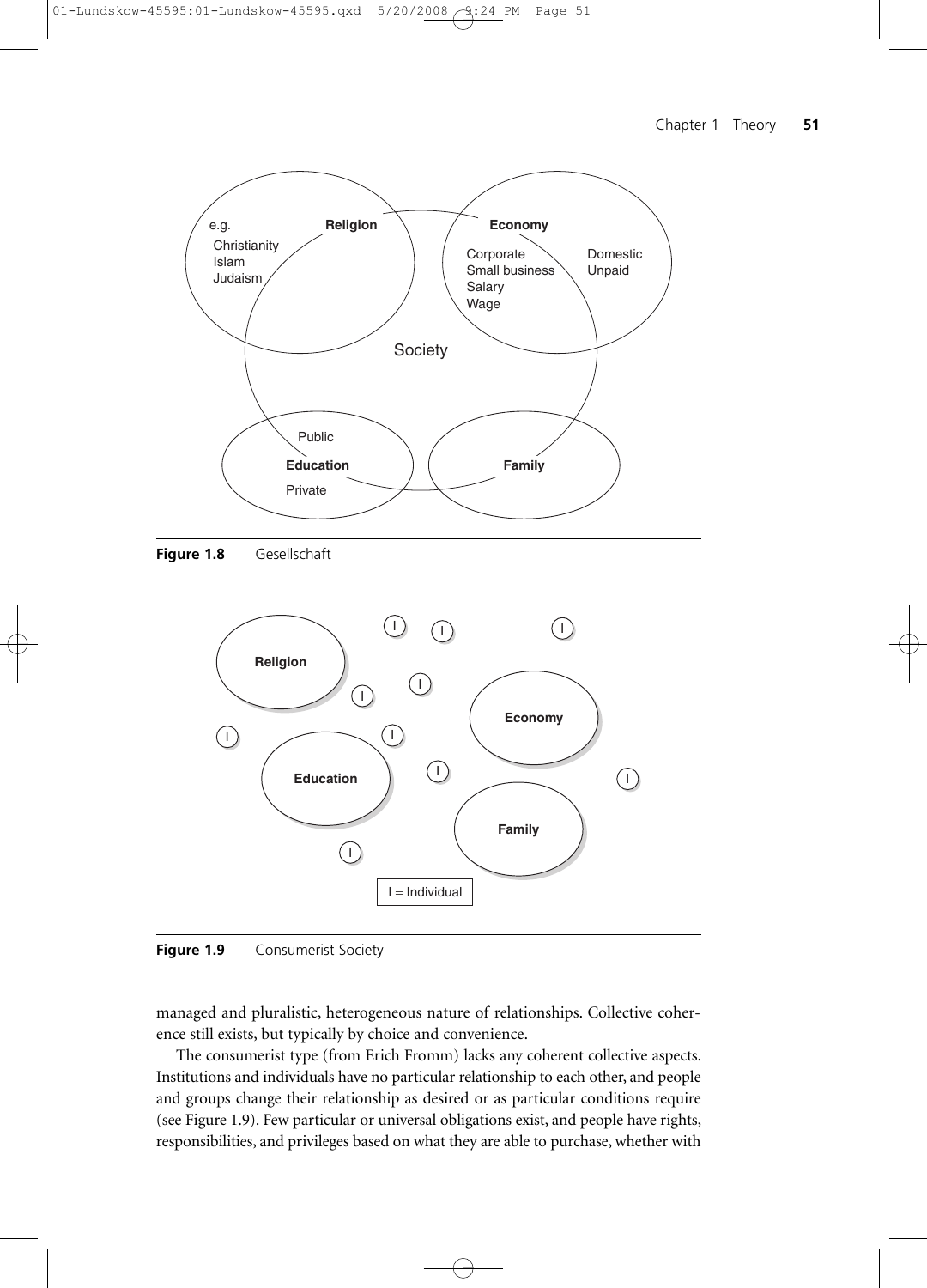**Figure 1.8** Gesellschaft

**Figure 1.9** Consumerist Society

managed and pluralistic, heterogeneous nature of relationships. Collective coherence still exists, but typically by choice and convenience.

The consumerist type (from Erich Fromm) lacks any coherent collective aspects. Institutions and individuals have no particular relationship to each other, and people and groups change their relationship as desired or as particular conditions require (see Figure 1.9). Few particular or universal obligations exist, and people have rights, responsibilities, and privileges based on what they are able to purchase, whether with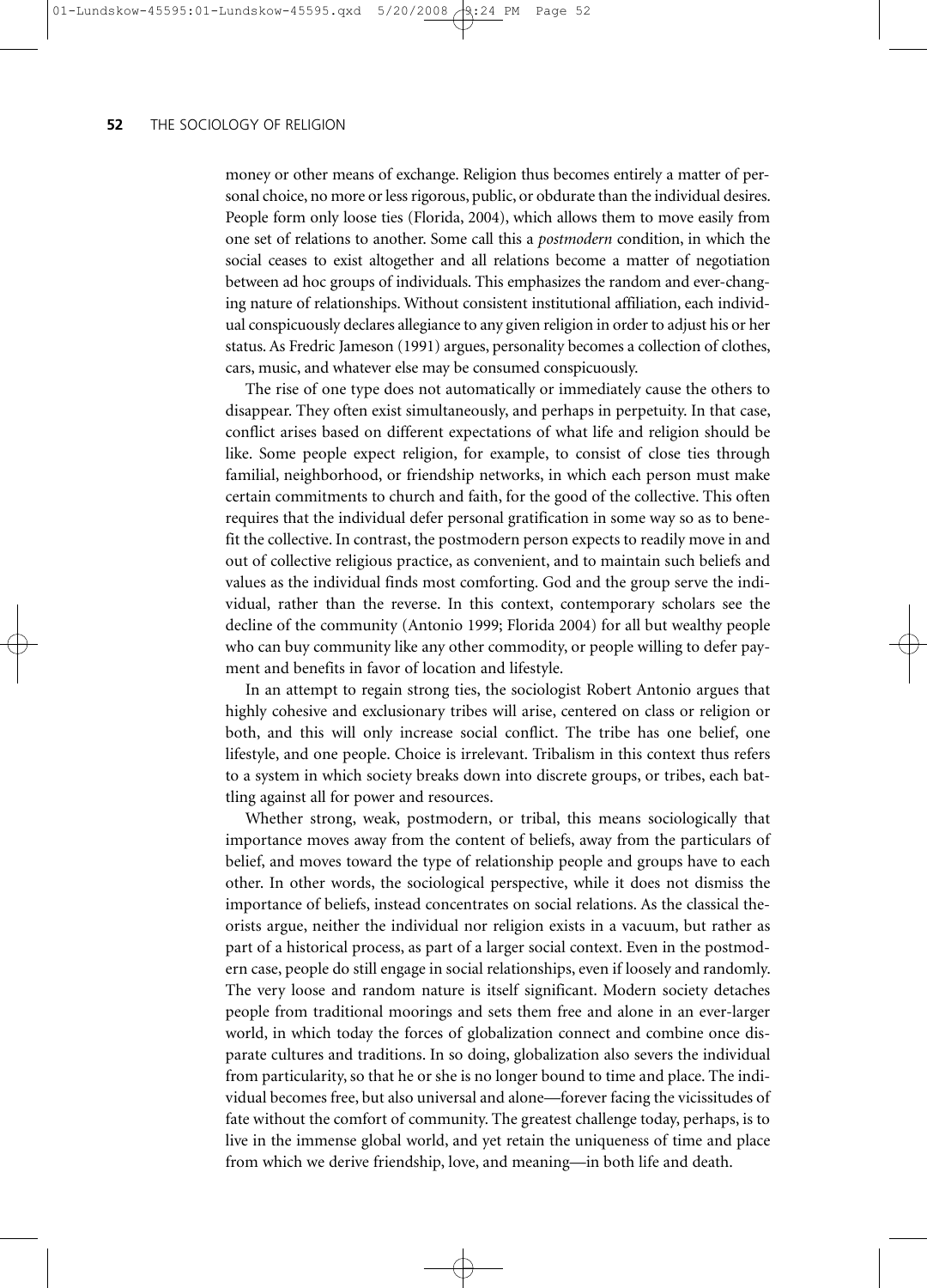money or other means of exchange. Religion thus becomes entirely a matter of personal choice, no more or less rigorous, public, or obdurate than the individual desires. People form only loose ties (Florida, 2004), which allows them to move easily from one set of relations to another. Some call this a *postmodern* condition, in which the social ceases to exist altogether and all relations become a matter of negotiation between ad hoc groups of individuals. This emphasizes the random and ever-changing nature of relationships. Without consistent institutional affiliation, each individual conspicuously declares allegiance to any given religion in order to adjust his or her status. As Fredric Jameson (1991) argues, personality becomes a collection of clothes, cars, music, and whatever else may be consumed conspicuously.

The rise of one type does not automatically or immediately cause the others to disappear. They often exist simultaneously, and perhaps in perpetuity. In that case, conflict arises based on different expectations of what life and religion should be like. Some people expect religion, for example, to consist of close ties through familial, neighborhood, or friendship networks, in which each person must make certain commitments to church and faith, for the good of the collective. This often requires that the individual defer personal gratification in some way so as to benefit the collective. In contrast, the postmodern person expects to readily move in and out of collective religious practice, as convenient, and to maintain such beliefs and values as the individual finds most comforting. God and the group serve the individual, rather than the reverse. In this context, contemporary scholars see the decline of the community (Antonio 1999; Florida 2004) for all but wealthy people who can buy community like any other commodity, or people willing to defer payment and benefits in favor of location and lifestyle.

In an attempt to regain strong ties, the sociologist Robert Antonio argues that highly cohesive and exclusionary tribes will arise, centered on class or religion or both, and this will only increase social conflict. The tribe has one belief, one lifestyle, and one people. Choice is irrelevant. Tribalism in this context thus refers to a system in which society breaks down into discrete groups, or tribes, each battling against all for power and resources.

Whether strong, weak, postmodern, or tribal, this means sociologically that importance moves away from the content of beliefs, away from the particulars of belief, and moves toward the type of relationship people and groups have to each other. In other words, the sociological perspective, while it does not dismiss the importance of beliefs, instead concentrates on social relations. As the classical theorists argue, neither the individual nor religion exists in a vacuum, but rather as part of a historical process, as part of a larger social context. Even in the postmodern case, people do still engage in social relationships, even if loosely and randomly. The very loose and random nature is itself significant. Modern society detaches people from traditional moorings and sets them free and alone in an ever-larger world, in which today the forces of globalization connect and combine once disparate cultures and traditions. In so doing, globalization also severs the individual from particularity, so that he or she is no longer bound to time and place. The individual becomes free, but also universal and alone—forever facing the vicissitudes of fate without the comfort of community. The greatest challenge today, perhaps, is to live in the immense global world, and yet retain the uniqueness of time and place from which we derive friendship, love, and meaning—in both life and death.